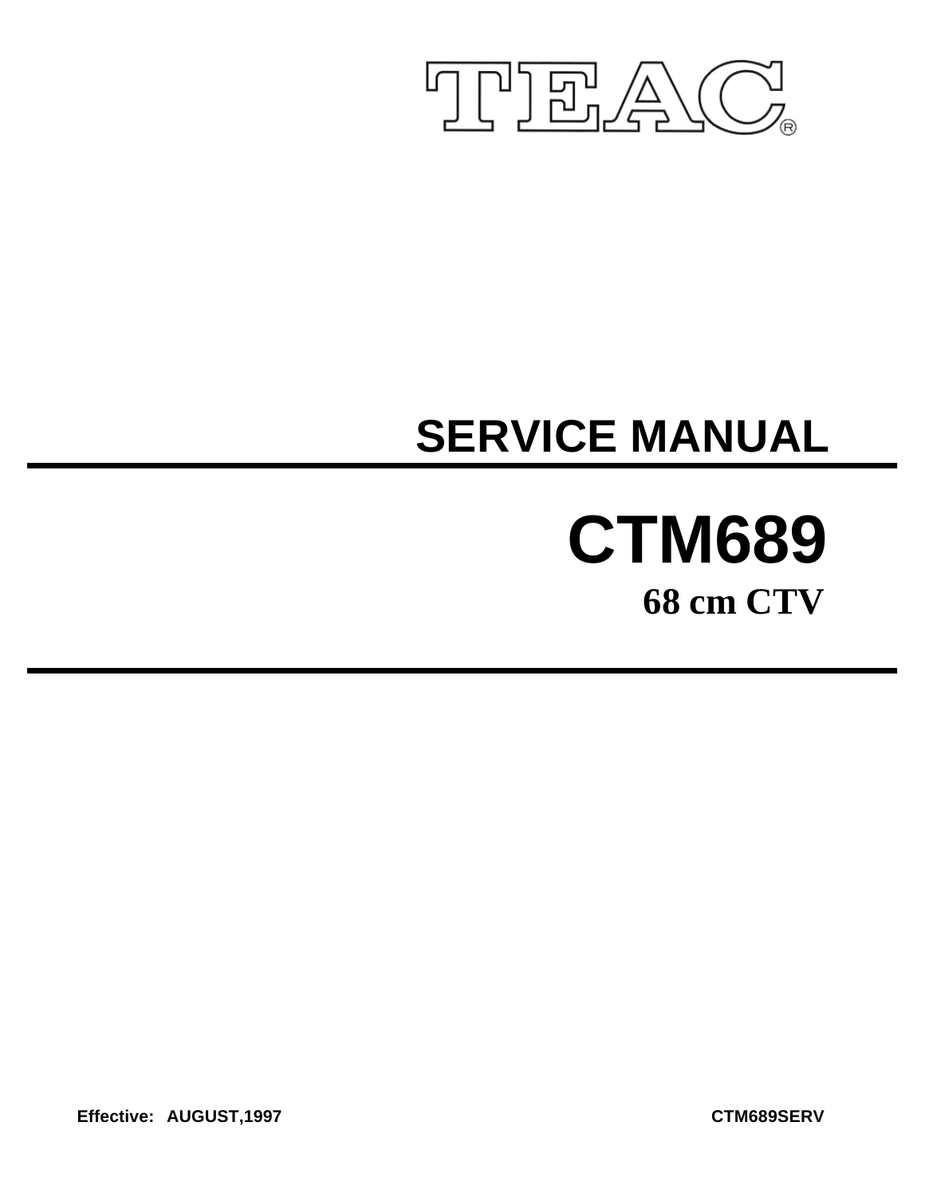TEAC®

# SERVICE MANUAL

# CTM689

## 68 cm CTV

Effective: AUGUST,1997

CTM689SERV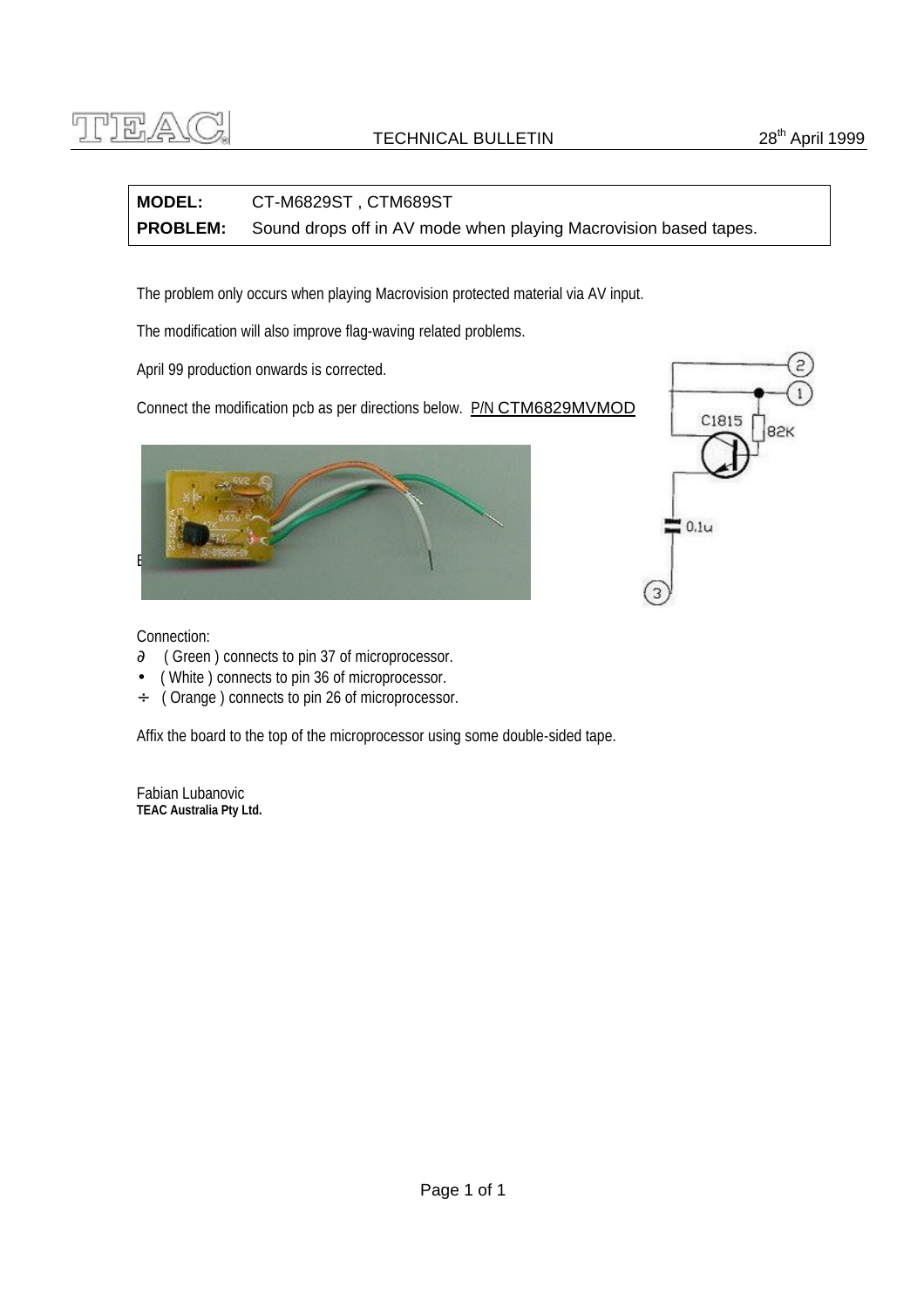TECHNICAL BULLETIN — 28th April 1999

| **MODEL:** | CT-M6829ST , CTM689ST |
| --- | --- |
| **PROBLEM:** | Sound drops off in AV mode when playing Macrovision based tapes. |

The problem only occurs when playing Macrovision protected material via AV input.

The modification will also improve flag-waving related problems.

April 99 production onwards is corrected.

Connect the modification pcb as per directions below. P/N CTM6829MVMOD

Connection:

- ∂ ( Green ) connects to pin 37 of microprocessor.
- • ( White ) connects to pin 36 of microprocessor.
- ÷ ( Orange ) connects to pin 26 of microprocessor.

Affix the board to the top of the microprocessor using some double-sided tape.

Fabian Lubanovic
**TEAC Australia Pty Ltd.**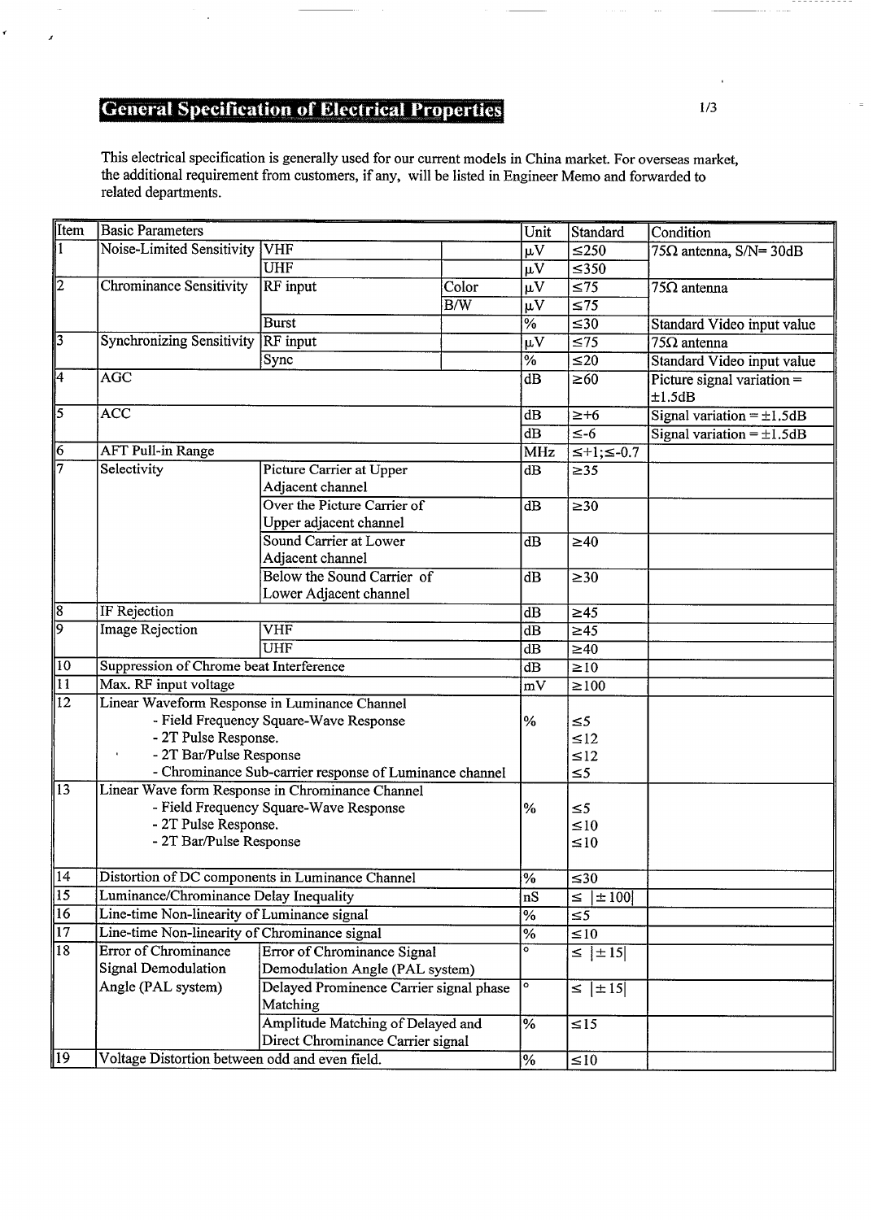# General Specification of Electrical Properties

This electrical specification is generally used for our current models in China market. For overseas market, the additional requirement from customers, if any, will be listed in Engineer Memo and forwarded to related departments.

| Item | Basic Parameters | | | Unit | Standard | Condition |
|---|---|---|---|---|---|---|
| 1 | Noise-Limited Sensitivity | VHF | | μV | ≤250 | 75Ω antenna, S/N= 30dB |
| | | UHF | | μV | ≤350 | |
| 2 | Chrominance Sensitivity | RF input | Color | μV | ≤75 | 75Ω antenna |
| | | | B/W | μV | ≤75 | |
| | | Burst | | % | ≤30 | Standard Video input value |
| 3 | Synchronizing Sensitivity | RF input | | μV | ≤75 | 75Ω antenna |
| | | Sync | | % | ≤20 | Standard Video input value |
| 4 | AGC | | | dB | ≥60 | Picture signal variation = ±1.5dB |
| 5 | ACC | | | dB | ≥+6 | Signal variation = ±1.5dB |
| | | | | dB | ≤-6 | Signal variation = ±1.5dB |
| 6 | AFT Pull-in Range | | | MHz | ≤+1;≤-0.7 | |
| 7 | Selectivity | Picture Carrier at Upper Adjacent channel | | dB | ≥35 | |
| | | Over the Picture Carrier of Upper adjacent channel | | dB | ≥30 | |
| | | Sound Carrier at Lower Adjacent channel | | dB | ≥40 | |
| | | Below the Sound Carrier of Lower Adjacent channel | | dB | ≥30 | |
| 8 | IF Rejection | | | dB | ≥45 | |
| 9 | Image Rejection | VHF | | dB | ≥45 | |
| | | UHF | | dB | ≥40 | |
| 10 | Suppression of Chrome beat Interference | | | dB | ≥10 | |
| 11 | Max. RF input voltage | | | mV | ≥100 | |
| 12 | Linear Waveform Response in Luminance Channel<br>- Field Frequency Square-Wave Response<br>- 2T Pulse Response.<br>- 2T Bar/Pulse Response<br>- Chrominance Sub-carrier response of Luminance channel | | | % | ≤5<br>≤12<br>≤12<br>≤5 | |
| 13 | Linear Wave form Response in Chrominance Channel<br>- Field Frequency Square-Wave Response<br>- 2T Pulse Response.<br>- 2T Bar/Pulse Response | | | % | ≤5<br>≤10<br>≤10 | |
| 14 | Distortion of DC components in Luminance Channel | | | % | ≤30 | |
| 15 | Luminance/Chrominance Delay Inequality | | | nS | ≤ \|±100\| | |
| 16 | Line-time Non-linearity of Luminance signal | | | % | ≤5 | |
| 17 | Line-time Non-linearity of Chrominance signal | | | % | ≤10 | |
| 18 | Error of Chrominance Signal Demodulation Angle (PAL system) | Error of Chrominance Signal Demodulation Angle (PAL system) | | ° | ≤ \|±15\| | |
| | | Delayed Prominence Carrier signal phase Matching | | ° | ≤ \|±15\| | |
| | | Amplitude Matching of Delayed and Direct Chrominance Carrier signal | | % | ≤15 | |
| 19 | Voltage Distortion between odd and even field. | | | % | ≤10 | |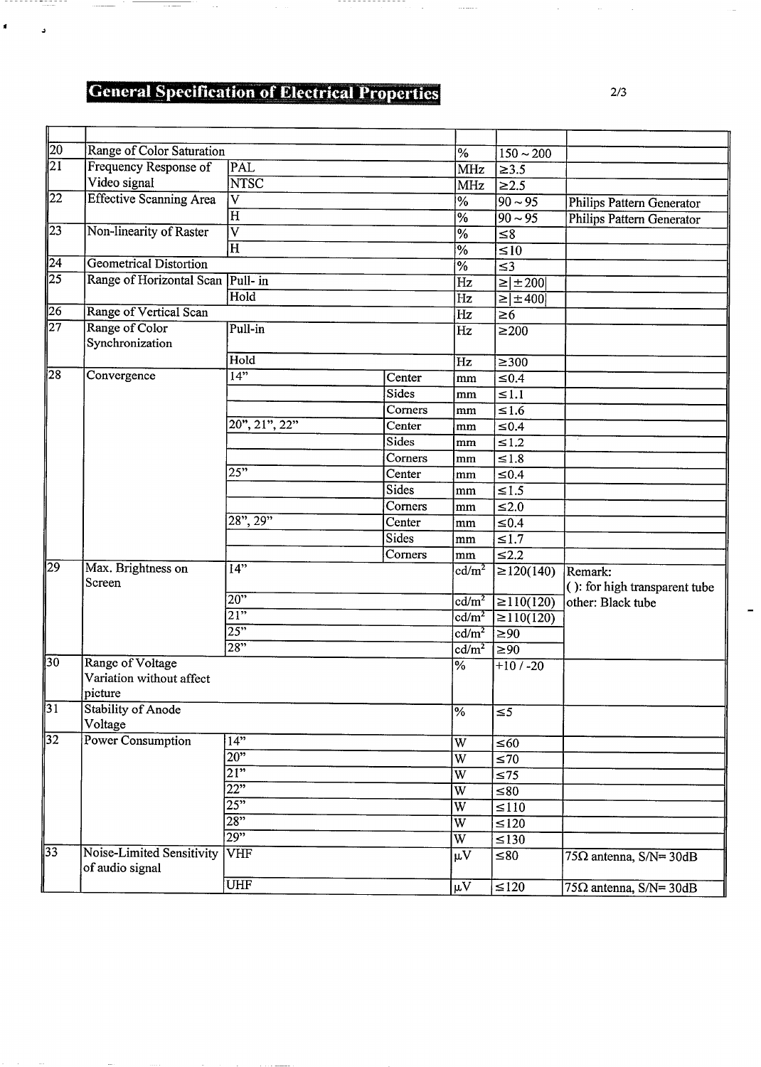# General Specification of Electrical Properties

| | | | | | | |
|---|---|---|---|---|---|---|
| 20 | Range of Color Saturation | | | % | 150 ~ 200 | |
| 21 | Frequency Response of Video signal | PAL | | MHz | ≥3.5 | |
| | | NTSC | | MHz | ≥2.5 | |
| 22 | Effective Scanning Area | V | | % | 90 ~ 95 | Philips Pattern Generator |
| | | H | | % | 90 ~ 95 | Philips Pattern Generator |
| 23 | Non-linearity of Raster | V | | % | ≤8 | |
| | | H | | % | ≤10 | |
| 24 | Geometrical Distortion | | | % | ≤3 | |
| 25 | Range of Horizontal Scan | Pull- in | | Hz | ≥\|±200\| | |
| | | Hold | | Hz | ≥\|±400\| | |
| 26 | Range of Vertical Scan | | | Hz | ≥6 | |
| 27 | Range of Color Synchronization | Pull-in | | Hz | ≥200 | |
| | | Hold | | Hz | ≥300 | |
| 28 | Convergence | 14" | Center | mm | ≤0.4 | |
| | | | Sides | mm | ≤1.1 | |
| | | | Corners | mm | ≤1.6 | |
| | | 20", 21", 22" | Center | mm | ≤0.4 | |
| | | | Sides | mm | ≤1.2 | |
| | | | Corners | mm | ≤1.8 | |
| | | 25" | Center | mm | ≤0.4 | |
| | | | Sides | mm | ≤1.5 | |
| | | | Corners | mm | ≤2.0 | |
| | | 28", 29" | Center | mm | ≤0.4 | |
| | | | Sides | mm | ≤1.7 | |
| | | | Corners | mm | ≤2.2 | |
| 29 | Max. Brightness on Screen | 14" | | $cd/m^2$ | ≥120(140) | Remark: ( ): for high transparent tube other: Black tube |
| | | 20" | | $cd/m^2$ | ≥110(120) | |
| | | 21" | | $cd/m^2$ | ≥110(120) | |
| | | 25" | | $cd/m^2$ | ≥90 | |
| | | 28" | | $cd/m^2$ | ≥90 | |
| 30 | Range of Voltage Variation without affect picture | | | % | +10 / -20 | |
| 31 | Stability of Anode Voltage | | | % | ≤5 | |
| 32 | Power Consumption | 14" | | W | ≤60 | |
| | | 20" | | W | ≤70 | |
| | | 21" | | W | ≤75 | |
| | | 22" | | W | ≤80 | |
| | | 25" | | W | ≤110 | |
| | | 28" | | W | ≤120 | |
| | | 29" | | W | ≤130 | |
| 33 | Noise-Limited Sensitivity of audio signal | VHF | | μV | ≤80 | 75Ω antenna, S/N= 30dB |
| | | UHF | | μV | ≤120 | 75Ω antenna, S/N= 30dB |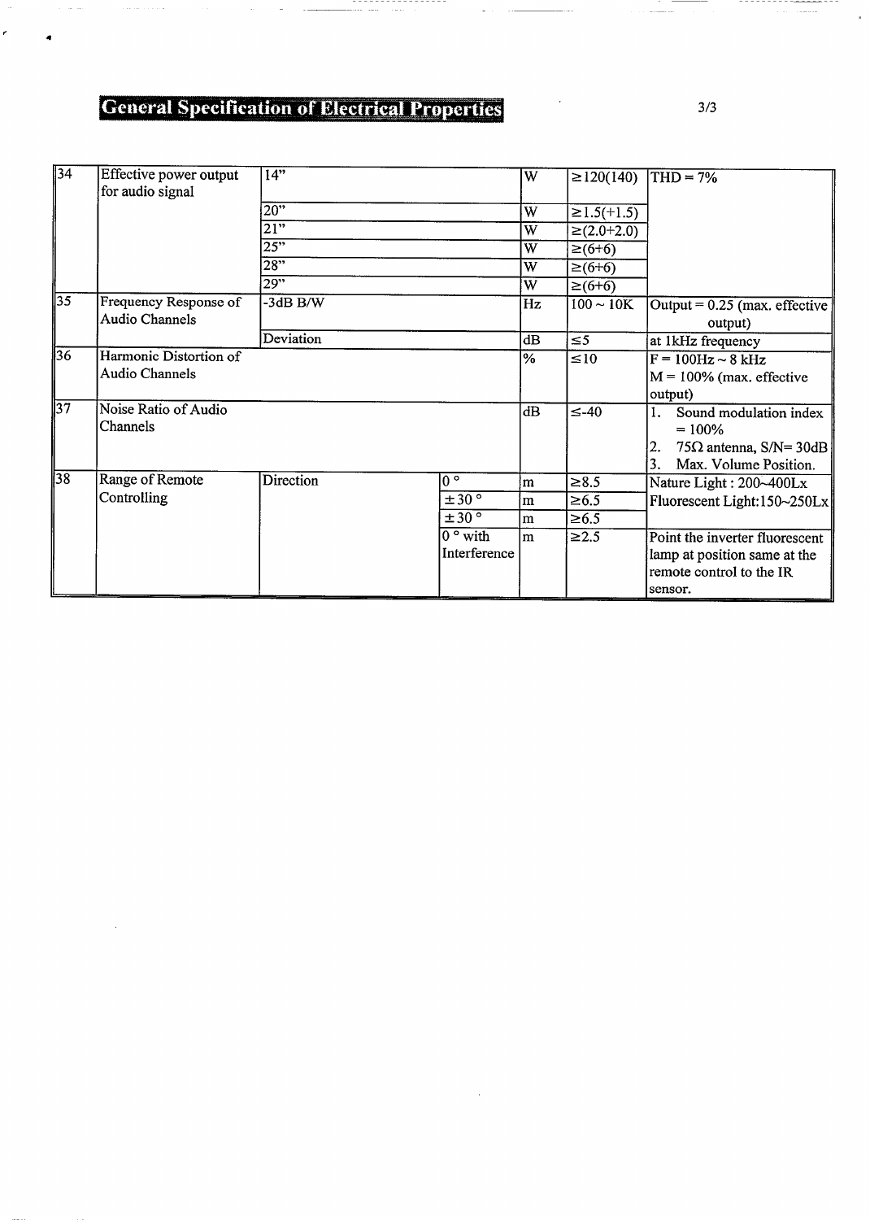## General Specification of Electrical Properties

| No. | Item | | | Unit | Value | Condition |
|---|---|---|---|---|---|---|
| 34 | Effective power output for audio signal | 14" | | W | ≥120(140) | THD = 7% |
| | | 20" | | W | ≥1.5(+1.5) | |
| | | 21" | | W | ≥(2.0+2.0) | |
| | | 25" | | W | ≥(6+6) | |
| | | 28" | | W | ≥(6+6) | |
| | | 29" | | W | ≥(6+6) | |
| 35 | Frequency Response of Audio Channels | -3dB B/W | | Hz | 100 ~ 10K | Output = 0.25 (max. effective output) |
| | | Deviation | | dB | ≤5 | at 1kHz frequency |
| 36 | Harmonic Distortion of Audio Channels | | | % | ≤10 | F = 100Hz ~ 8 kHz<br>M = 100% (max. effective output) |
| 37 | Noise Ratio of Audio Channels | | | dB | ≤-40 | 1. Sound modulation index = 100%<br>2. 75Ω antenna, S/N= 30dB<br>3. Max. Volume Position. |
| 38 | Range of Remote Controlling | Direction | 0 ° | m | ≥8.5 | Nature Light : 200~400Lx<br>Fluorescent Light:150~250Lx |
| | | | ±30 ° | m | ≥6.5 | |
| | | | ±30 ° | m | ≥6.5 | |
| | | | 0 ° with Interference | m | ≥2.5 | Point the inverter fluorescent lamp at position same at the remote control to the IR sensor. |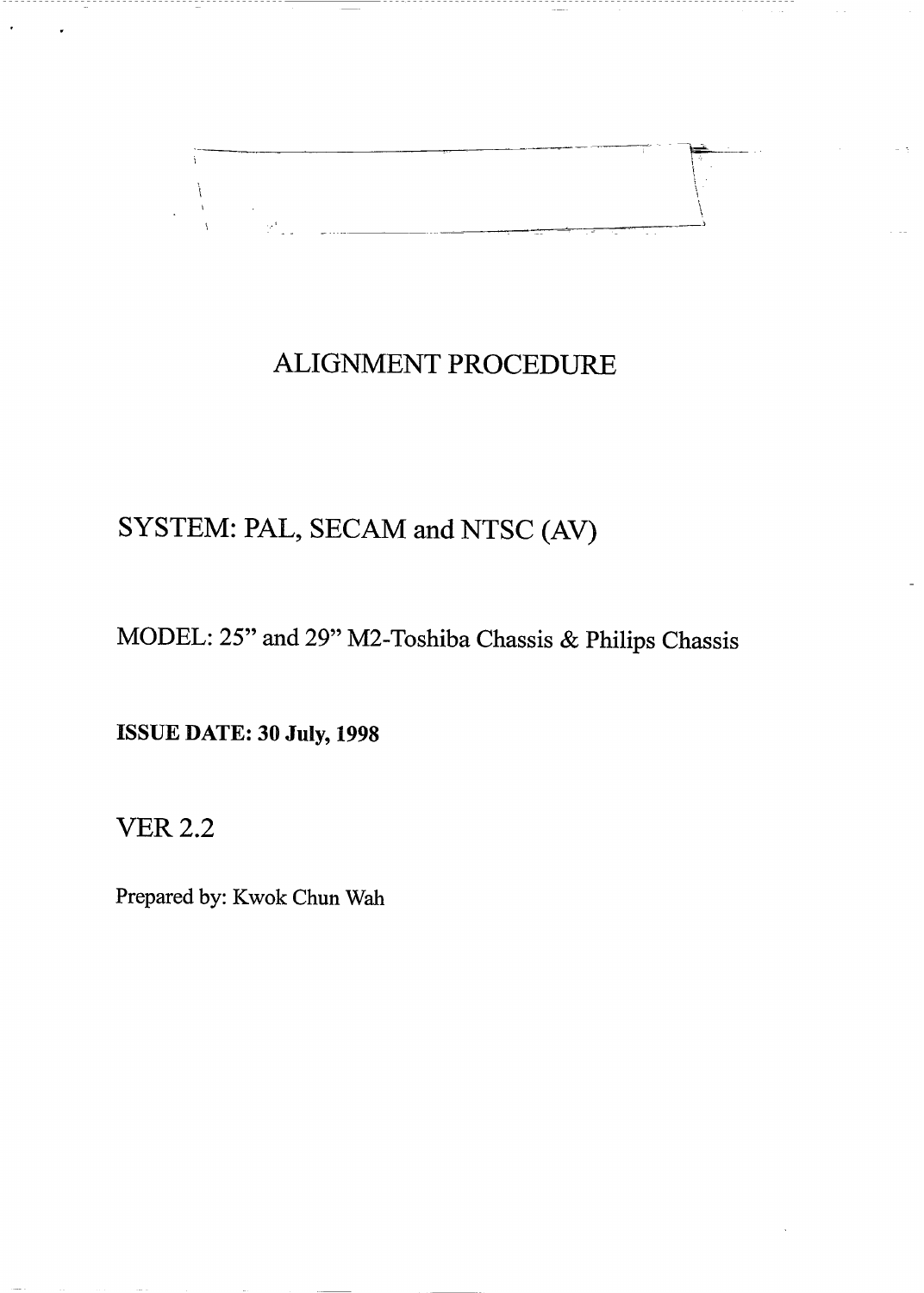# ALIGNMENT PROCEDURE

## SYSTEM: PAL, SECAM and NTSC (AV)

MODEL: 25" and 29" M2-Toshiba Chassis & Philips Chassis

**ISSUE DATE: 30 July, 1998**

VER 2.2

Prepared by: Kwok Chun Wah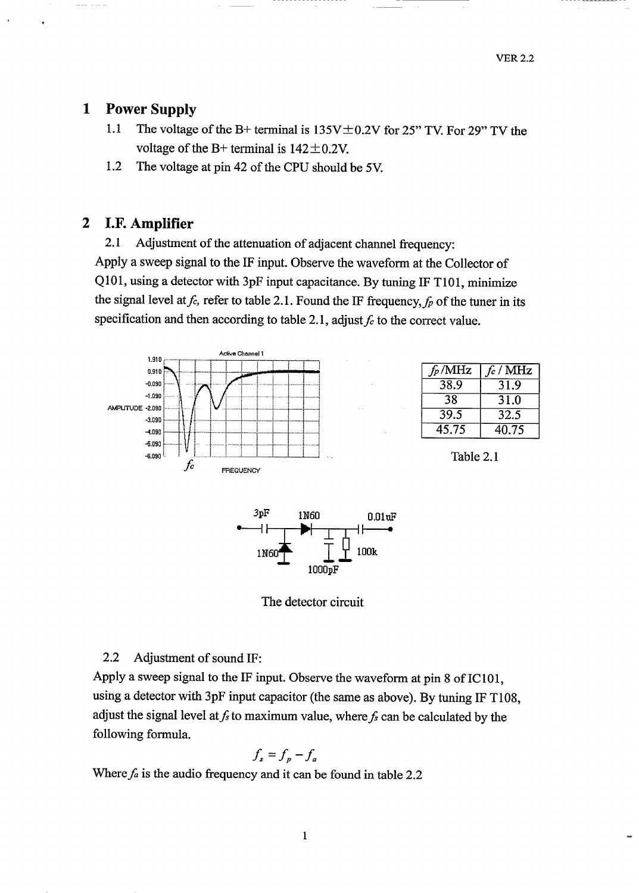# 1 Power Supply

1.1 The voltage of the B+ terminal is 135V±0.2V for 25" TV. For 29" TV the voltage of the B+ terminal is 142±0.2V.

1.2 The voltage at pin 42 of the CPU should be 5V.

# 2 I.F. Amplifier

2.1 Adjustment of the attenuation of adjacent channel frequency:

Apply a sweep signal to the IF input. Observe the waveform at the Collector of Q101, using a detector with 3pF input capacitance. By tuning IF T101, minimize the signal level at $f_c$, refer to table 2.1. Found the IF frequency, $f_p$ of the tuner in its specification and then according to table 2.1, adjust $f_c$ to the correct value.

| $f_p$/MHz | $f_c$ / MHz |
|---|---|
| 38.9 | 31.9 |
| 38 | 31.0 |
| 39.5 | 32.5 |
| 45.75 | 40.75 |

Table 2.1

The detector circuit

2.2 Adjustment of sound IF:

Apply a sweep signal to the IF input. Observe the waveform at pin 8 of IC101, using a detector with 3pF input capacitor (the same as above). By tuning IF T108, adjust the signal level at $f_s$ to maximum value, where $f_s$ can be calculated by the following formula.

$$f_s = f_p - f_a$$

Where $f_a$ is the audio frequency and it can be found in table 2.2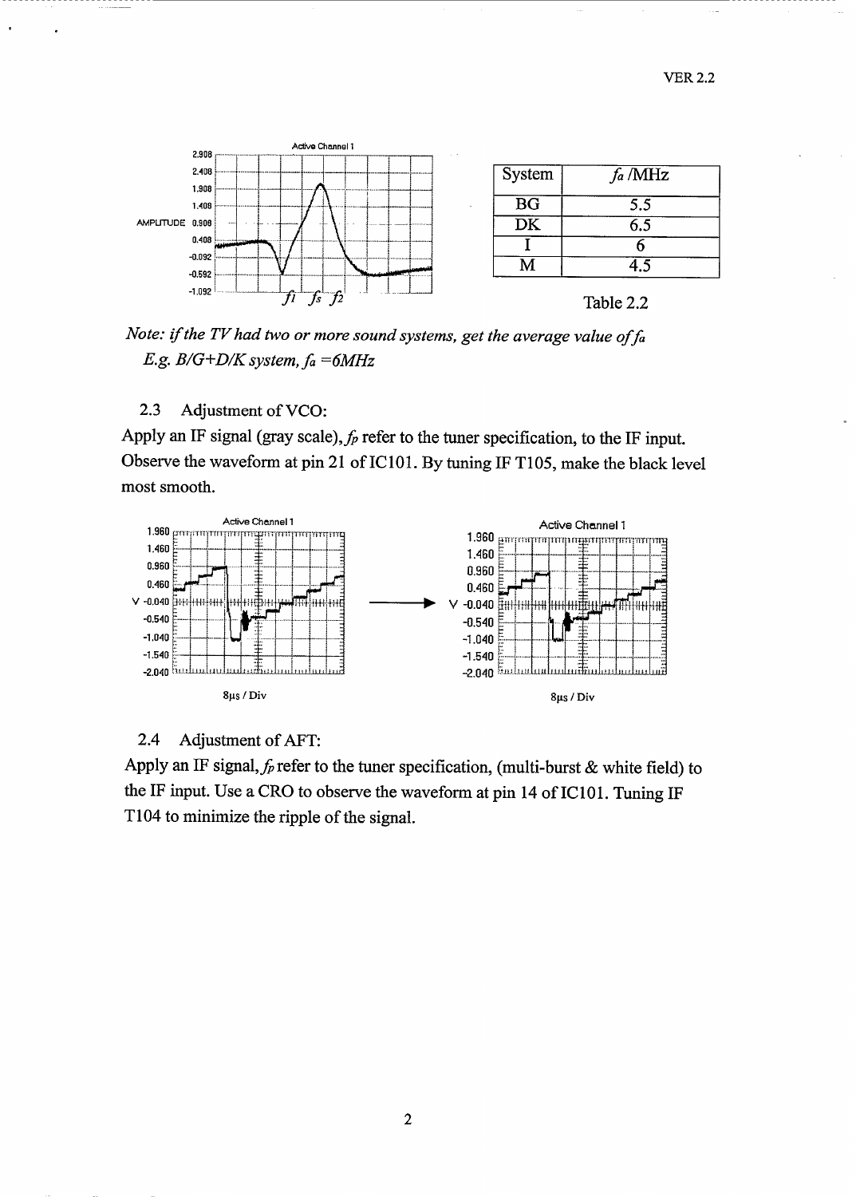| System | $f_a$ /MHz |
|---|---|
| BG | 5.5 |
| DK | 6.5 |
| I | 6 |
| M | 4.5 |

Table 2.2

*Note: if the TV had two or more sound systems, get the average value of $f_a$*
*E.g. B/G+D/K system, $f_a$ =6MHz*

### 2.3 Adjustment of VCO:

Apply an IF signal (gray scale), $f_p$ refer to the tuner specification, to the IF input. Observe the waveform at pin 21 of IC101. By tuning IF T105, make the black level most smooth.

### 2.4 Adjustment of AFT:

Apply an IF signal, $f_p$ refer to the tuner specification, (multi-burst & white field) to the IF input. Use a CRO to observe the waveform at pin 14 of IC101. Tuning IF T104 to minimize the ripple of the signal.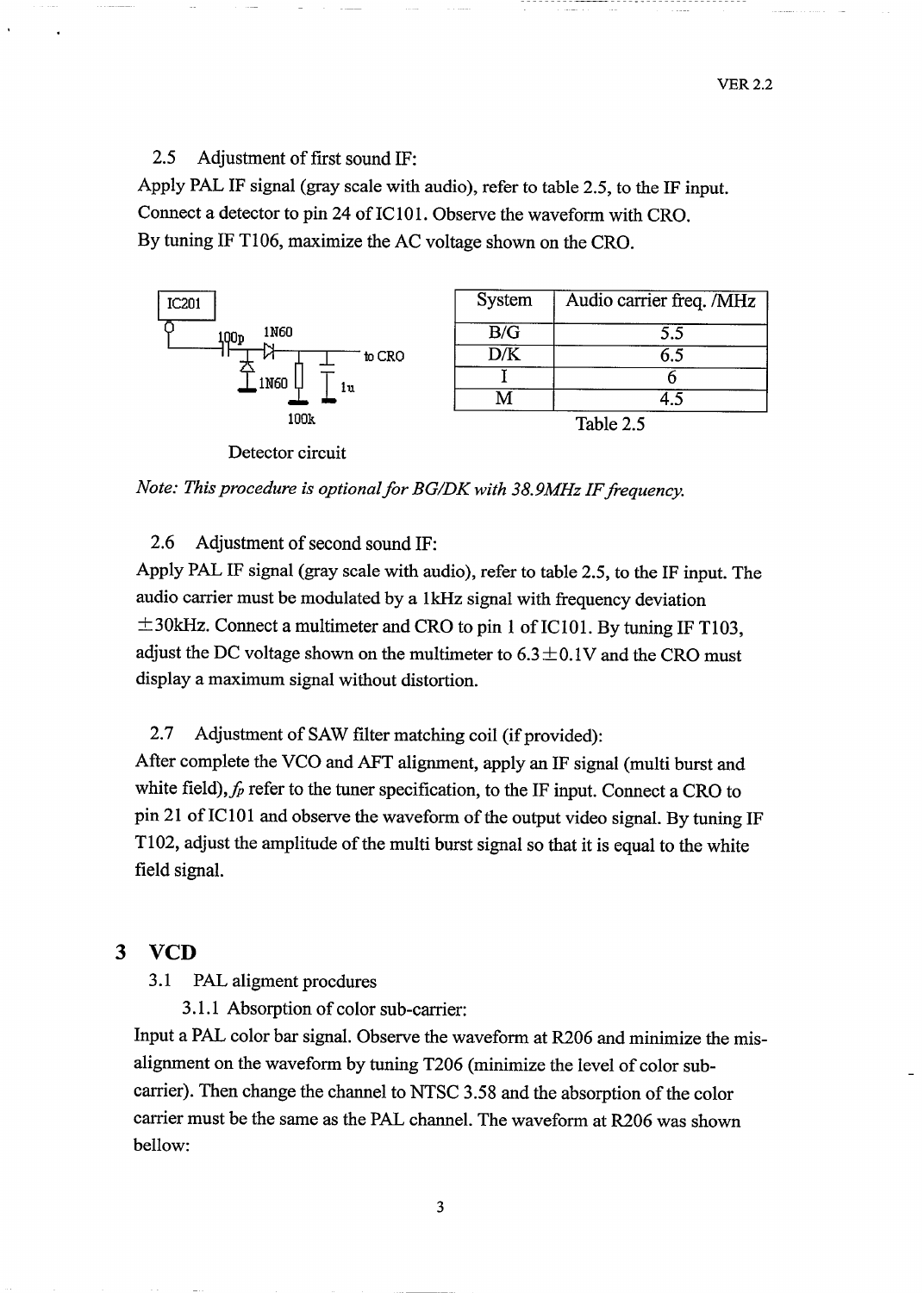2.5 Adjustment of first sound IF:

Apply PAL IF signal (gray scale with audio), refer to table 2.5, to the IF input. Connect a detector to pin 24 of IC101. Observe the waveform with CRO. By tuning IF T106, maximize the AC voltage shown on the CRO.

Detector circuit

| System | Audio carrier freq. /MHz |
|---|---|
| B/G | 5.5 |
| D/K | 6.5 |
| I | 6 |
| M | 4.5 |

Table 2.5

*Note: This procedure is optional for BG/DK with 38.9MHz IF frequency.*

2.6 Adjustment of second sound IF:

Apply PAL IF signal (gray scale with audio), refer to table 2.5, to the IF input. The audio carrier must be modulated by a 1kHz signal with frequency deviation ±30kHz. Connect a multimeter and CRO to pin 1 of IC101. By tuning IF T103, adjust the DC voltage shown on the multimeter to 6.3±0.1V and the CRO must display a maximum signal without distortion.

2.7 Adjustment of SAW filter matching coil (if provided):

After complete the VCO and AFT alignment, apply an IF signal (multi burst and white field), $f_P$ refer to the tuner specification, to the IF input. Connect a CRO to pin 21 of IC101 and observe the waveform of the output video signal. By tuning IF T102, adjust the amplitude of the multi burst signal so that it is equal to the white field signal.

# 3 VCD

3.1 PAL aligment procdures

3.1.1 Absorption of color sub-carrier:

Input a PAL color bar signal. Observe the waveform at R206 and minimize the mis-alignment on the waveform by tuning T206 (minimize the level of color sub-carrier). Then change the channel to NTSC 3.58 and the absorption of the color carrier must be the same as the PAL channel. The waveform at R206 was shown bellow: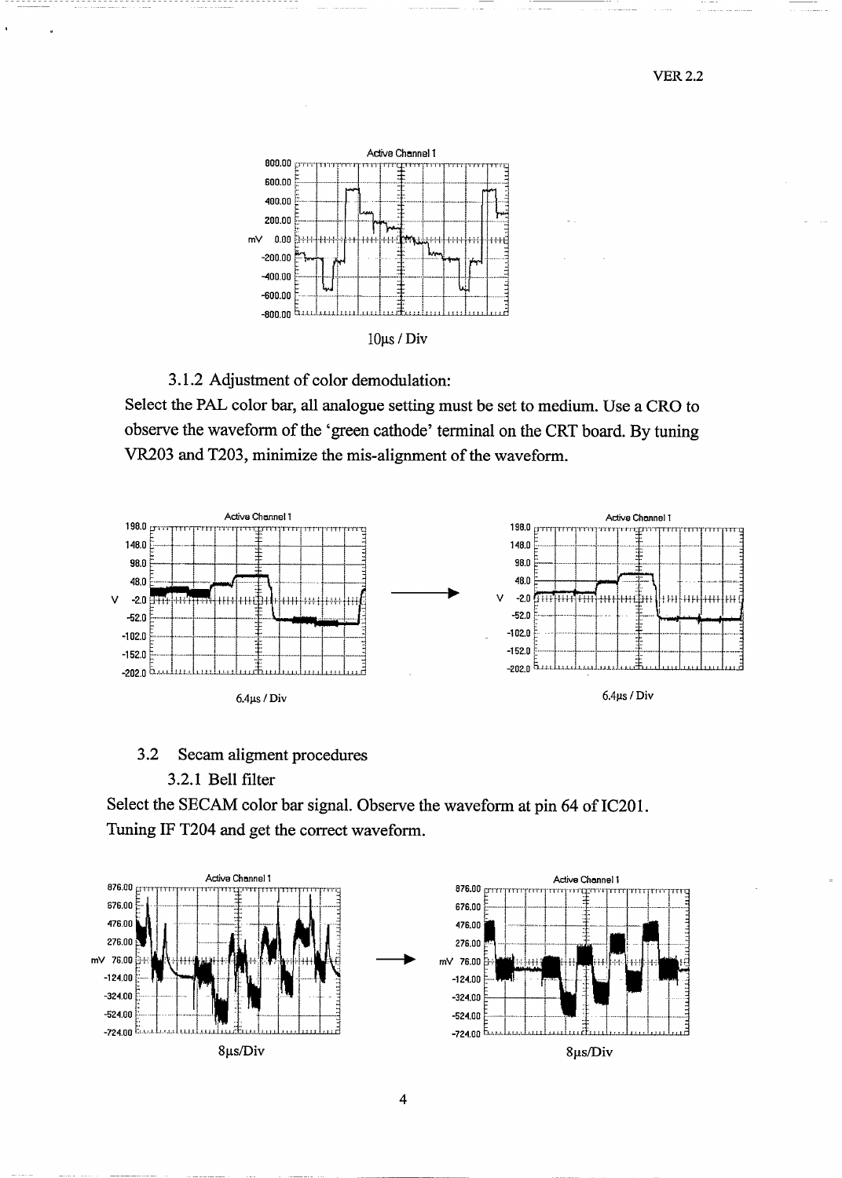10μs / Div

3.1.2 Adjustment of color demodulation:

Select the PAL color bar, all analogue setting must be set to medium. Use a CRO to observe the waveform of the 'green cathode' terminal on the CRT board. By tuning VR203 and T203, minimize the mis-alignment of the waveform.

6.4μs / Div

6.4μs / Div

## 3.2 Secam aligment procedures

### 3.2.1 Bell filter

Select the SECAM color bar signal. Observe the waveform at pin 64 of IC201. Tuning IF T204 and get the correct waveform.

8μs/Div

8μs/Div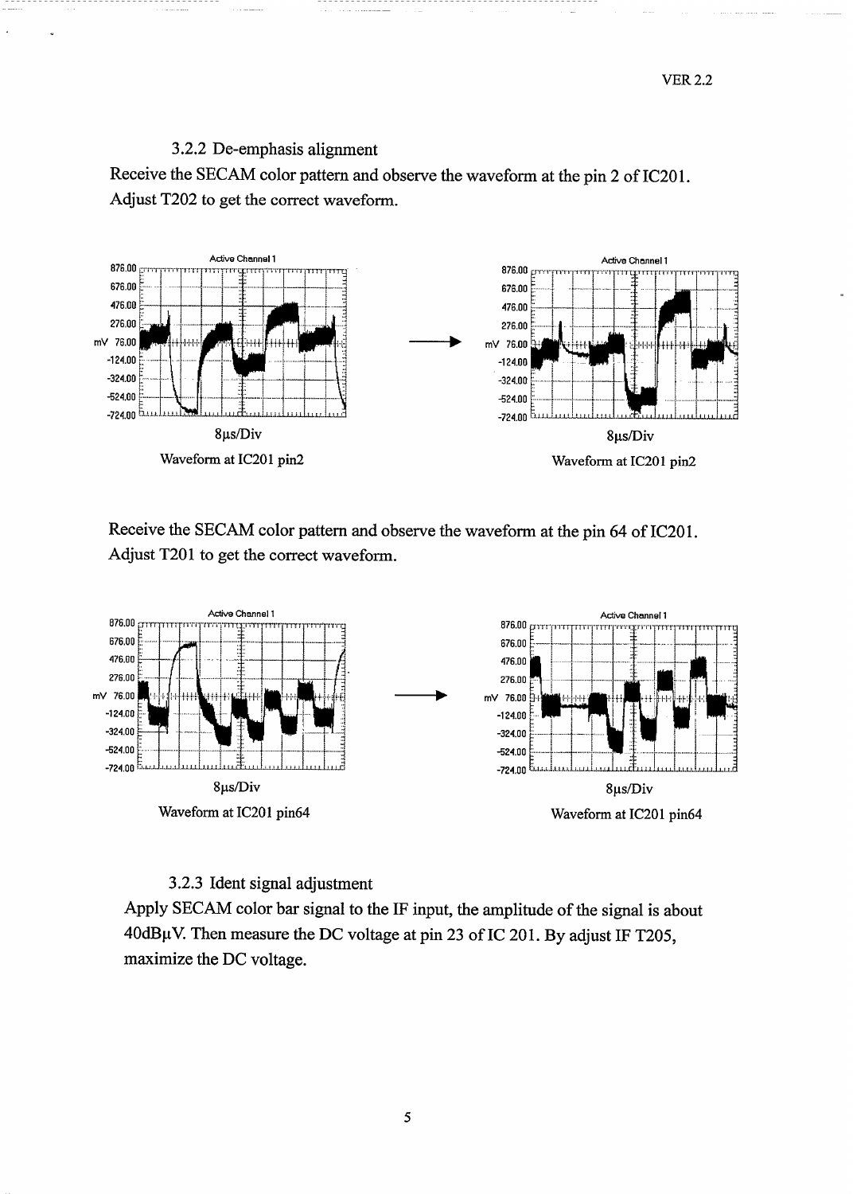### 3.2.2 De-emphasis alignment

Receive the SECAM color pattern and observe the waveform at the pin 2 of IC201. Adjust T202 to get the correct waveform.

8μs/Div

Waveform at IC201 pin2

8μs/Div

Waveform at IC201 pin2

Receive the SECAM color pattern and observe the waveform at the pin 64 of IC201. Adjust T201 to get the correct waveform.

8μs/Div

Waveform at IC201 pin64

8μs/Div

Waveform at IC201 pin64

### 3.2.3 Ident signal adjustment

Apply SECAM color bar signal to the IF input, the amplitude of the signal is about 40dBμV. Then measure the DC voltage at pin 23 of IC 201. By adjust IF T205, maximize the DC voltage.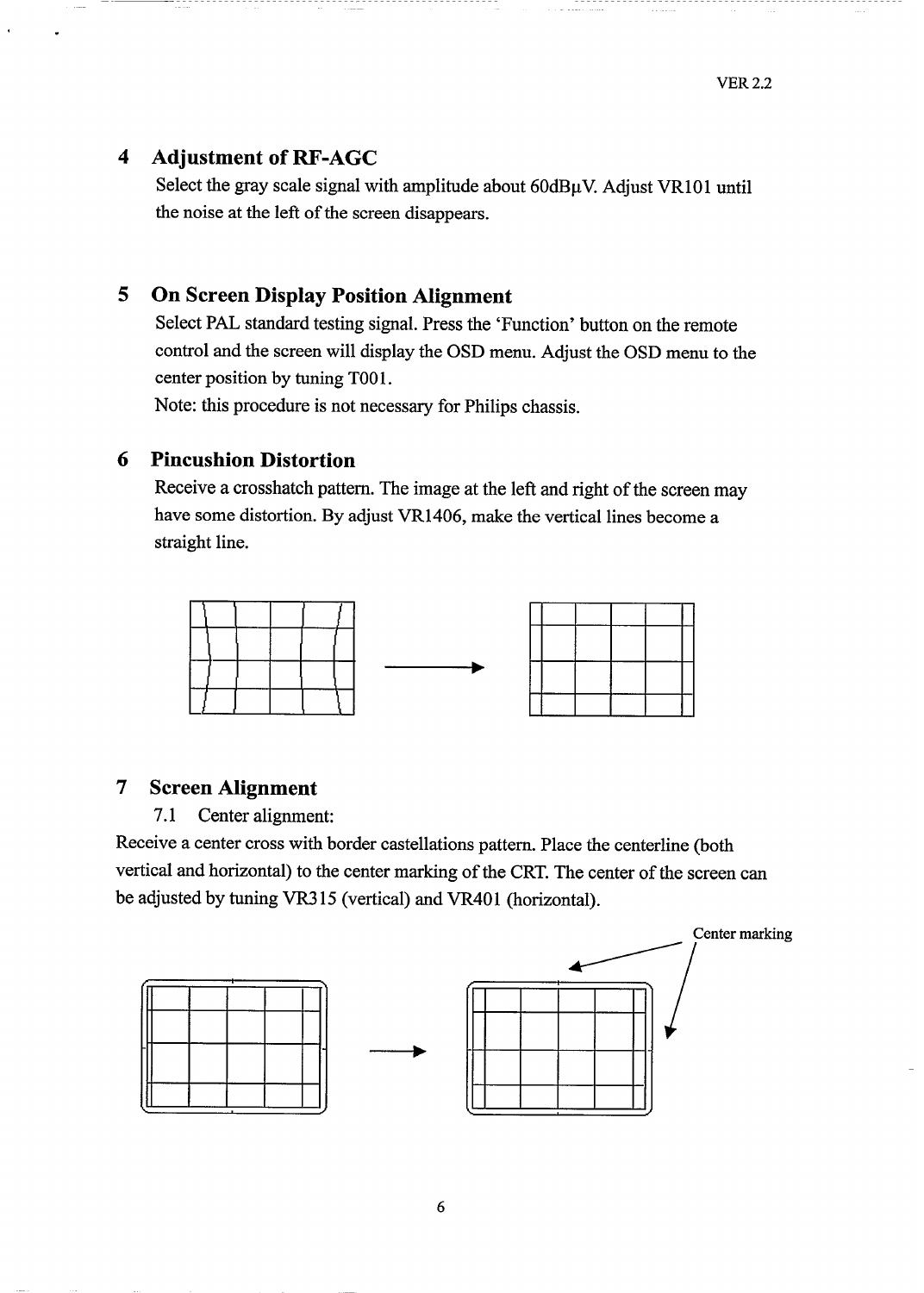## 4 Adjustment of RF-AGC

Select the gray scale signal with amplitude about 60dBμV. Adjust VR101 until the noise at the left of the screen disappears.

## 5 On Screen Display Position Alignment

Select PAL standard testing signal. Press the 'Function' button on the remote control and the screen will display the OSD menu. Adjust the OSD menu to the center position by tuning T001.

Note: this procedure is not necessary for Philips chassis.

## 6 Pincushion Distortion

Receive a crosshatch pattern. The image at the left and right of the screen may have some distortion. By adjust VR1406, make the vertical lines become a straight line.

## 7 Screen Alignment

7.1 Center alignment:

Receive a center cross with border castellations pattern. Place the centerline (both vertical and horizontal) to the center marking of the CRT. The center of the screen can be adjusted by tuning VR315 (vertical) and VR401 (horizontal).

Center marking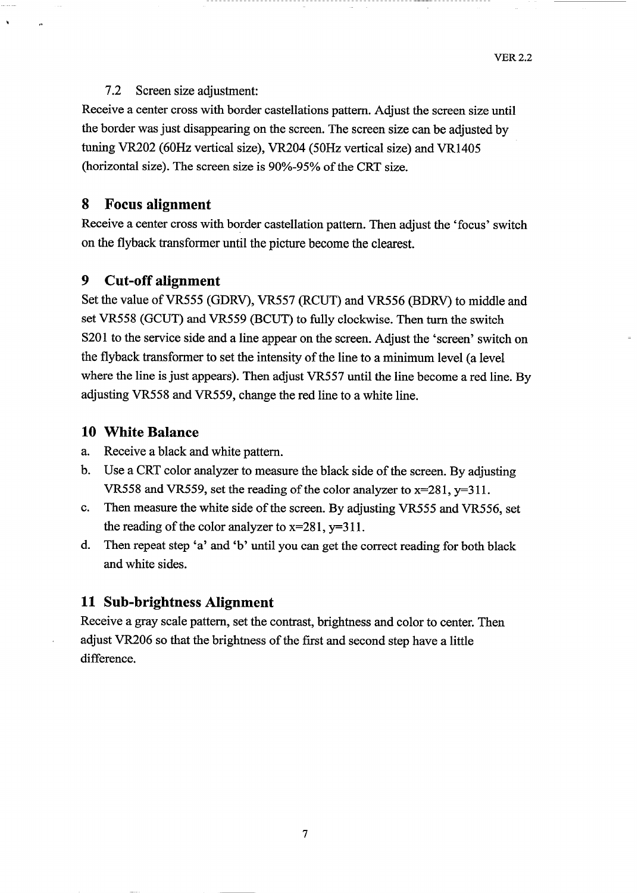7.2 Screen size adjustment:

Receive a center cross with border castellations pattern. Adjust the screen size until the border was just disappearing on the screen. The screen size can be adjusted by tuning VR202 (60Hz vertical size), VR204 (50Hz vertical size) and VR1405 (horizontal size). The screen size is 90%-95% of the CRT size.

# 8 Focus alignment

Receive a center cross with border castellation pattern. Then adjust the 'focus' switch on the flyback transformer until the picture become the clearest.

# 9 Cut-off alignment

Set the value of VR555 (GDRV), VR557 (RCUT) and VR556 (BDRV) to middle and set VR558 (GCUT) and VR559 (BCUT) to fully clockwise. Then turn the switch S201 to the service side and a line appear on the screen. Adjust the 'screen' switch on the flyback transformer to set the intensity of the line to a minimum level (a level where the line is just appears). Then adjust VR557 until the line become a red line. By adjusting VR558 and VR559, change the red line to a white line.

# 10 White Balance

a. Receive a black and white pattern.
b. Use a CRT color analyzer to measure the black side of the screen. By adjusting VR558 and VR559, set the reading of the color analyzer to x=281, y=311.
c. Then measure the white side of the screen. By adjusting VR555 and VR556, set the reading of the color analyzer to x=281, y=311.
d. Then repeat step 'a' and 'b' until you can get the correct reading for both black and white sides.

# 11 Sub-brightness Alignment

Receive a gray scale pattern, set the contrast, brightness and color to center. Then adjust VR206 so that the brightness of the first and second step have a little difference.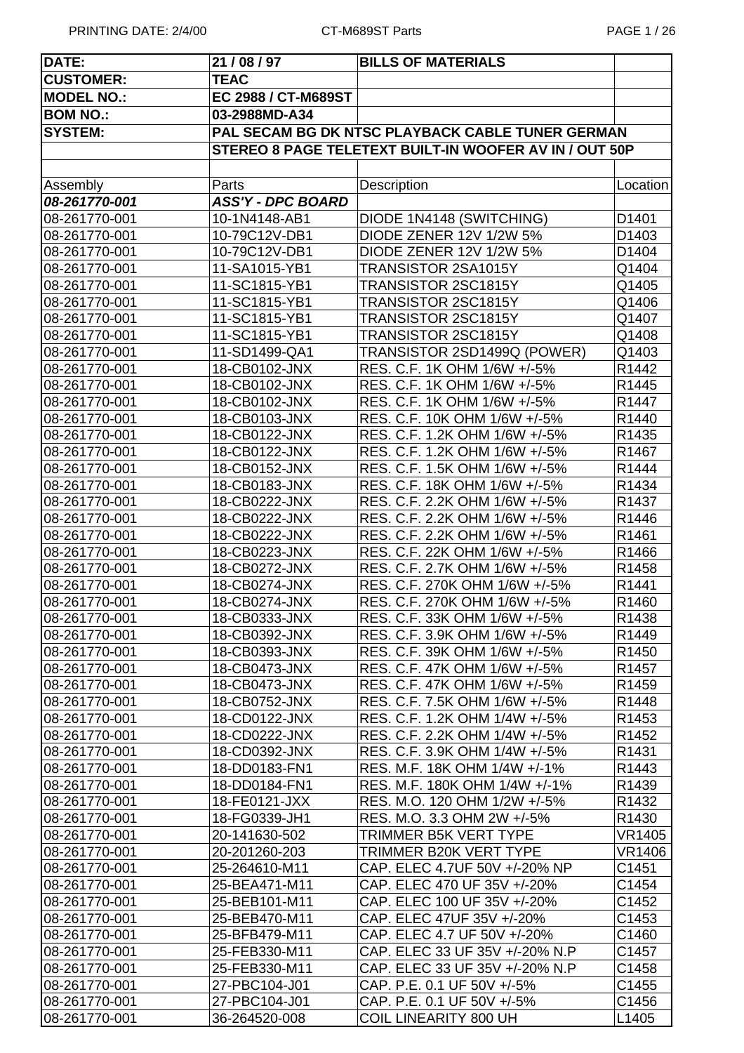| DATE: | 21 / 08 / 97 | BILLS OF MATERIALS | |
|---|---|---|---|
| CUSTOMER: | TEAC | | |
| MODEL NO.: | EC 2988 / CT-M689ST | | |
| BOM NO.: | 03-2988MD-A34 | | |
| SYSTEM: | PAL SECAM BG DK NTSC PLAYBACK CABLE TUNER GERMAN | | |
| | STEREO 8 PAGE TELETEXT BUILT-IN WOOFER AV IN / OUT 50P | | |
| | | | |
| Assembly | Parts | Description | Location |
| *08-261770-001* | *ASS'Y - DPC BOARD* | | |
| 08-261770-001 | 10-1N4148-AB1 | DIODE 1N4148 (SWITCHING) | D1401 |
| 08-261770-001 | 10-79C12V-DB1 | DIODE ZENER 12V 1/2W 5% | D1403 |
| 08-261770-001 | 10-79C12V-DB1 | DIODE ZENER 12V 1/2W 5% | D1404 |
| 08-261770-001 | 11-SA1015-YB1 | TRANSISTOR 2SA1015Y | Q1404 |
| 08-261770-001 | 11-SC1815-YB1 | TRANSISTOR 2SC1815Y | Q1405 |
| 08-261770-001 | 11-SC1815-YB1 | TRANSISTOR 2SC1815Y | Q1406 |
| 08-261770-001 | 11-SC1815-YB1 | TRANSISTOR 2SC1815Y | Q1407 |
| 08-261770-001 | 11-SC1815-YB1 | TRANSISTOR 2SC1815Y | Q1408 |
| 08-261770-001 | 11-SD1499-QA1 | TRANSISTOR 2SD1499Q (POWER) | Q1403 |
| 08-261770-001 | 18-CB0102-JNX | RES. C.F. 1K OHM 1/6W +/-5% | R1442 |
| 08-261770-001 | 18-CB0102-JNX | RES. C.F. 1K OHM 1/6W +/-5% | R1445 |
| 08-261770-001 | 18-CB0102-JNX | RES. C.F. 1K OHM 1/6W +/-5% | R1447 |
| 08-261770-001 | 18-CB0103-JNX | RES. C.F. 10K OHM 1/6W +/-5% | R1440 |
| 08-261770-001 | 18-CB0122-JNX | RES. C.F. 1.2K OHM 1/6W +/-5% | R1435 |
| 08-261770-001 | 18-CB0122-JNX | RES. C.F. 1.2K OHM 1/6W +/-5% | R1467 |
| 08-261770-001 | 18-CB0152-JNX | RES. C.F. 1.5K OHM 1/6W +/-5% | R1444 |
| 08-261770-001 | 18-CB0183-JNX | RES. C.F. 18K OHM 1/6W +/-5% | R1434 |
| 08-261770-001 | 18-CB0222-JNX | RES. C.F. 2.2K OHM 1/6W +/-5% | R1437 |
| 08-261770-001 | 18-CB0222-JNX | RES. C.F. 2.2K OHM 1/6W +/-5% | R1446 |
| 08-261770-001 | 18-CB0222-JNX | RES. C.F. 2.2K OHM 1/6W +/-5% | R1461 |
| 08-261770-001 | 18-CB0223-JNX | RES. C.F. 22K OHM 1/6W +/-5% | R1466 |
| 08-261770-001 | 18-CB0272-JNX | RES. C.F. 2.7K OHM 1/6W +/-5% | R1458 |
| 08-261770-001 | 18-CB0274-JNX | RES. C.F. 270K OHM 1/6W +/-5% | R1441 |
| 08-261770-001 | 18-CB0274-JNX | RES. C.F. 270K OHM 1/6W +/-5% | R1460 |
| 08-261770-001 | 18-CB0333-JNX | RES. C.F. 33K OHM 1/6W +/-5% | R1438 |
| 08-261770-001 | 18-CB0392-JNX | RES. C.F. 3.9K OHM 1/6W +/-5% | R1449 |
| 08-261770-001 | 18-CB0393-JNX | RES. C.F. 39K OHM 1/6W +/-5% | R1450 |
| 08-261770-001 | 18-CB0473-JNX | RES. C.F. 47K OHM 1/6W +/-5% | R1457 |
| 08-261770-001 | 18-CB0473-JNX | RES. C.F. 47K OHM 1/6W +/-5% | R1459 |
| 08-261770-001 | 18-CB0752-JNX | RES. C.F. 7.5K OHM 1/6W +/-5% | R1448 |
| 08-261770-001 | 18-CD0122-JNX | RES. C.F. 1.2K OHM 1/4W +/-5% | R1453 |
| 08-261770-001 | 18-CD0222-JNX | RES. C.F. 2.2K OHM 1/4W +/-5% | R1452 |
| 08-261770-001 | 18-CD0392-JNX | RES. C.F. 3.9K OHM 1/4W +/-5% | R1431 |
| 08-261770-001 | 18-DD0183-FN1 | RES. M.F. 18K OHM 1/4W +/-1% | R1443 |
| 08-261770-001 | 18-DD0184-FN1 | RES. M.F. 180K OHM 1/4W +/-1% | R1439 |
| 08-261770-001 | 18-FE0121-JXX | RES. M.O. 120 OHM 1/2W +/-5% | R1432 |
| 08-261770-001 | 18-FG0339-JH1 | RES. M.O. 3.3 OHM 2W +/-5% | R1430 |
| 08-261770-001 | 20-141630-502 | TRIMMER B5K VERT TYPE | VR1405 |
| 08-261770-001 | 20-201260-203 | TRIMMER B20K VERT TYPE | VR1406 |
| 08-261770-001 | 25-264610-M11 | CAP. ELEC 4.7UF 50V +/-20% NP | C1451 |
| 08-261770-001 | 25-BEA471-M11 | CAP. ELEC 470 UF 35V +/-20% | C1454 |
| 08-261770-001 | 25-BEB101-M11 | CAP. ELEC 100 UF 35V +/-20% | C1452 |
| 08-261770-001 | 25-BEB470-M11 | CAP. ELEC 47UF 35V +/-20% | C1453 |
| 08-261770-001 | 25-BFB479-M11 | CAP. ELEC 4.7 UF 50V +/-20% | C1460 |
| 08-261770-001 | 25-FEB330-M11 | CAP. ELEC 33 UF 35V +/-20% N.P | C1457 |
| 08-261770-001 | 25-FEB330-M11 | CAP. ELEC 33 UF 35V +/-20% N.P | C1458 |
| 08-261770-001 | 27-PBC104-J01 | CAP. P.E. 0.1 UF 50V +/-5% | C1455 |
| 08-261770-001 | 27-PBC104-J01 | CAP. P.E. 0.1 UF 50V +/-5% | C1456 |
| 08-261770-001 | 36-264520-008 | COIL LINEARITY 800 UH | L1405 |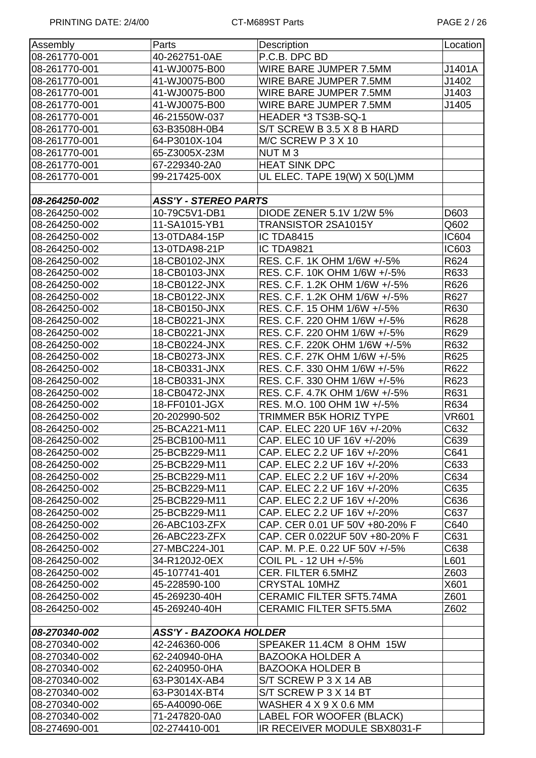| Assembly | Parts | Description | Location |
|---|---|---|---|
| 08-261770-001 | 40-262751-0AE | P.C.B. DPC BD | |
| 08-261770-001 | 41-WJ0075-B00 | WIRE BARE JUMPER 7.5MM | J1401A |
| 08-261770-001 | 41-WJ0075-B00 | WIRE BARE JUMPER 7.5MM | J1402 |
| 08-261770-001 | 41-WJ0075-B00 | WIRE BARE JUMPER 7.5MM | J1403 |
| 08-261770-001 | 41-WJ0075-B00 | WIRE BARE JUMPER 7.5MM | J1405 |
| 08-261770-001 | 46-21550W-037 | HEADER *3 TS3B-SQ-1 | |
| 08-261770-001 | 63-B3508H-0B4 | S/T SCREW B 3.5 X 8 B HARD | |
| 08-261770-001 | 64-P3010X-104 | M/C SCREW P 3 X 10 | |
| 08-261770-001 | 65-Z3005X-23M | NUT M 3 | |
| 08-261770-001 | 67-229340-2A0 | HEAT SINK DPC | |
| 08-261770-001 | 99-217425-00X | UL ELEC. TAPE 19(W) X 50(L)MM | |
| | | | |
| ***08-264250-002*** | ***ASS'Y - STEREO PARTS*** | | |
| 08-264250-002 | 10-79C5V1-DB1 | DIODE ZENER 5.1V 1/2W 5% | D603 |
| 08-264250-002 | 11-SA1015-YB1 | TRANSISTOR 2SA1015Y | Q602 |
| 08-264250-002 | 13-0TDA84-15P | IC TDA8415 | IC604 |
| 08-264250-002 | 13-0TDA98-21P | IC TDA9821 | IC603 |
| 08-264250-002 | 18-CB0102-JNX | RES. C.F. 1K OHM 1/6W +/-5% | R624 |
| 08-264250-002 | 18-CB0103-JNX | RES. C.F. 10K OHM 1/6W +/-5% | R633 |
| 08-264250-002 | 18-CB0122-JNX | RES. C.F. 1.2K OHM 1/6W +/-5% | R626 |
| 08-264250-002 | 18-CB0122-JNX | RES. C.F. 1.2K OHM 1/6W +/-5% | R627 |
| 08-264250-002 | 18-CB0150-JNX | RES. C.F. 15 OHM 1/6W +/-5% | R630 |
| 08-264250-002 | 18-CB0221-JNX | RES. C.F. 220 OHM 1/6W +/-5% | R628 |
| 08-264250-002 | 18-CB0221-JNX | RES. C.F. 220 OHM 1/6W +/-5% | R629 |
| 08-264250-002 | 18-CB0224-JNX | RES. C.F. 220K OHM 1/6W +/-5% | R632 |
| 08-264250-002 | 18-CB0273-JNX | RES. C.F. 27K OHM 1/6W +/-5% | R625 |
| 08-264250-002 | 18-CB0331-JNX | RES. C.F. 330 OHM 1/6W +/-5% | R622 |
| 08-264250-002 | 18-CB0331-JNX | RES. C.F. 330 OHM 1/6W +/-5% | R623 |
| 08-264250-002 | 18-CB0472-JNX | RES. C.F. 4.7K OHM 1/6W +/-5% | R631 |
| 08-264250-002 | 18-FF0101-JGX | RES. M.O. 100 OHM 1W +/-5% | R634 |
| 08-264250-002 | 20-202990-502 | TRIMMER B5K HORIZ TYPE | VR601 |
| 08-264250-002 | 25-BCA221-M11 | CAP. ELEC 220 UF 16V +/-20% | C632 |
| 08-264250-002 | 25-BCB100-M11 | CAP. ELEC 10 UF 16V +/-20% | C639 |
| 08-264250-002 | 25-BCB229-M11 | CAP. ELEC 2.2 UF 16V +/-20% | C641 |
| 08-264250-002 | 25-BCB229-M11 | CAP. ELEC 2.2 UF 16V +/-20% | C633 |
| 08-264250-002 | 25-BCB229-M11 | CAP. ELEC 2.2 UF 16V +/-20% | C634 |
| 08-264250-002 | 25-BCB229-M11 | CAP. ELEC 2.2 UF 16V +/-20% | C635 |
| 08-264250-002 | 25-BCB229-M11 | CAP. ELEC 2.2 UF 16V +/-20% | C636 |
| 08-264250-002 | 25-BCB229-M11 | CAP. ELEC 2.2 UF 16V +/-20% | C637 |
| 08-264250-002 | 26-ABC103-ZFX | CAP. CER 0.01 UF 50V +80-20% F | C640 |
| 08-264250-002 | 26-ABC223-ZFX | CAP. CER 0.022UF 50V +80-20% F | C631 |
| 08-264250-002 | 27-MBC224-J01 | CAP. M. P.E. 0.22 UF 50V +/-5% | C638 |
| 08-264250-002 | 34-R120J2-0EX | COIL PL - 12 UH +/-5% | L601 |
| 08-264250-002 | 45-107741-401 | CER. FILTER 6.5MHZ | Z603 |
| 08-264250-002 | 45-228590-100 | CRYSTAL 10MHZ | X601 |
| 08-264250-002 | 45-269230-40H | CERAMIC FILTER SFT5.74MA | Z601 |
| 08-264250-002 | 45-269240-40H | CERAMIC FILTER SFT5.5MA | Z602 |
| | | | |
| ***08-270340-002*** | ***ASS'Y - BAZOOKA HOLDER*** | | |
| 08-270340-002 | 42-246360-006 | SPEAKER 11.4CM 8 OHM 15W | |
| 08-270340-002 | 62-240940-0HA | BAZOOKA HOLDER A | |
| 08-270340-002 | 62-240950-0HA | BAZOOKA HOLDER B | |
| 08-270340-002 | 63-P3014X-AB4 | S/T SCREW P 3 X 14 AB | |
| 08-270340-002 | 63-P3014X-BT4 | S/T SCREW P 3 X 14 BT | |
| 08-270340-002 | 65-A40090-06E | WASHER 4 X 9 X 0.6 MM | |
| 08-270340-002 | 71-247820-0A0 | LABEL FOR WOOFER (BLACK) | |
| 08-274690-001 | 02-274410-001 | IR RECEIVER MODULE SBX8031-F | |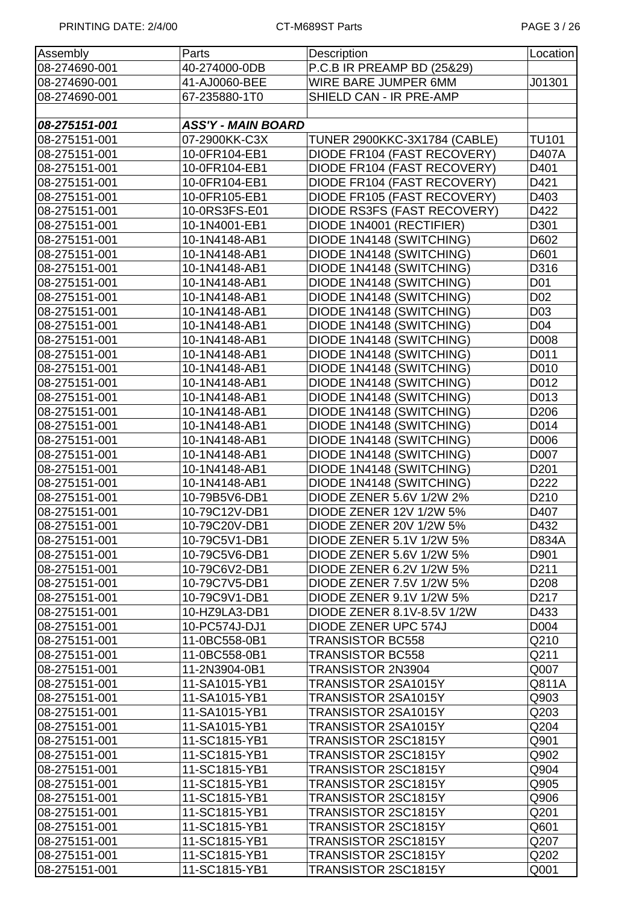| Assembly | Parts | Description | Location |
|---|---|---|---|
| 08-274690-001 | 40-274000-0DB | P.C.B IR PREAMP BD (25&29) | |
| 08-274690-001 | 41-AJ0060-BEE | WIRE BARE JUMPER 6MM | J01301 |
| 08-274690-001 | 67-235880-1T0 | SHIELD CAN - IR PRE-AMP | |
| | | | |
| ***08-275151-001*** | ***ASS'Y - MAIN BOARD*** | | |
| 08-275151-001 | 07-2900KK-C3X | TUNER 2900KKC-3X1784 (CABLE) | TU101 |
| 08-275151-001 | 10-0FR104-EB1 | DIODE FR104 (FAST RECOVERY) | D407A |
| 08-275151-001 | 10-0FR104-EB1 | DIODE FR104 (FAST RECOVERY) | D401 |
| 08-275151-001 | 10-0FR104-EB1 | DIODE FR104 (FAST RECOVERY) | D421 |
| 08-275151-001 | 10-0FR105-EB1 | DIODE FR105 (FAST RECOVERY) | D403 |
| 08-275151-001 | 10-0RS3FS-E01 | DIODE RS3FS (FAST RECOVERY) | D422 |
| 08-275151-001 | 10-1N4001-EB1 | DIODE 1N4001 (RECTIFIER) | D301 |
| 08-275151-001 | 10-1N4148-AB1 | DIODE 1N4148 (SWITCHING) | D602 |
| 08-275151-001 | 10-1N4148-AB1 | DIODE 1N4148 (SWITCHING) | D601 |
| 08-275151-001 | 10-1N4148-AB1 | DIODE 1N4148 (SWITCHING) | D316 |
| 08-275151-001 | 10-1N4148-AB1 | DIODE 1N4148 (SWITCHING) | D01 |
| 08-275151-001 | 10-1N4148-AB1 | DIODE 1N4148 (SWITCHING) | D02 |
| 08-275151-001 | 10-1N4148-AB1 | DIODE 1N4148 (SWITCHING) | D03 |
| 08-275151-001 | 10-1N4148-AB1 | DIODE 1N4148 (SWITCHING) | D04 |
| 08-275151-001 | 10-1N4148-AB1 | DIODE 1N4148 (SWITCHING) | D008 |
| 08-275151-001 | 10-1N4148-AB1 | DIODE 1N4148 (SWITCHING) | D011 |
| 08-275151-001 | 10-1N4148-AB1 | DIODE 1N4148 (SWITCHING) | D010 |
| 08-275151-001 | 10-1N4148-AB1 | DIODE 1N4148 (SWITCHING) | D012 |
| 08-275151-001 | 10-1N4148-AB1 | DIODE 1N4148 (SWITCHING) | D013 |
| 08-275151-001 | 10-1N4148-AB1 | DIODE 1N4148 (SWITCHING) | D206 |
| 08-275151-001 | 10-1N4148-AB1 | DIODE 1N4148 (SWITCHING) | D014 |
| 08-275151-001 | 10-1N4148-AB1 | DIODE 1N4148 (SWITCHING) | D006 |
| 08-275151-001 | 10-1N4148-AB1 | DIODE 1N4148 (SWITCHING) | D007 |
| 08-275151-001 | 10-1N4148-AB1 | DIODE 1N4148 (SWITCHING) | D201 |
| 08-275151-001 | 10-1N4148-AB1 | DIODE 1N4148 (SWITCHING) | D222 |
| 08-275151-001 | 10-79B5V6-DB1 | DIODE ZENER 5.6V 1/2W 2% | D210 |
| 08-275151-001 | 10-79C12V-DB1 | DIODE ZENER 12V 1/2W 5% | D407 |
| 08-275151-001 | 10-79C20V-DB1 | DIODE ZENER 20V 1/2W 5% | D432 |
| 08-275151-001 | 10-79C5V1-DB1 | DIODE ZENER 5.1V 1/2W 5% | D834A |
| 08-275151-001 | 10-79C5V6-DB1 | DIODE ZENER 5.6V 1/2W 5% | D901 |
| 08-275151-001 | 10-79C6V2-DB1 | DIODE ZENER 6.2V 1/2W 5% | D211 |
| 08-275151-001 | 10-79C7V5-DB1 | DIODE ZENER 7.5V 1/2W 5% | D208 |
| 08-275151-001 | 10-79C9V1-DB1 | DIODE ZENER 9.1V 1/2W 5% | D217 |
| 08-275151-001 | 10-HZ9LA3-DB1 | DIODE ZENER 8.1V-8.5V 1/2W | D433 |
| 08-275151-001 | 10-PC574J-DJ1 | DIODE ZENER UPC 574J | D004 |
| 08-275151-001 | 11-0BC558-0B1 | TRANSISTOR BC558 | Q210 |
| 08-275151-001 | 11-0BC558-0B1 | TRANSISTOR BC558 | Q211 |
| 08-275151-001 | 11-2N3904-0B1 | TRANSISTOR 2N3904 | Q007 |
| 08-275151-001 | 11-SA1015-YB1 | TRANSISTOR 2SA1015Y | Q811A |
| 08-275151-001 | 11-SA1015-YB1 | TRANSISTOR 2SA1015Y | Q903 |
| 08-275151-001 | 11-SA1015-YB1 | TRANSISTOR 2SA1015Y | Q203 |
| 08-275151-001 | 11-SA1015-YB1 | TRANSISTOR 2SA1015Y | Q204 |
| 08-275151-001 | 11-SC1815-YB1 | TRANSISTOR 2SC1815Y | Q901 |
| 08-275151-001 | 11-SC1815-YB1 | TRANSISTOR 2SC1815Y | Q902 |
| 08-275151-001 | 11-SC1815-YB1 | TRANSISTOR 2SC1815Y | Q904 |
| 08-275151-001 | 11-SC1815-YB1 | TRANSISTOR 2SC1815Y | Q905 |
| 08-275151-001 | 11-SC1815-YB1 | TRANSISTOR 2SC1815Y | Q906 |
| 08-275151-001 | 11-SC1815-YB1 | TRANSISTOR 2SC1815Y | Q201 |
| 08-275151-001 | 11-SC1815-YB1 | TRANSISTOR 2SC1815Y | Q601 |
| 08-275151-001 | 11-SC1815-YB1 | TRANSISTOR 2SC1815Y | Q207 |
| 08-275151-001 | 11-SC1815-YB1 | TRANSISTOR 2SC1815Y | Q202 |
| 08-275151-001 | 11-SC1815-YB1 | TRANSISTOR 2SC1815Y | Q001 |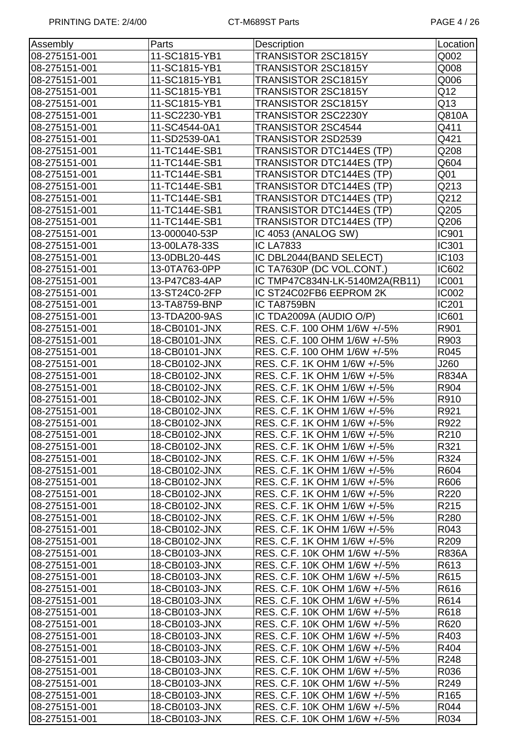| Assembly | Parts | Description | Location |
|---|---|---|---|
| 08-275151-001 | 11-SC1815-YB1 | TRANSISTOR 2SC1815Y | Q002 |
| 08-275151-001 | 11-SC1815-YB1 | TRANSISTOR 2SC1815Y | Q008 |
| 08-275151-001 | 11-SC1815-YB1 | TRANSISTOR 2SC1815Y | Q006 |
| 08-275151-001 | 11-SC1815-YB1 | TRANSISTOR 2SC1815Y | Q12 |
| 08-275151-001 | 11-SC1815-YB1 | TRANSISTOR 2SC1815Y | Q13 |
| 08-275151-001 | 11-SC2230-YB1 | TRANSISTOR 2SC2230Y | Q810A |
| 08-275151-001 | 11-SC4544-0A1 | TRANSISTOR 2SC4544 | Q411 |
| 08-275151-001 | 11-SD2539-0A1 | TRANSISTOR 2SD2539 | Q421 |
| 08-275151-001 | 11-TC144E-SB1 | TRANSISTOR DTC144ES (TP) | Q208 |
| 08-275151-001 | 11-TC144E-SB1 | TRANSISTOR DTC144ES (TP) | Q604 |
| 08-275151-001 | 11-TC144E-SB1 | TRANSISTOR DTC144ES (TP) | Q01 |
| 08-275151-001 | 11-TC144E-SB1 | TRANSISTOR DTC144ES (TP) | Q213 |
| 08-275151-001 | 11-TC144E-SB1 | TRANSISTOR DTC144ES (TP) | Q212 |
| 08-275151-001 | 11-TC144E-SB1 | TRANSISTOR DTC144ES (TP) | Q205 |
| 08-275151-001 | 11-TC144E-SB1 | TRANSISTOR DTC144ES (TP) | Q206 |
| 08-275151-001 | 13-000040-53P | IC 4053 (ANALOG SW) | IC901 |
| 08-275151-001 | 13-00LA78-33S | IC LA7833 | IC301 |
| 08-275151-001 | 13-0DBL20-44S | IC DBL2044(BAND SELECT) | IC103 |
| 08-275151-001 | 13-0TA763-0PP | IC TA7630P (DC VOL.CONT.) | IC602 |
| 08-275151-001 | 13-P47C83-4AP | IC TMP47C834N-LK-5140M2A(RB11) | IC001 |
| 08-275151-001 | 13-ST24C0-2FP | IC ST24C02FB6 EEPROM 2K | IC002 |
| 08-275151-001 | 13-TA8759-BNP | IC TA8759BN | IC201 |
| 08-275151-001 | 13-TDA200-9AS | IC TDA2009A (AUDIO O/P) | IC601 |
| 08-275151-001 | 18-CB0101-JNX | RES. C.F. 100 OHM 1/6W +/-5% | R901 |
| 08-275151-001 | 18-CB0101-JNX | RES. C.F. 100 OHM 1/6W +/-5% | R903 |
| 08-275151-001 | 18-CB0101-JNX | RES. C.F. 100 OHM 1/6W +/-5% | R045 |
| 08-275151-001 | 18-CB0102-JNX | RES. C.F. 1K OHM 1/6W +/-5% | J260 |
| 08-275151-001 | 18-CB0102-JNX | RES. C.F. 1K OHM 1/6W +/-5% | R834A |
| 08-275151-001 | 18-CB0102-JNX | RES. C.F. 1K OHM 1/6W +/-5% | R904 |
| 08-275151-001 | 18-CB0102-JNX | RES. C.F. 1K OHM 1/6W +/-5% | R910 |
| 08-275151-001 | 18-CB0102-JNX | RES. C.F. 1K OHM 1/6W +/-5% | R921 |
| 08-275151-001 | 18-CB0102-JNX | RES. C.F. 1K OHM 1/6W +/-5% | R922 |
| 08-275151-001 | 18-CB0102-JNX | RES. C.F. 1K OHM 1/6W +/-5% | R210 |
| 08-275151-001 | 18-CB0102-JNX | RES. C.F. 1K OHM 1/6W +/-5% | R321 |
| 08-275151-001 | 18-CB0102-JNX | RES. C.F. 1K OHM 1/6W +/-5% | R324 |
| 08-275151-001 | 18-CB0102-JNX | RES. C.F. 1K OHM 1/6W +/-5% | R604 |
| 08-275151-001 | 18-CB0102-JNX | RES. C.F. 1K OHM 1/6W +/-5% | R606 |
| 08-275151-001 | 18-CB0102-JNX | RES. C.F. 1K OHM 1/6W +/-5% | R220 |
| 08-275151-001 | 18-CB0102-JNX | RES. C.F. 1K OHM 1/6W +/-5% | R215 |
| 08-275151-001 | 18-CB0102-JNX | RES. C.F. 1K OHM 1/6W +/-5% | R280 |
| 08-275151-001 | 18-CB0102-JNX | RES. C.F. 1K OHM 1/6W +/-5% | R043 |
| 08-275151-001 | 18-CB0102-JNX | RES. C.F. 1K OHM 1/6W +/-5% | R209 |
| 08-275151-001 | 18-CB0103-JNX | RES. C.F. 10K OHM 1/6W +/-5% | R836A |
| 08-275151-001 | 18-CB0103-JNX | RES. C.F. 10K OHM 1/6W +/-5% | R613 |
| 08-275151-001 | 18-CB0103-JNX | RES. C.F. 10K OHM 1/6W +/-5% | R615 |
| 08-275151-001 | 18-CB0103-JNX | RES. C.F. 10K OHM 1/6W +/-5% | R616 |
| 08-275151-001 | 18-CB0103-JNX | RES. C.F. 10K OHM 1/6W +/-5% | R614 |
| 08-275151-001 | 18-CB0103-JNX | RES. C.F. 10K OHM 1/6W +/-5% | R618 |
| 08-275151-001 | 18-CB0103-JNX | RES. C.F. 10K OHM 1/6W +/-5% | R620 |
| 08-275151-001 | 18-CB0103-JNX | RES. C.F. 10K OHM 1/6W +/-5% | R403 |
| 08-275151-001 | 18-CB0103-JNX | RES. C.F. 10K OHM 1/6W +/-5% | R404 |
| 08-275151-001 | 18-CB0103-JNX | RES. C.F. 10K OHM 1/6W +/-5% | R248 |
| 08-275151-001 | 18-CB0103-JNX | RES. C.F. 10K OHM 1/6W +/-5% | R036 |
| 08-275151-001 | 18-CB0103-JNX | RES. C.F. 10K OHM 1/6W +/-5% | R249 |
| 08-275151-001 | 18-CB0103-JNX | RES. C.F. 10K OHM 1/6W +/-5% | R165 |
| 08-275151-001 | 18-CB0103-JNX | RES. C.F. 10K OHM 1/6W +/-5% | R044 |
| 08-275151-001 | 18-CB0103-JNX | RES. C.F. 10K OHM 1/6W +/-5% | R034 |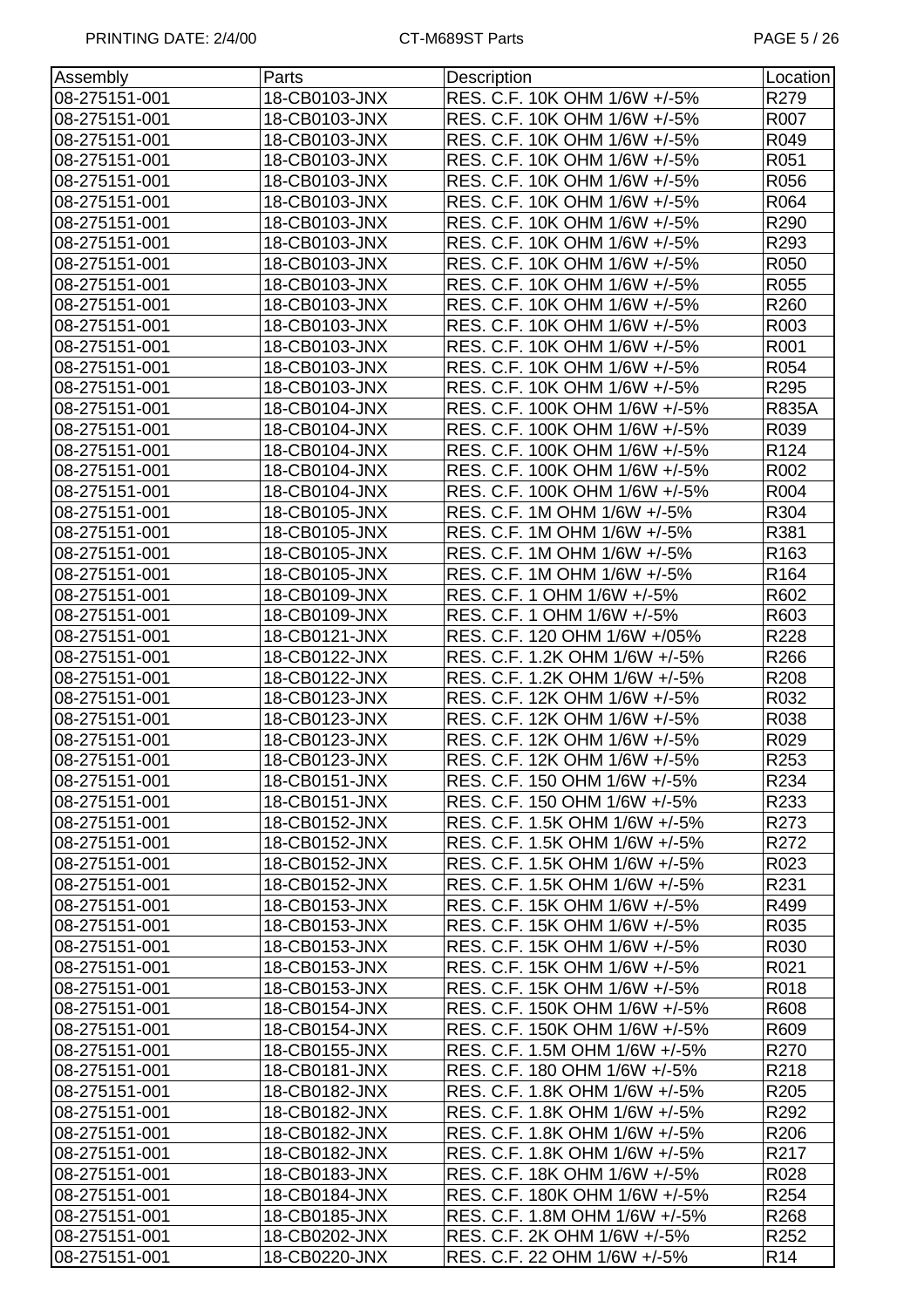| Assembly | Parts | Description | Location |
|---|---|---|---|
| 08-275151-001 | 18-CB0103-JNX | RES. C.F. 10K OHM 1/6W +/-5% | R279 |
| 08-275151-001 | 18-CB0103-JNX | RES. C.F. 10K OHM 1/6W +/-5% | R007 |
| 08-275151-001 | 18-CB0103-JNX | RES. C.F. 10K OHM 1/6W +/-5% | R049 |
| 08-275151-001 | 18-CB0103-JNX | RES. C.F. 10K OHM 1/6W +/-5% | R051 |
| 08-275151-001 | 18-CB0103-JNX | RES. C.F. 10K OHM 1/6W +/-5% | R056 |
| 08-275151-001 | 18-CB0103-JNX | RES. C.F. 10K OHM 1/6W +/-5% | R064 |
| 08-275151-001 | 18-CB0103-JNX | RES. C.F. 10K OHM 1/6W +/-5% | R290 |
| 08-275151-001 | 18-CB0103-JNX | RES. C.F. 10K OHM 1/6W +/-5% | R293 |
| 08-275151-001 | 18-CB0103-JNX | RES. C.F. 10K OHM 1/6W +/-5% | R050 |
| 08-275151-001 | 18-CB0103-JNX | RES. C.F. 10K OHM 1/6W +/-5% | R055 |
| 08-275151-001 | 18-CB0103-JNX | RES. C.F. 10K OHM 1/6W +/-5% | R260 |
| 08-275151-001 | 18-CB0103-JNX | RES. C.F. 10K OHM 1/6W +/-5% | R003 |
| 08-275151-001 | 18-CB0103-JNX | RES. C.F. 10K OHM 1/6W +/-5% | R001 |
| 08-275151-001 | 18-CB0103-JNX | RES. C.F. 10K OHM 1/6W +/-5% | R054 |
| 08-275151-001 | 18-CB0103-JNX | RES. C.F. 10K OHM 1/6W +/-5% | R295 |
| 08-275151-001 | 18-CB0104-JNX | RES. C.F. 100K OHM 1/6W +/-5% | R835A |
| 08-275151-001 | 18-CB0104-JNX | RES. C.F. 100K OHM 1/6W +/-5% | R039 |
| 08-275151-001 | 18-CB0104-JNX | RES. C.F. 100K OHM 1/6W +/-5% | R124 |
| 08-275151-001 | 18-CB0104-JNX | RES. C.F. 100K OHM 1/6W +/-5% | R002 |
| 08-275151-001 | 18-CB0104-JNX | RES. C.F. 100K OHM 1/6W +/-5% | R004 |
| 08-275151-001 | 18-CB0105-JNX | RES. C.F. 1M OHM 1/6W +/-5% | R304 |
| 08-275151-001 | 18-CB0105-JNX | RES. C.F. 1M OHM 1/6W +/-5% | R381 |
| 08-275151-001 | 18-CB0105-JNX | RES. C.F. 1M OHM 1/6W +/-5% | R163 |
| 08-275151-001 | 18-CB0105-JNX | RES. C.F. 1M OHM 1/6W +/-5% | R164 |
| 08-275151-001 | 18-CB0109-JNX | RES. C.F. 1 OHM 1/6W +/-5% | R602 |
| 08-275151-001 | 18-CB0109-JNX | RES. C.F. 1 OHM 1/6W +/-5% | R603 |
| 08-275151-001 | 18-CB0121-JNX | RES. C.F. 120 OHM 1/6W +/05% | R228 |
| 08-275151-001 | 18-CB0122-JNX | RES. C.F. 1.2K OHM 1/6W +/-5% | R266 |
| 08-275151-001 | 18-CB0122-JNX | RES. C.F. 1.2K OHM 1/6W +/-5% | R208 |
| 08-275151-001 | 18-CB0123-JNX | RES. C.F. 12K OHM 1/6W +/-5% | R032 |
| 08-275151-001 | 18-CB0123-JNX | RES. C.F. 12K OHM 1/6W +/-5% | R038 |
| 08-275151-001 | 18-CB0123-JNX | RES. C.F. 12K OHM 1/6W +/-5% | R029 |
| 08-275151-001 | 18-CB0123-JNX | RES. C.F. 12K OHM 1/6W +/-5% | R253 |
| 08-275151-001 | 18-CB0151-JNX | RES. C.F. 150 OHM 1/6W +/-5% | R234 |
| 08-275151-001 | 18-CB0151-JNX | RES. C.F. 150 OHM 1/6W +/-5% | R233 |
| 08-275151-001 | 18-CB0152-JNX | RES. C.F. 1.5K OHM 1/6W +/-5% | R273 |
| 08-275151-001 | 18-CB0152-JNX | RES. C.F. 1.5K OHM 1/6W +/-5% | R272 |
| 08-275151-001 | 18-CB0152-JNX | RES. C.F. 1.5K OHM 1/6W +/-5% | R023 |
| 08-275151-001 | 18-CB0152-JNX | RES. C.F. 1.5K OHM 1/6W +/-5% | R231 |
| 08-275151-001 | 18-CB0153-JNX | RES. C.F. 15K OHM 1/6W +/-5% | R499 |
| 08-275151-001 | 18-CB0153-JNX | RES. C.F. 15K OHM 1/6W +/-5% | R035 |
| 08-275151-001 | 18-CB0153-JNX | RES. C.F. 15K OHM 1/6W +/-5% | R030 |
| 08-275151-001 | 18-CB0153-JNX | RES. C.F. 15K OHM 1/6W +/-5% | R021 |
| 08-275151-001 | 18-CB0153-JNX | RES. C.F. 15K OHM 1/6W +/-5% | R018 |
| 08-275151-001 | 18-CB0154-JNX | RES. C.F. 150K OHM 1/6W +/-5% | R608 |
| 08-275151-001 | 18-CB0154-JNX | RES. C.F. 150K OHM 1/6W +/-5% | R609 |
| 08-275151-001 | 18-CB0155-JNX | RES. C.F. 1.5M OHM 1/6W +/-5% | R270 |
| 08-275151-001 | 18-CB0181-JNX | RES. C.F. 180 OHM 1/6W +/-5% | R218 |
| 08-275151-001 | 18-CB0182-JNX | RES. C.F. 1.8K OHM 1/6W +/-5% | R205 |
| 08-275151-001 | 18-CB0182-JNX | RES. C.F. 1.8K OHM 1/6W +/-5% | R292 |
| 08-275151-001 | 18-CB0182-JNX | RES. C.F. 1.8K OHM 1/6W +/-5% | R206 |
| 08-275151-001 | 18-CB0182-JNX | RES. C.F. 1.8K OHM 1/6W +/-5% | R217 |
| 08-275151-001 | 18-CB0183-JNX | RES. C.F. 18K OHM 1/6W +/-5% | R028 |
| 08-275151-001 | 18-CB0184-JNX | RES. C.F. 180K OHM 1/6W +/-5% | R254 |
| 08-275151-001 | 18-CB0185-JNX | RES. C.F. 1.8M OHM 1/6W +/-5% | R268 |
| 08-275151-001 | 18-CB0202-JNX | RES. C.F. 2K OHM 1/6W +/-5% | R252 |
| 08-275151-001 | 18-CB0220-JNX | RES. C.F. 22 OHM 1/6W +/-5% | R14 |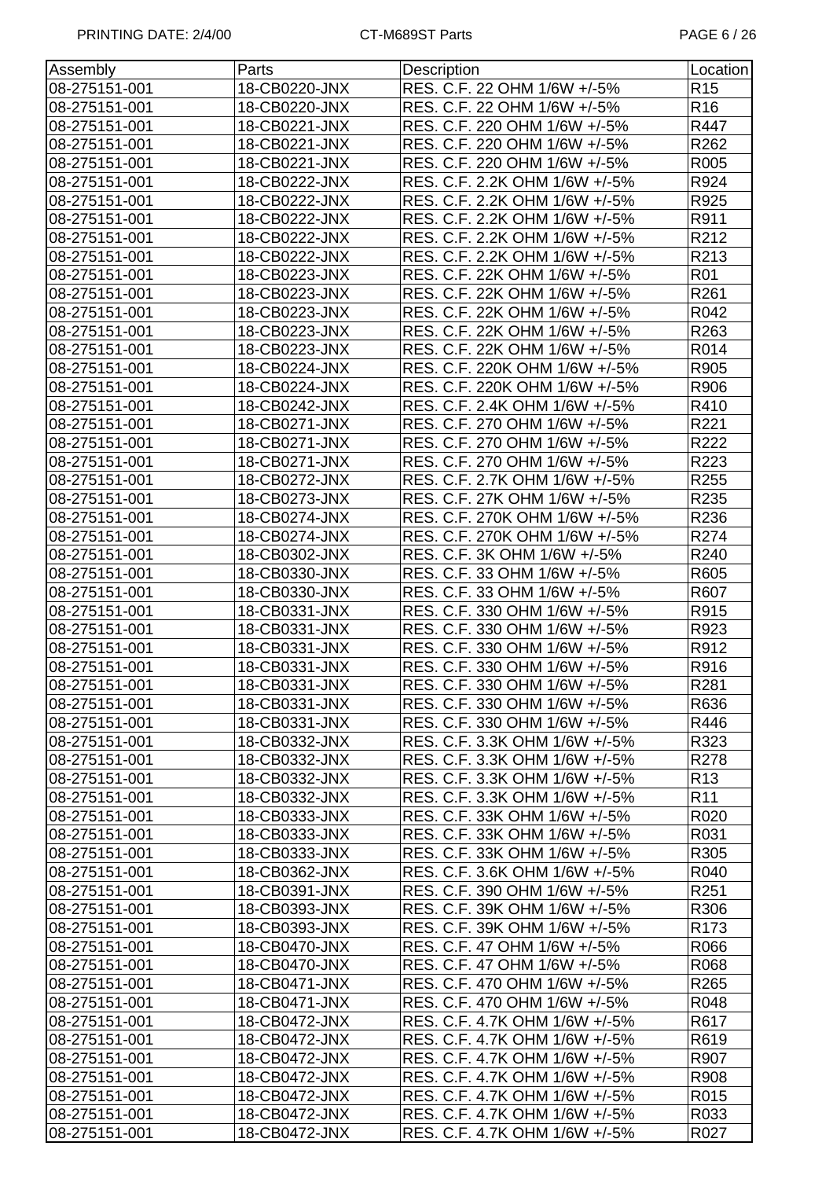| Assembly | Parts | Description | Location |
|---|---|---|---|
| 08-275151-001 | 18-CB0220-JNX | RES. C.F. 22 OHM 1/6W +/-5% | R15 |
| 08-275151-001 | 18-CB0220-JNX | RES. C.F. 22 OHM 1/6W +/-5% | R16 |
| 08-275151-001 | 18-CB0221-JNX | RES. C.F. 220 OHM 1/6W +/-5% | R447 |
| 08-275151-001 | 18-CB0221-JNX | RES. C.F. 220 OHM 1/6W +/-5% | R262 |
| 08-275151-001 | 18-CB0221-JNX | RES. C.F. 220 OHM 1/6W +/-5% | R005 |
| 08-275151-001 | 18-CB0222-JNX | RES. C.F. 2.2K OHM 1/6W +/-5% | R924 |
| 08-275151-001 | 18-CB0222-JNX | RES. C.F. 2.2K OHM 1/6W +/-5% | R925 |
| 08-275151-001 | 18-CB0222-JNX | RES. C.F. 2.2K OHM 1/6W +/-5% | R911 |
| 08-275151-001 | 18-CB0222-JNX | RES. C.F. 2.2K OHM 1/6W +/-5% | R212 |
| 08-275151-001 | 18-CB0222-JNX | RES. C.F. 2.2K OHM 1/6W +/-5% | R213 |
| 08-275151-001 | 18-CB0223-JNX | RES. C.F. 22K OHM 1/6W +/-5% | R01 |
| 08-275151-001 | 18-CB0223-JNX | RES. C.F. 22K OHM 1/6W +/-5% | R261 |
| 08-275151-001 | 18-CB0223-JNX | RES. C.F. 22K OHM 1/6W +/-5% | R042 |
| 08-275151-001 | 18-CB0223-JNX | RES. C.F. 22K OHM 1/6W +/-5% | R263 |
| 08-275151-001 | 18-CB0223-JNX | RES. C.F. 22K OHM 1/6W +/-5% | R014 |
| 08-275151-001 | 18-CB0224-JNX | RES. C.F. 220K OHM 1/6W +/-5% | R905 |
| 08-275151-001 | 18-CB0224-JNX | RES. C.F. 220K OHM 1/6W +/-5% | R906 |
| 08-275151-001 | 18-CB0242-JNX | RES. C.F. 2.4K OHM 1/6W +/-5% | R410 |
| 08-275151-001 | 18-CB0271-JNX | RES. C.F. 270 OHM 1/6W +/-5% | R221 |
| 08-275151-001 | 18-CB0271-JNX | RES. C.F. 270 OHM 1/6W +/-5% | R222 |
| 08-275151-001 | 18-CB0271-JNX | RES. C.F. 270 OHM 1/6W +/-5% | R223 |
| 08-275151-001 | 18-CB0272-JNX | RES. C.F. 2.7K OHM 1/6W +/-5% | R255 |
| 08-275151-001 | 18-CB0273-JNX | RES. C.F. 27K OHM 1/6W +/-5% | R235 |
| 08-275151-001 | 18-CB0274-JNX | RES. C.F. 270K OHM 1/6W +/-5% | R236 |
| 08-275151-001 | 18-CB0274-JNX | RES. C.F. 270K OHM 1/6W +/-5% | R274 |
| 08-275151-001 | 18-CB0302-JNX | RES. C.F. 3K OHM 1/6W +/-5% | R240 |
| 08-275151-001 | 18-CB0330-JNX | RES. C.F. 33 OHM 1/6W +/-5% | R605 |
| 08-275151-001 | 18-CB0330-JNX | RES. C.F. 33 OHM 1/6W +/-5% | R607 |
| 08-275151-001 | 18-CB0331-JNX | RES. C.F. 330 OHM 1/6W +/-5% | R915 |
| 08-275151-001 | 18-CB0331-JNX | RES. C.F. 330 OHM 1/6W +/-5% | R923 |
| 08-275151-001 | 18-CB0331-JNX | RES. C.F. 330 OHM 1/6W +/-5% | R912 |
| 08-275151-001 | 18-CB0331-JNX | RES. C.F. 330 OHM 1/6W +/-5% | R916 |
| 08-275151-001 | 18-CB0331-JNX | RES. C.F. 330 OHM 1/6W +/-5% | R281 |
| 08-275151-001 | 18-CB0331-JNX | RES. C.F. 330 OHM 1/6W +/-5% | R636 |
| 08-275151-001 | 18-CB0331-JNX | RES. C.F. 330 OHM 1/6W +/-5% | R446 |
| 08-275151-001 | 18-CB0332-JNX | RES. C.F. 3.3K OHM 1/6W +/-5% | R323 |
| 08-275151-001 | 18-CB0332-JNX | RES. C.F. 3.3K OHM 1/6W +/-5% | R278 |
| 08-275151-001 | 18-CB0332-JNX | RES. C.F. 3.3K OHM 1/6W +/-5% | R13 |
| 08-275151-001 | 18-CB0332-JNX | RES. C.F. 3.3K OHM 1/6W +/-5% | R11 |
| 08-275151-001 | 18-CB0333-JNX | RES. C.F. 33K OHM 1/6W +/-5% | R020 |
| 08-275151-001 | 18-CB0333-JNX | RES. C.F. 33K OHM 1/6W +/-5% | R031 |
| 08-275151-001 | 18-CB0333-JNX | RES. C.F. 33K OHM 1/6W +/-5% | R305 |
| 08-275151-001 | 18-CB0362-JNX | RES. C.F. 3.6K OHM 1/6W +/-5% | R040 |
| 08-275151-001 | 18-CB0391-JNX | RES. C.F. 390 OHM 1/6W +/-5% | R251 |
| 08-275151-001 | 18-CB0393-JNX | RES. C.F. 39K OHM 1/6W +/-5% | R306 |
| 08-275151-001 | 18-CB0393-JNX | RES. C.F. 39K OHM 1/6W +/-5% | R173 |
| 08-275151-001 | 18-CB0470-JNX | RES. C.F. 47 OHM 1/6W +/-5% | R066 |
| 08-275151-001 | 18-CB0470-JNX | RES. C.F. 47 OHM 1/6W +/-5% | R068 |
| 08-275151-001 | 18-CB0471-JNX | RES. C.F. 470 OHM 1/6W +/-5% | R265 |
| 08-275151-001 | 18-CB0471-JNX | RES. C.F. 470 OHM 1/6W +/-5% | R048 |
| 08-275151-001 | 18-CB0472-JNX | RES. C.F. 4.7K OHM 1/6W +/-5% | R617 |
| 08-275151-001 | 18-CB0472-JNX | RES. C.F. 4.7K OHM 1/6W +/-5% | R619 |
| 08-275151-001 | 18-CB0472-JNX | RES. C.F. 4.7K OHM 1/6W +/-5% | R907 |
| 08-275151-001 | 18-CB0472-JNX | RES. C.F. 4.7K OHM 1/6W +/-5% | R908 |
| 08-275151-001 | 18-CB0472-JNX | RES. C.F. 4.7K OHM 1/6W +/-5% | R015 |
| 08-275151-001 | 18-CB0472-JNX | RES. C.F. 4.7K OHM 1/6W +/-5% | R033 |
| 08-275151-001 | 18-CB0472-JNX | RES. C.F. 4.7K OHM 1/6W +/-5% | R027 |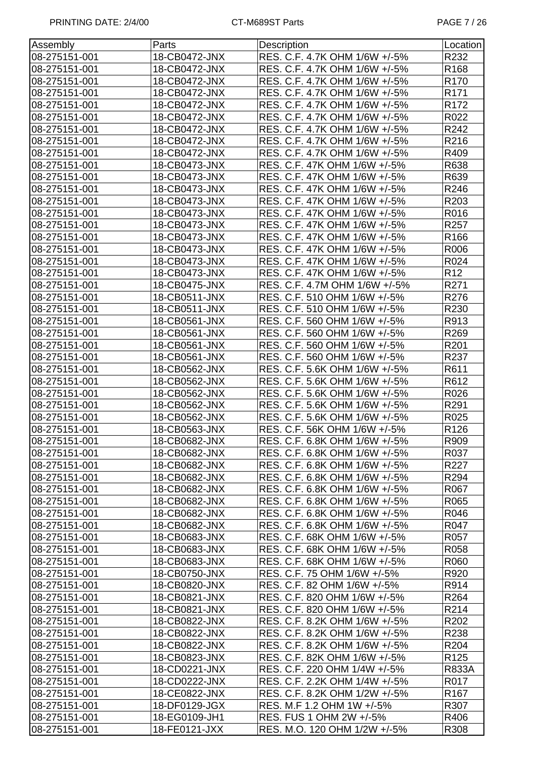| Assembly | Parts | Description | Location |
|---|---|---|---|
| 08-275151-001 | 18-CB0472-JNX | RES. C.F. 4.7K OHM 1/6W +/-5% | R232 |
| 08-275151-001 | 18-CB0472-JNX | RES. C.F. 4.7K OHM 1/6W +/-5% | R168 |
| 08-275151-001 | 18-CB0472-JNX | RES. C.F. 4.7K OHM 1/6W +/-5% | R170 |
| 08-275151-001 | 18-CB0472-JNX | RES. C.F. 4.7K OHM 1/6W +/-5% | R171 |
| 08-275151-001 | 18-CB0472-JNX | RES. C.F. 4.7K OHM 1/6W +/-5% | R172 |
| 08-275151-001 | 18-CB0472-JNX | RES. C.F. 4.7K OHM 1/6W +/-5% | R022 |
| 08-275151-001 | 18-CB0472-JNX | RES. C.F. 4.7K OHM 1/6W +/-5% | R242 |
| 08-275151-001 | 18-CB0472-JNX | RES. C.F. 4.7K OHM 1/6W +/-5% | R216 |
| 08-275151-001 | 18-CB0472-JNX | RES. C.F. 4.7K OHM 1/6W +/-5% | R409 |
| 08-275151-001 | 18-CB0473-JNX | RES. C.F. 47K OHM 1/6W +/-5% | R638 |
| 08-275151-001 | 18-CB0473-JNX | RES. C.F. 47K OHM 1/6W +/-5% | R639 |
| 08-275151-001 | 18-CB0473-JNX | RES. C.F. 47K OHM 1/6W +/-5% | R246 |
| 08-275151-001 | 18-CB0473-JNX | RES. C.F. 47K OHM 1/6W +/-5% | R203 |
| 08-275151-001 | 18-CB0473-JNX | RES. C.F. 47K OHM 1/6W +/-5% | R016 |
| 08-275151-001 | 18-CB0473-JNX | RES. C.F. 47K OHM 1/6W +/-5% | R257 |
| 08-275151-001 | 18-CB0473-JNX | RES. C.F. 47K OHM 1/6W +/-5% | R166 |
| 08-275151-001 | 18-CB0473-JNX | RES. C.F. 47K OHM 1/6W +/-5% | R006 |
| 08-275151-001 | 18-CB0473-JNX | RES. C.F. 47K OHM 1/6W +/-5% | R024 |
| 08-275151-001 | 18-CB0473-JNX | RES. C.F. 47K OHM 1/6W +/-5% | R12 |
| 08-275151-001 | 18-CB0475-JNX | RES. C.F. 4.7M OHM 1/6W +/-5% | R271 |
| 08-275151-001 | 18-CB0511-JNX | RES. C.F. 510 OHM 1/6W +/-5% | R276 |
| 08-275151-001 | 18-CB0511-JNX | RES. C.F. 510 OHM 1/6W +/-5% | R230 |
| 08-275151-001 | 18-CB0561-JNX | RES. C.F. 560 OHM 1/6W +/-5% | R913 |
| 08-275151-001 | 18-CB0561-JNX | RES. C.F. 560 OHM 1/6W +/-5% | R269 |
| 08-275151-001 | 18-CB0561-JNX | RES. C.F. 560 OHM 1/6W +/-5% | R201 |
| 08-275151-001 | 18-CB0561-JNX | RES. C.F. 560 OHM 1/6W +/-5% | R237 |
| 08-275151-001 | 18-CB0562-JNX | RES. C.F. 5.6K OHM 1/6W +/-5% | R611 |
| 08-275151-001 | 18-CB0562-JNX | RES. C.F. 5.6K OHM 1/6W +/-5% | R612 |
| 08-275151-001 | 18-CB0562-JNX | RES. C.F. 5.6K OHM 1/6W +/-5% | R026 |
| 08-275151-001 | 18-CB0562-JNX | RES. C.F. 5.6K OHM 1/6W +/-5% | R291 |
| 08-275151-001 | 18-CB0562-JNX | RES. C.F. 5.6K OHM 1/6W +/-5% | R025 |
| 08-275151-001 | 18-CB0563-JNX | RES. C.F. 56K OHM 1/6W +/-5% | R126 |
| 08-275151-001 | 18-CB0682-JNX | RES. C.F. 6.8K OHM 1/6W +/-5% | R909 |
| 08-275151-001 | 18-CB0682-JNX | RES. C.F. 6.8K OHM 1/6W +/-5% | R037 |
| 08-275151-001 | 18-CB0682-JNX | RES. C.F. 6.8K OHM 1/6W +/-5% | R227 |
| 08-275151-001 | 18-CB0682-JNX | RES. C.F. 6.8K OHM 1/6W +/-5% | R294 |
| 08-275151-001 | 18-CB0682-JNX | RES. C.F. 6.8K OHM 1/6W +/-5% | R067 |
| 08-275151-001 | 18-CB0682-JNX | RES. C.F. 6.8K OHM 1/6W +/-5% | R065 |
| 08-275151-001 | 18-CB0682-JNX | RES. C.F. 6.8K OHM 1/6W +/-5% | R046 |
| 08-275151-001 | 18-CB0682-JNX | RES. C.F. 6.8K OHM 1/6W +/-5% | R047 |
| 08-275151-001 | 18-CB0683-JNX | RES. C.F. 68K OHM 1/6W +/-5% | R057 |
| 08-275151-001 | 18-CB0683-JNX | RES. C.F. 68K OHM 1/6W +/-5% | R058 |
| 08-275151-001 | 18-CB0683-JNX | RES. C.F. 68K OHM 1/6W +/-5% | R060 |
| 08-275151-001 | 18-CB0750-JNX | RES. C.F. 75 OHM 1/6W +/-5% | R920 |
| 08-275151-001 | 18-CB0820-JNX | RES. C.F. 82 OHM 1/6W +/-5% | R914 |
| 08-275151-001 | 18-CB0821-JNX | RES. C.F. 820 OHM 1/6W +/-5% | R264 |
| 08-275151-001 | 18-CB0821-JNX | RES. C.F. 820 OHM 1/6W +/-5% | R214 |
| 08-275151-001 | 18-CB0822-JNX | RES. C.F. 8.2K OHM 1/6W +/-5% | R202 |
| 08-275151-001 | 18-CB0822-JNX | RES. C.F. 8.2K OHM 1/6W +/-5% | R238 |
| 08-275151-001 | 18-CB0822-JNX | RES. C.F. 8.2K OHM 1/6W +/-5% | R204 |
| 08-275151-001 | 18-CB0823-JNX | RES. C.F. 82K OHM 1/6W +/-5% | R125 |
| 08-275151-001 | 18-CD0221-JNX | RES. C.F. 220 OHM 1/4W +/-5% | R833A |
| 08-275151-001 | 18-CD0222-JNX | RES. C.F. 2.2K OHM 1/4W +/-5% | R017 |
| 08-275151-001 | 18-CE0822-JNX | RES. C.F. 8.2K OHM 1/2W +/-5% | R167 |
| 08-275151-001 | 18-DF0129-JGX | RES. M.F 1.2 OHM 1W +/-5% | R307 |
| 08-275151-001 | 18-EG0109-JH1 | RES. FUS 1 OHM 2W +/-5% | R406 |
| 08-275151-001 | 18-FE0121-JXX | RES. M.O. 120 OHM 1/2W +/-5% | R308 |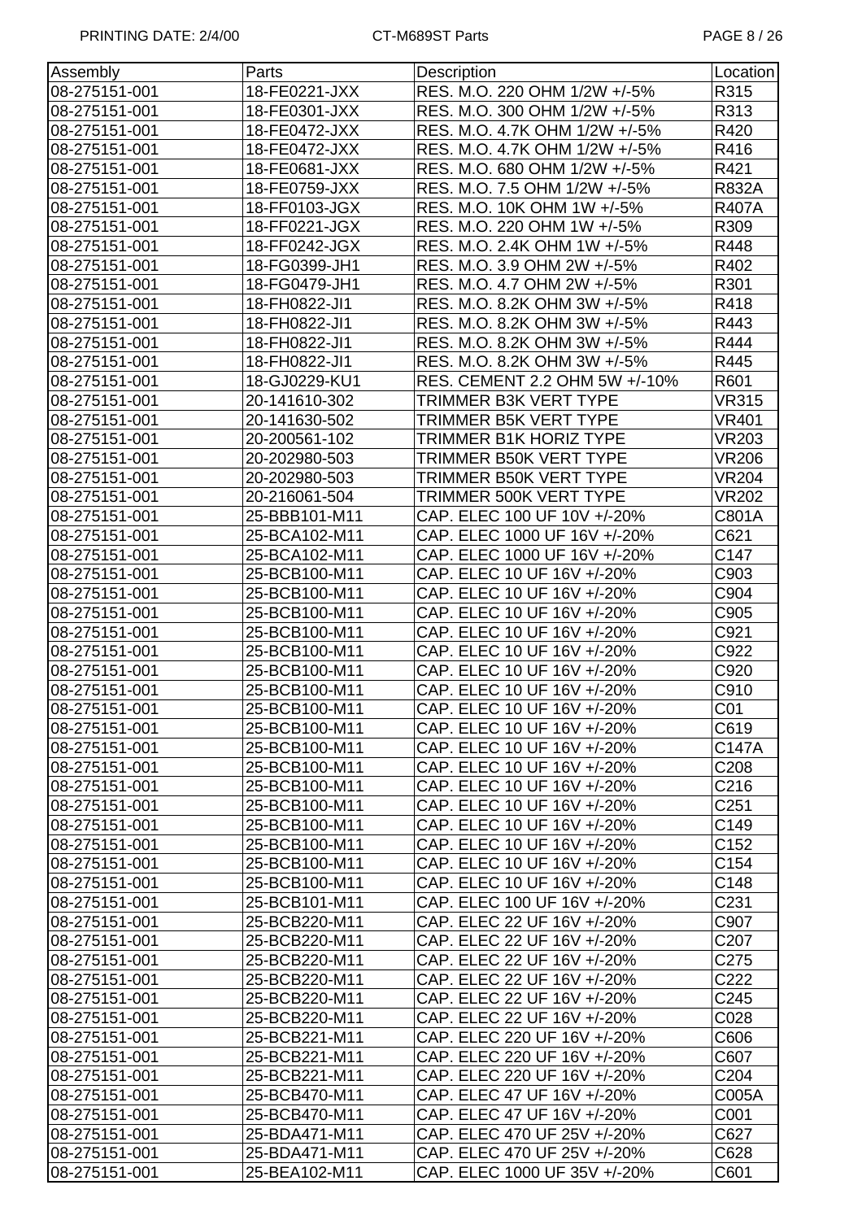| Assembly | Parts | Description | Location |
|---|---|---|---|
| 08-275151-001 | 18-FE0221-JXX | RES. M.O. 220 OHM 1/2W +/-5% | R315 |
| 08-275151-001 | 18-FE0301-JXX | RES. M.O. 300 OHM 1/2W +/-5% | R313 |
| 08-275151-001 | 18-FE0472-JXX | RES. M.O. 4.7K OHM 1/2W +/-5% | R420 |
| 08-275151-001 | 18-FE0472-JXX | RES. M.O. 4.7K OHM 1/2W +/-5% | R416 |
| 08-275151-001 | 18-FE0681-JXX | RES. M.O. 680 OHM 1/2W +/-5% | R421 |
| 08-275151-001 | 18-FE0759-JXX | RES. M.O. 7.5 OHM 1/2W +/-5% | R832A |
| 08-275151-001 | 18-FF0103-JGX | RES. M.O. 10K OHM 1W +/-5% | R407A |
| 08-275151-001 | 18-FF0221-JGX | RES. M.O. 220 OHM 1W +/-5% | R309 |
| 08-275151-001 | 18-FF0242-JGX | RES. M.O. 2.4K OHM 1W +/-5% | R448 |
| 08-275151-001 | 18-FG0399-JH1 | RES. M.O. 3.9 OHM 2W +/-5% | R402 |
| 08-275151-001 | 18-FG0479-JH1 | RES. M.O. 4.7 OHM 2W +/-5% | R301 |
| 08-275151-001 | 18-FH0822-JI1 | RES. M.O. 8.2K OHM 3W +/-5% | R418 |
| 08-275151-001 | 18-FH0822-JI1 | RES. M.O. 8.2K OHM 3W +/-5% | R443 |
| 08-275151-001 | 18-FH0822-JI1 | RES. M.O. 8.2K OHM 3W +/-5% | R444 |
| 08-275151-001 | 18-FH0822-JI1 | RES. M.O. 8.2K OHM 3W +/-5% | R445 |
| 08-275151-001 | 18-GJ0229-KU1 | RES. CEMENT 2.2 OHM 5W +/-10% | R601 |
| 08-275151-001 | 20-141610-302 | TRIMMER B3K VERT TYPE | VR315 |
| 08-275151-001 | 20-141630-502 | TRIMMER B5K VERT TYPE | VR401 |
| 08-275151-001 | 20-200561-102 | TRIMMER B1K HORIZ TYPE | VR203 |
| 08-275151-001 | 20-202980-503 | TRIMMER B50K VERT TYPE | VR206 |
| 08-275151-001 | 20-202980-503 | TRIMMER B50K VERT TYPE | VR204 |
| 08-275151-001 | 20-216061-504 | TRIMMER 500K VERT TYPE | VR202 |
| 08-275151-001 | 25-BBB101-M11 | CAP. ELEC 100 UF 10V +/-20% | C801A |
| 08-275151-001 | 25-BCA102-M11 | CAP. ELEC 1000 UF 16V +/-20% | C621 |
| 08-275151-001 | 25-BCA102-M11 | CAP. ELEC 1000 UF 16V +/-20% | C147 |
| 08-275151-001 | 25-BCB100-M11 | CAP. ELEC 10 UF 16V +/-20% | C903 |
| 08-275151-001 | 25-BCB100-M11 | CAP. ELEC 10 UF 16V +/-20% | C904 |
| 08-275151-001 | 25-BCB100-M11 | CAP. ELEC 10 UF 16V +/-20% | C905 |
| 08-275151-001 | 25-BCB100-M11 | CAP. ELEC 10 UF 16V +/-20% | C921 |
| 08-275151-001 | 25-BCB100-M11 | CAP. ELEC 10 UF 16V +/-20% | C922 |
| 08-275151-001 | 25-BCB100-M11 | CAP. ELEC 10 UF 16V +/-20% | C920 |
| 08-275151-001 | 25-BCB100-M11 | CAP. ELEC 10 UF 16V +/-20% | C910 |
| 08-275151-001 | 25-BCB100-M11 | CAP. ELEC 10 UF 16V +/-20% | C01 |
| 08-275151-001 | 25-BCB100-M11 | CAP. ELEC 10 UF 16V +/-20% | C619 |
| 08-275151-001 | 25-BCB100-M11 | CAP. ELEC 10 UF 16V +/-20% | C147A |
| 08-275151-001 | 25-BCB100-M11 | CAP. ELEC 10 UF 16V +/-20% | C208 |
| 08-275151-001 | 25-BCB100-M11 | CAP. ELEC 10 UF 16V +/-20% | C216 |
| 08-275151-001 | 25-BCB100-M11 | CAP. ELEC 10 UF 16V +/-20% | C251 |
| 08-275151-001 | 25-BCB100-M11 | CAP. ELEC 10 UF 16V +/-20% | C149 |
| 08-275151-001 | 25-BCB100-M11 | CAP. ELEC 10 UF 16V +/-20% | C152 |
| 08-275151-001 | 25-BCB100-M11 | CAP. ELEC 10 UF 16V +/-20% | C154 |
| 08-275151-001 | 25-BCB100-M11 | CAP. ELEC 10 UF 16V +/-20% | C148 |
| 08-275151-001 | 25-BCB101-M11 | CAP. ELEC 100 UF 16V +/-20% | C231 |
| 08-275151-001 | 25-BCB220-M11 | CAP. ELEC 22 UF 16V +/-20% | C907 |
| 08-275151-001 | 25-BCB220-M11 | CAP. ELEC 22 UF 16V +/-20% | C207 |
| 08-275151-001 | 25-BCB220-M11 | CAP. ELEC 22 UF 16V +/-20% | C275 |
| 08-275151-001 | 25-BCB220-M11 | CAP. ELEC 22 UF 16V +/-20% | C222 |
| 08-275151-001 | 25-BCB220-M11 | CAP. ELEC 22 UF 16V +/-20% | C245 |
| 08-275151-001 | 25-BCB220-M11 | CAP. ELEC 22 UF 16V +/-20% | C028 |
| 08-275151-001 | 25-BCB221-M11 | CAP. ELEC 220 UF 16V +/-20% | C606 |
| 08-275151-001 | 25-BCB221-M11 | CAP. ELEC 220 UF 16V +/-20% | C607 |
| 08-275151-001 | 25-BCB221-M11 | CAP. ELEC 220 UF 16V +/-20% | C204 |
| 08-275151-001 | 25-BCB470-M11 | CAP. ELEC 47 UF 16V +/-20% | C005A |
| 08-275151-001 | 25-BCB470-M11 | CAP. ELEC 47 UF 16V +/-20% | C001 |
| 08-275151-001 | 25-BDA471-M11 | CAP. ELEC 470 UF 25V +/-20% | C627 |
| 08-275151-001 | 25-BDA471-M11 | CAP. ELEC 470 UF 25V +/-20% | C628 |
| 08-275151-001 | 25-BEA102-M11 | CAP. ELEC 1000 UF 35V +/-20% | C601 |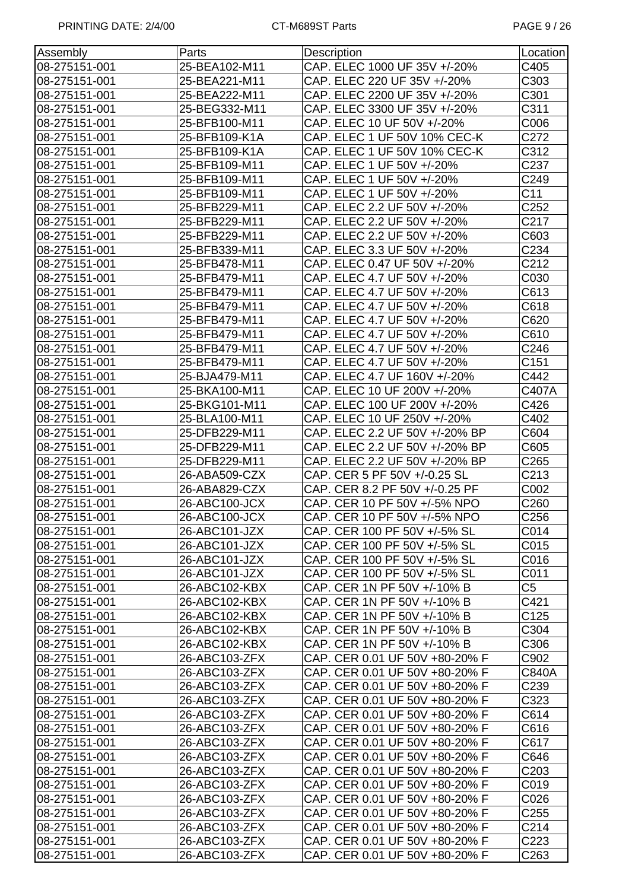| Assembly | Parts | Description | Location |
|---|---|---|---|
| 08-275151-001 | 25-BEA102-M11 | CAP. ELEC 1000 UF 35V +/-20% | C405 |
| 08-275151-001 | 25-BEA221-M11 | CAP. ELEC 220 UF 35V +/-20% | C303 |
| 08-275151-001 | 25-BEA222-M11 | CAP. ELEC 2200 UF 35V +/-20% | C301 |
| 08-275151-001 | 25-BEG332-M11 | CAP. ELEC 3300 UF 35V +/-20% | C311 |
| 08-275151-001 | 25-BFB100-M11 | CAP. ELEC 10 UF 50V +/-20% | C006 |
| 08-275151-001 | 25-BFB109-K1A | CAP. ELEC 1 UF 50V 10% CEC-K | C272 |
| 08-275151-001 | 25-BFB109-K1A | CAP. ELEC 1 UF 50V 10% CEC-K | C312 |
| 08-275151-001 | 25-BFB109-M11 | CAP. ELEC 1 UF 50V +/-20% | C237 |
| 08-275151-001 | 25-BFB109-M11 | CAP. ELEC 1 UF 50V +/-20% | C249 |
| 08-275151-001 | 25-BFB109-M11 | CAP. ELEC 1 UF 50V +/-20% | C11 |
| 08-275151-001 | 25-BFB229-M11 | CAP. ELEC 2.2 UF 50V +/-20% | C252 |
| 08-275151-001 | 25-BFB229-M11 | CAP. ELEC 2.2 UF 50V +/-20% | C217 |
| 08-275151-001 | 25-BFB229-M11 | CAP. ELEC 2.2 UF 50V +/-20% | C603 |
| 08-275151-001 | 25-BFB339-M11 | CAP. ELEC 3.3 UF 50V +/-20% | C234 |
| 08-275151-001 | 25-BFB478-M11 | CAP. ELEC 0.47 UF 50V +/-20% | C212 |
| 08-275151-001 | 25-BFB479-M11 | CAP. ELEC 4.7 UF 50V +/-20% | C030 |
| 08-275151-001 | 25-BFB479-M11 | CAP. ELEC 4.7 UF 50V +/-20% | C613 |
| 08-275151-001 | 25-BFB479-M11 | CAP. ELEC 4.7 UF 50V +/-20% | C618 |
| 08-275151-001 | 25-BFB479-M11 | CAP. ELEC 4.7 UF 50V +/-20% | C620 |
| 08-275151-001 | 25-BFB479-M11 | CAP. ELEC 4.7 UF 50V +/-20% | C610 |
| 08-275151-001 | 25-BFB479-M11 | CAP. ELEC 4.7 UF 50V +/-20% | C246 |
| 08-275151-001 | 25-BFB479-M11 | CAP. ELEC 4.7 UF 50V +/-20% | C151 |
| 08-275151-001 | 25-BJA479-M11 | CAP. ELEC 4.7 UF 160V +/-20% | C442 |
| 08-275151-001 | 25-BKA100-M11 | CAP. ELEC 10 UF 200V +/-20% | C407A |
| 08-275151-001 | 25-BKG101-M11 | CAP. ELEC 100 UF 200V +/-20% | C426 |
| 08-275151-001 | 25-BLA100-M11 | CAP. ELEC 10 UF 250V +/-20% | C402 |
| 08-275151-001 | 25-DFB229-M11 | CAP. ELEC 2.2 UF 50V +/-20% BP | C604 |
| 08-275151-001 | 25-DFB229-M11 | CAP. ELEC 2.2 UF 50V +/-20% BP | C605 |
| 08-275151-001 | 25-DFB229-M11 | CAP. ELEC 2.2 UF 50V +/-20% BP | C265 |
| 08-275151-001 | 26-ABA509-CZX | CAP. CER 5 PF 50V +/-0.25 SL | C213 |
| 08-275151-001 | 26-ABA829-CZX | CAP. CER 8.2 PF 50V +/-0.25 PF | C002 |
| 08-275151-001 | 26-ABC100-JCX | CAP. CER 10 PF 50V +/-5% NPO | C260 |
| 08-275151-001 | 26-ABC100-JCX | CAP. CER 10 PF 50V +/-5% NPO | C256 |
| 08-275151-001 | 26-ABC101-JZX | CAP. CER 100 PF 50V +/-5% SL | C014 |
| 08-275151-001 | 26-ABC101-JZX | CAP. CER 100 PF 50V +/-5% SL | C015 |
| 08-275151-001 | 26-ABC101-JZX | CAP. CER 100 PF 50V +/-5% SL | C016 |
| 08-275151-001 | 26-ABC101-JZX | CAP. CER 100 PF 50V +/-5% SL | C011 |
| 08-275151-001 | 26-ABC102-KBX | CAP. CER 1N PF 50V +/-10% B | C5 |
| 08-275151-001 | 26-ABC102-KBX | CAP. CER 1N PF 50V +/-10% B | C421 |
| 08-275151-001 | 26-ABC102-KBX | CAP. CER 1N PF 50V +/-10% B | C125 |
| 08-275151-001 | 26-ABC102-KBX | CAP. CER 1N PF 50V +/-10% B | C304 |
| 08-275151-001 | 26-ABC102-KBX | CAP. CER 1N PF 50V +/-10% B | C306 |
| 08-275151-001 | 26-ABC103-ZFX | CAP. CER 0.01 UF 50V +80-20% F | C902 |
| 08-275151-001 | 26-ABC103-ZFX | CAP. CER 0.01 UF 50V +80-20% F | C840A |
| 08-275151-001 | 26-ABC103-ZFX | CAP. CER 0.01 UF 50V +80-20% F | C239 |
| 08-275151-001 | 26-ABC103-ZFX | CAP. CER 0.01 UF 50V +80-20% F | C323 |
| 08-275151-001 | 26-ABC103-ZFX | CAP. CER 0.01 UF 50V +80-20% F | C614 |
| 08-275151-001 | 26-ABC103-ZFX | CAP. CER 0.01 UF 50V +80-20% F | C616 |
| 08-275151-001 | 26-ABC103-ZFX | CAP. CER 0.01 UF 50V +80-20% F | C617 |
| 08-275151-001 | 26-ABC103-ZFX | CAP. CER 0.01 UF 50V +80-20% F | C646 |
| 08-275151-001 | 26-ABC103-ZFX | CAP. CER 0.01 UF 50V +80-20% F | C203 |
| 08-275151-001 | 26-ABC103-ZFX | CAP. CER 0.01 UF 50V +80-20% F | C019 |
| 08-275151-001 | 26-ABC103-ZFX | CAP. CER 0.01 UF 50V +80-20% F | C026 |
| 08-275151-001 | 26-ABC103-ZFX | CAP. CER 0.01 UF 50V +80-20% F | C255 |
| 08-275151-001 | 26-ABC103-ZFX | CAP. CER 0.01 UF 50V +80-20% F | C214 |
| 08-275151-001 | 26-ABC103-ZFX | CAP. CER 0.01 UF 50V +80-20% F | C223 |
| 08-275151-001 | 26-ABC103-ZFX | CAP. CER 0.01 UF 50V +80-20% F | C263 |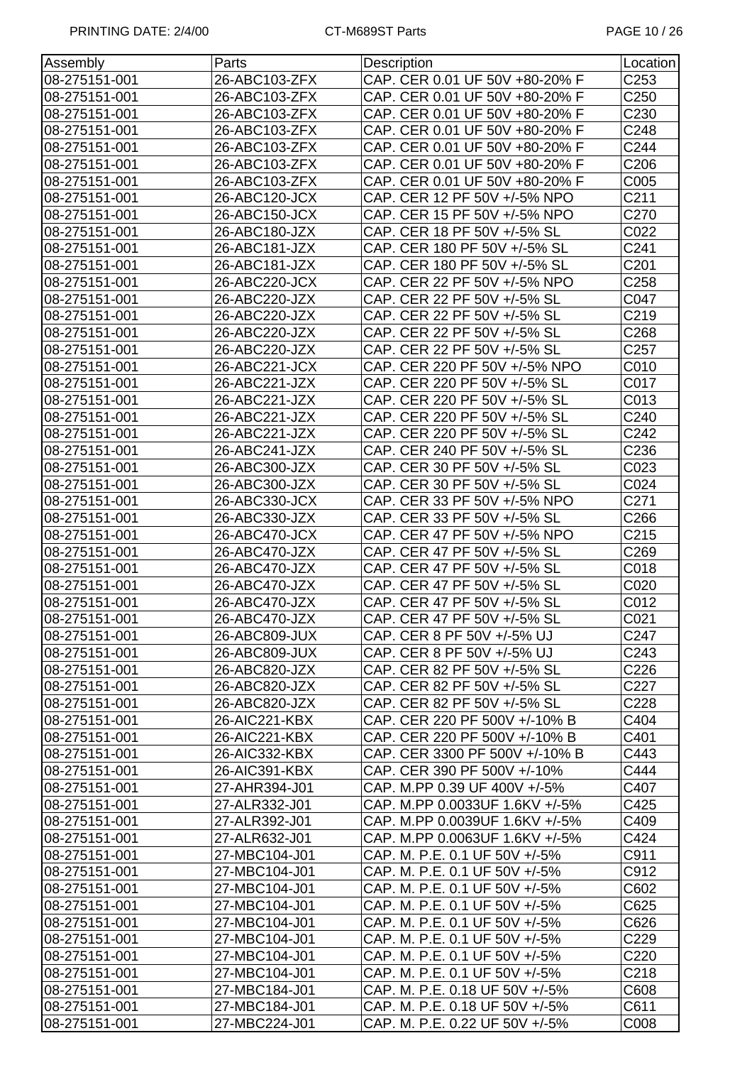| Assembly | Parts | Description | Location |
|---|---|---|---|
| 08-275151-001 | 26-ABC103-ZFX | CAP. CER 0.01 UF 50V +80-20% F | C253 |
| 08-275151-001 | 26-ABC103-ZFX | CAP. CER 0.01 UF 50V +80-20% F | C250 |
| 08-275151-001 | 26-ABC103-ZFX | CAP. CER 0.01 UF 50V +80-20% F | C230 |
| 08-275151-001 | 26-ABC103-ZFX | CAP. CER 0.01 UF 50V +80-20% F | C248 |
| 08-275151-001 | 26-ABC103-ZFX | CAP. CER 0.01 UF 50V +80-20% F | C244 |
| 08-275151-001 | 26-ABC103-ZFX | CAP. CER 0.01 UF 50V +80-20% F | C206 |
| 08-275151-001 | 26-ABC103-ZFX | CAP. CER 0.01 UF 50V +80-20% F | C005 |
| 08-275151-001 | 26-ABC120-JCX | CAP. CER 12 PF 50V +/-5% NPO | C211 |
| 08-275151-001 | 26-ABC150-JCX | CAP. CER 15 PF 50V +/-5% NPO | C270 |
| 08-275151-001 | 26-ABC180-JZX | CAP. CER 18 PF 50V +/-5% SL | C022 |
| 08-275151-001 | 26-ABC181-JZX | CAP. CER 180 PF 50V +/-5% SL | C241 |
| 08-275151-001 | 26-ABC181-JZX | CAP. CER 180 PF 50V +/-5% SL | C201 |
| 08-275151-001 | 26-ABC220-JCX | CAP. CER 22 PF 50V +/-5% NPO | C258 |
| 08-275151-001 | 26-ABC220-JZX | CAP. CER 22 PF 50V +/-5% SL | C047 |
| 08-275151-001 | 26-ABC220-JZX | CAP. CER 22 PF 50V +/-5% SL | C219 |
| 08-275151-001 | 26-ABC220-JZX | CAP. CER 22 PF 50V +/-5% SL | C268 |
| 08-275151-001 | 26-ABC220-JZX | CAP. CER 22 PF 50V +/-5% SL | C257 |
| 08-275151-001 | 26-ABC221-JCX | CAP. CER 220 PF 50V +/-5% NPO | C010 |
| 08-275151-001 | 26-ABC221-JZX | CAP. CER 220 PF 50V +/-5% SL | C017 |
| 08-275151-001 | 26-ABC221-JZX | CAP. CER 220 PF 50V +/-5% SL | C013 |
| 08-275151-001 | 26-ABC221-JZX | CAP. CER 220 PF 50V +/-5% SL | C240 |
| 08-275151-001 | 26-ABC221-JZX | CAP. CER 220 PF 50V +/-5% SL | C242 |
| 08-275151-001 | 26-ABC241-JZX | CAP. CER 240 PF 50V +/-5% SL | C236 |
| 08-275151-001 | 26-ABC300-JZX | CAP. CER 30 PF 50V +/-5% SL | C023 |
| 08-275151-001 | 26-ABC300-JZX | CAP. CER 30 PF 50V +/-5% SL | C024 |
| 08-275151-001 | 26-ABC330-JCX | CAP. CER 33 PF 50V +/-5% NPO | C271 |
| 08-275151-001 | 26-ABC330-JZX | CAP. CER 33 PF 50V +/-5% SL | C266 |
| 08-275151-001 | 26-ABC470-JCX | CAP. CER 47 PF 50V +/-5% NPO | C215 |
| 08-275151-001 | 26-ABC470-JZX | CAP. CER 47 PF 50V +/-5% SL | C269 |
| 08-275151-001 | 26-ABC470-JZX | CAP. CER 47 PF 50V +/-5% SL | C018 |
| 08-275151-001 | 26-ABC470-JZX | CAP. CER 47 PF 50V +/-5% SL | C020 |
| 08-275151-001 | 26-ABC470-JZX | CAP. CER 47 PF 50V +/-5% SL | C012 |
| 08-275151-001 | 26-ABC470-JZX | CAP. CER 47 PF 50V +/-5% SL | C021 |
| 08-275151-001 | 26-ABC809-JUX | CAP. CER 8 PF 50V +/-5% UJ | C247 |
| 08-275151-001 | 26-ABC809-JUX | CAP. CER 8 PF 50V +/-5% UJ | C243 |
| 08-275151-001 | 26-ABC820-JZX | CAP. CER 82 PF 50V +/-5% SL | C226 |
| 08-275151-001 | 26-ABC820-JZX | CAP. CER 82 PF 50V +/-5% SL | C227 |
| 08-275151-001 | 26-ABC820-JZX | CAP. CER 82 PF 50V +/-5% SL | C228 |
| 08-275151-001 | 26-AIC221-KBX | CAP. CER 220 PF 500V +/-10% B | C404 |
| 08-275151-001 | 26-AIC221-KBX | CAP. CER 220 PF 500V +/-10% B | C401 |
| 08-275151-001 | 26-AIC332-KBX | CAP. CER 3300 PF 500V +/-10% B | C443 |
| 08-275151-001 | 26-AIC391-KBX | CAP. CER 390 PF 500V +/-10% | C444 |
| 08-275151-001 | 27-AHR394-J01 | CAP. M.PP 0.39 UF 400V +/-5% | C407 |
| 08-275151-001 | 27-ALR332-J01 | CAP. M.PP 0.0033UF 1.6KV +/-5% | C425 |
| 08-275151-001 | 27-ALR392-J01 | CAP. M.PP 0.0039UF 1.6KV +/-5% | C409 |
| 08-275151-001 | 27-ALR632-J01 | CAP. M.PP 0.0063UF 1.6KV +/-5% | C424 |
| 08-275151-001 | 27-MBC104-J01 | CAP. M. P.E. 0.1 UF 50V +/-5% | C911 |
| 08-275151-001 | 27-MBC104-J01 | CAP. M. P.E. 0.1 UF 50V +/-5% | C912 |
| 08-275151-001 | 27-MBC104-J01 | CAP. M. P.E. 0.1 UF 50V +/-5% | C602 |
| 08-275151-001 | 27-MBC104-J01 | CAP. M. P.E. 0.1 UF 50V +/-5% | C625 |
| 08-275151-001 | 27-MBC104-J01 | CAP. M. P.E. 0.1 UF 50V +/-5% | C626 |
| 08-275151-001 | 27-MBC104-J01 | CAP. M. P.E. 0.1 UF 50V +/-5% | C229 |
| 08-275151-001 | 27-MBC104-J01 | CAP. M. P.E. 0.1 UF 50V +/-5% | C220 |
| 08-275151-001 | 27-MBC104-J01 | CAP. M. P.E. 0.1 UF 50V +/-5% | C218 |
| 08-275151-001 | 27-MBC184-J01 | CAP. M. P.E. 0.18 UF 50V +/-5% | C608 |
| 08-275151-001 | 27-MBC184-J01 | CAP. M. P.E. 0.18 UF 50V +/-5% | C611 |
| 08-275151-001 | 27-MBC224-J01 | CAP. M. P.E. 0.22 UF 50V +/-5% | C008 |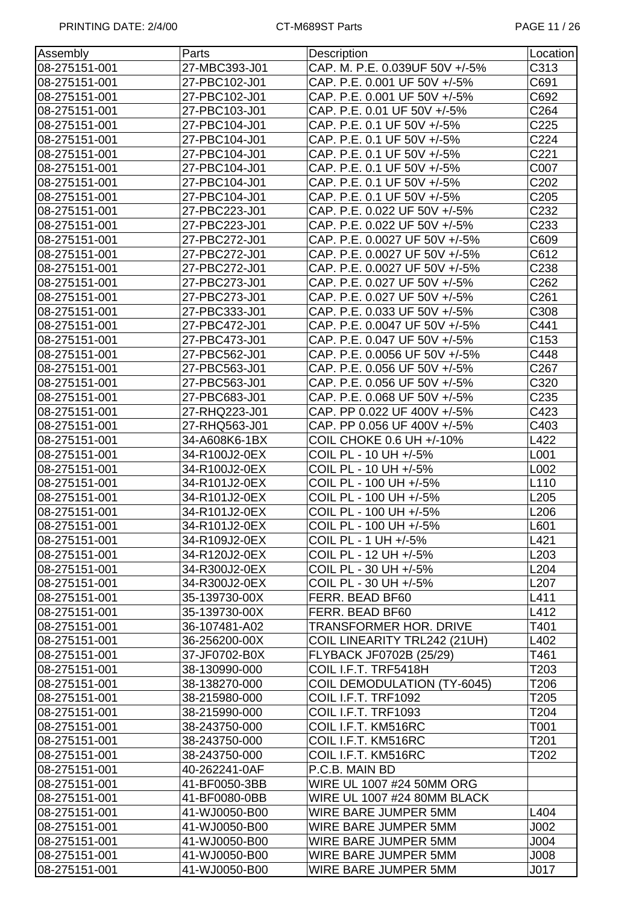| Assembly | Parts | Description | Location |
| --- | --- | --- | --- |
| 08-275151-001 | 27-MBC393-J01 | CAP. M. P.E. 0.039UF 50V +/-5% | C313 |
| 08-275151-001 | 27-PBC102-J01 | CAP. P.E. 0.001 UF 50V +/-5% | C691 |
| 08-275151-001 | 27-PBC102-J01 | CAP. P.E. 0.001 UF 50V +/-5% | C692 |
| 08-275151-001 | 27-PBC103-J01 | CAP. P.E. 0.01 UF 50V +/-5% | C264 |
| 08-275151-001 | 27-PBC104-J01 | CAP. P.E. 0.1 UF 50V +/-5% | C225 |
| 08-275151-001 | 27-PBC104-J01 | CAP. P.E. 0.1 UF 50V +/-5% | C224 |
| 08-275151-001 | 27-PBC104-J01 | CAP. P.E. 0.1 UF 50V +/-5% | C221 |
| 08-275151-001 | 27-PBC104-J01 | CAP. P.E. 0.1 UF 50V +/-5% | C007 |
| 08-275151-001 | 27-PBC104-J01 | CAP. P.E. 0.1 UF 50V +/-5% | C202 |
| 08-275151-001 | 27-PBC104-J01 | CAP. P.E. 0.1 UF 50V +/-5% | C205 |
| 08-275151-001 | 27-PBC223-J01 | CAP. P.E. 0.022 UF 50V +/-5% | C232 |
| 08-275151-001 | 27-PBC223-J01 | CAP. P.E. 0.022 UF 50V +/-5% | C233 |
| 08-275151-001 | 27-PBC272-J01 | CAP. P.E. 0.0027 UF 50V +/-5% | C609 |
| 08-275151-001 | 27-PBC272-J01 | CAP. P.E. 0.0027 UF 50V +/-5% | C612 |
| 08-275151-001 | 27-PBC272-J01 | CAP. P.E. 0.0027 UF 50V +/-5% | C238 |
| 08-275151-001 | 27-PBC273-J01 | CAP. P.E. 0.027 UF 50V +/-5% | C262 |
| 08-275151-001 | 27-PBC273-J01 | CAP. P.E. 0.027 UF 50V +/-5% | C261 |
| 08-275151-001 | 27-PBC333-J01 | CAP. P.E. 0.033 UF 50V +/-5% | C308 |
| 08-275151-001 | 27-PBC472-J01 | CAP. P.E. 0.0047 UF 50V +/-5% | C441 |
| 08-275151-001 | 27-PBC473-J01 | CAP. P.E. 0.047 UF 50V +/-5% | C153 |
| 08-275151-001 | 27-PBC562-J01 | CAP. P.E. 0.0056 UF 50V +/-5% | C448 |
| 08-275151-001 | 27-PBC563-J01 | CAP. P.E. 0.056 UF 50V +/-5% | C267 |
| 08-275151-001 | 27-PBC563-J01 | CAP. P.E. 0.056 UF 50V +/-5% | C320 |
| 08-275151-001 | 27-PBC683-J01 | CAP. P.E. 0.068 UF 50V +/-5% | C235 |
| 08-275151-001 | 27-RHQ223-J01 | CAP. PP 0.022 UF 400V +/-5% | C423 |
| 08-275151-001 | 27-RHQ563-J01 | CAP. PP 0.056 UF 400V +/-5% | C403 |
| 08-275151-001 | 34-A608K6-1BX | COIL CHOKE 0.6 UH +/-10% | L422 |
| 08-275151-001 | 34-R100J2-0EX | COIL PL - 10 UH +/-5% | L001 |
| 08-275151-001 | 34-R100J2-0EX | COIL PL - 10 UH +/-5% | L002 |
| 08-275151-001 | 34-R101J2-0EX | COIL PL - 100 UH +/-5% | L110 |
| 08-275151-001 | 34-R101J2-0EX | COIL PL - 100 UH +/-5% | L205 |
| 08-275151-001 | 34-R101J2-0EX | COIL PL - 100 UH +/-5% | L206 |
| 08-275151-001 | 34-R101J2-0EX | COIL PL - 100 UH +/-5% | L601 |
| 08-275151-001 | 34-R109J2-0EX | COIL PL - 1 UH +/-5% | L421 |
| 08-275151-001 | 34-R120J2-0EX | COIL PL - 12 UH +/-5% | L203 |
| 08-275151-001 | 34-R300J2-0EX | COIL PL - 30 UH +/-5% | L204 |
| 08-275151-001 | 34-R300J2-0EX | COIL PL - 30 UH +/-5% | L207 |
| 08-275151-001 | 35-139730-00X | FERR. BEAD BF60 | L411 |
| 08-275151-001 | 35-139730-00X | FERR. BEAD BF60 | L412 |
| 08-275151-001 | 36-107481-A02 | TRANSFORMER HOR. DRIVE | T401 |
| 08-275151-001 | 36-256200-00X | COIL LINEARITY TRL242 (21UH) | L402 |
| 08-275151-001 | 37-JF0702-B0X | FLYBACK JF0702B (25/29) | T461 |
| 08-275151-001 | 38-130990-000 | COIL I.F.T. TRF5418H | T203 |
| 08-275151-001 | 38-138270-000 | COIL DEMODULATION (TY-6045) | T206 |
| 08-275151-001 | 38-215980-000 | COIL I.F.T. TRF1092 | T205 |
| 08-275151-001 | 38-215990-000 | COIL I.F.T. TRF1093 | T204 |
| 08-275151-001 | 38-243750-000 | COIL I.F.T. KM516RC | T001 |
| 08-275151-001 | 38-243750-000 | COIL I.F.T. KM516RC | T201 |
| 08-275151-001 | 38-243750-000 | COIL I.F.T. KM516RC | T202 |
| 08-275151-001 | 40-262241-0AF | P.C.B. MAIN BD | |
| 08-275151-001 | 41-BF0050-3BB | WIRE UL 1007 #24 50MM ORG | |
| 08-275151-001 | 41-BF0080-0BB | WIRE UL 1007 #24 80MM BLACK | |
| 08-275151-001 | 41-WJ0050-B00 | WIRE BARE JUMPER 5MM | L404 |
| 08-275151-001 | 41-WJ0050-B00 | WIRE BARE JUMPER 5MM | J002 |
| 08-275151-001 | 41-WJ0050-B00 | WIRE BARE JUMPER 5MM | J004 |
| 08-275151-001 | 41-WJ0050-B00 | WIRE BARE JUMPER 5MM | J008 |
| 08-275151-001 | 41-WJ0050-B00 | WIRE BARE JUMPER 5MM | J017 |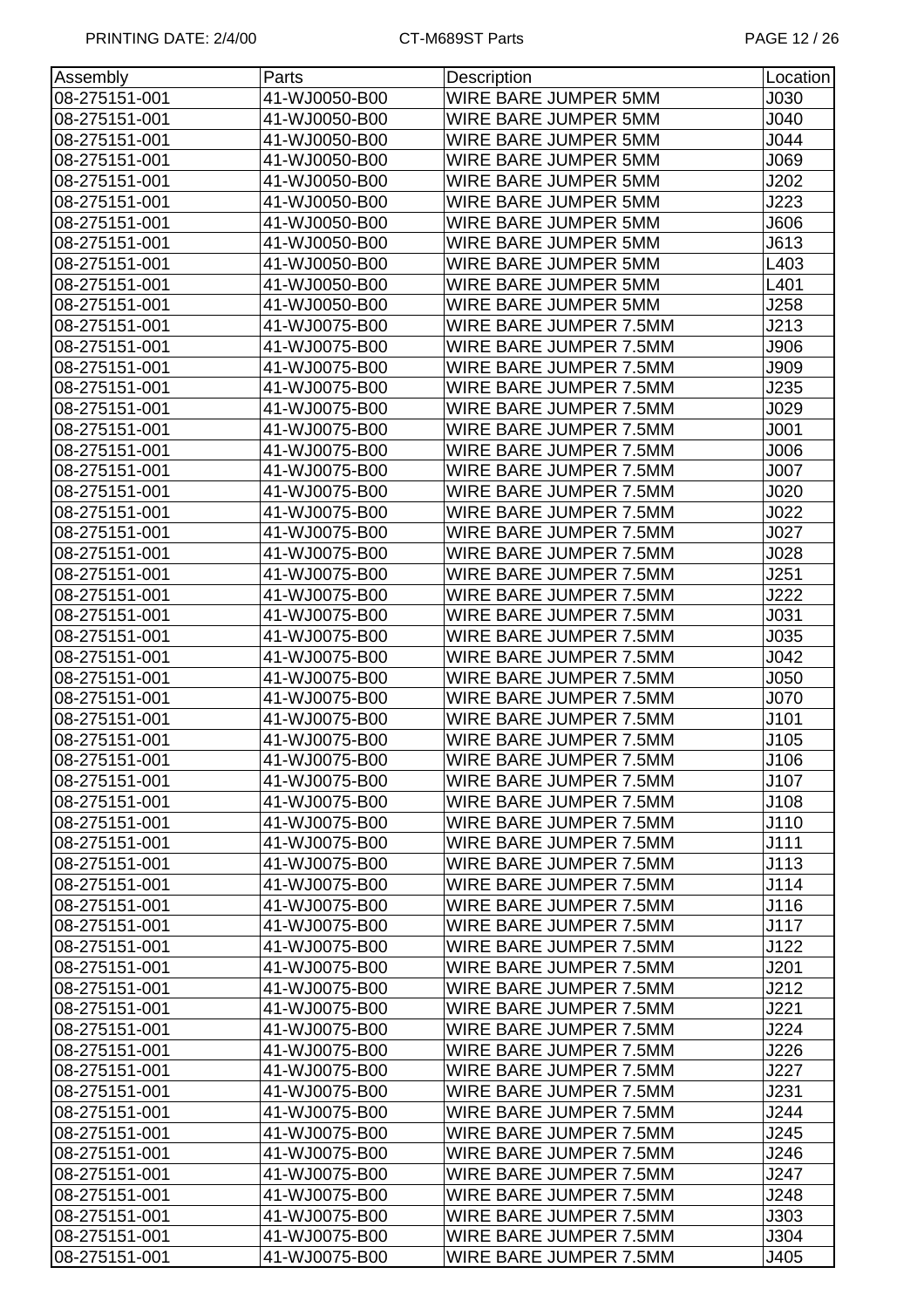| Assembly | Parts | Description | Location |
|---|---|---|---|
| 08-275151-001 | 41-WJ0050-B00 | WIRE BARE JUMPER 5MM | J030 |
| 08-275151-001 | 41-WJ0050-B00 | WIRE BARE JUMPER 5MM | J040 |
| 08-275151-001 | 41-WJ0050-B00 | WIRE BARE JUMPER 5MM | J044 |
| 08-275151-001 | 41-WJ0050-B00 | WIRE BARE JUMPER 5MM | J069 |
| 08-275151-001 | 41-WJ0050-B00 | WIRE BARE JUMPER 5MM | J202 |
| 08-275151-001 | 41-WJ0050-B00 | WIRE BARE JUMPER 5MM | J223 |
| 08-275151-001 | 41-WJ0050-B00 | WIRE BARE JUMPER 5MM | J606 |
| 08-275151-001 | 41-WJ0050-B00 | WIRE BARE JUMPER 5MM | J613 |
| 08-275151-001 | 41-WJ0050-B00 | WIRE BARE JUMPER 5MM | L403 |
| 08-275151-001 | 41-WJ0050-B00 | WIRE BARE JUMPER 5MM | L401 |
| 08-275151-001 | 41-WJ0050-B00 | WIRE BARE JUMPER 5MM | J258 |
| 08-275151-001 | 41-WJ0075-B00 | WIRE BARE JUMPER 7.5MM | J213 |
| 08-275151-001 | 41-WJ0075-B00 | WIRE BARE JUMPER 7.5MM | J906 |
| 08-275151-001 | 41-WJ0075-B00 | WIRE BARE JUMPER 7.5MM | J909 |
| 08-275151-001 | 41-WJ0075-B00 | WIRE BARE JUMPER 7.5MM | J235 |
| 08-275151-001 | 41-WJ0075-B00 | WIRE BARE JUMPER 7.5MM | J029 |
| 08-275151-001 | 41-WJ0075-B00 | WIRE BARE JUMPER 7.5MM | J001 |
| 08-275151-001 | 41-WJ0075-B00 | WIRE BARE JUMPER 7.5MM | J006 |
| 08-275151-001 | 41-WJ0075-B00 | WIRE BARE JUMPER 7.5MM | J007 |
| 08-275151-001 | 41-WJ0075-B00 | WIRE BARE JUMPER 7.5MM | J020 |
| 08-275151-001 | 41-WJ0075-B00 | WIRE BARE JUMPER 7.5MM | J022 |
| 08-275151-001 | 41-WJ0075-B00 | WIRE BARE JUMPER 7.5MM | J027 |
| 08-275151-001 | 41-WJ0075-B00 | WIRE BARE JUMPER 7.5MM | J028 |
| 08-275151-001 | 41-WJ0075-B00 | WIRE BARE JUMPER 7.5MM | J251 |
| 08-275151-001 | 41-WJ0075-B00 | WIRE BARE JUMPER 7.5MM | J222 |
| 08-275151-001 | 41-WJ0075-B00 | WIRE BARE JUMPER 7.5MM | J031 |
| 08-275151-001 | 41-WJ0075-B00 | WIRE BARE JUMPER 7.5MM | J035 |
| 08-275151-001 | 41-WJ0075-B00 | WIRE BARE JUMPER 7.5MM | J042 |
| 08-275151-001 | 41-WJ0075-B00 | WIRE BARE JUMPER 7.5MM | J050 |
| 08-275151-001 | 41-WJ0075-B00 | WIRE BARE JUMPER 7.5MM | J070 |
| 08-275151-001 | 41-WJ0075-B00 | WIRE BARE JUMPER 7.5MM | J101 |
| 08-275151-001 | 41-WJ0075-B00 | WIRE BARE JUMPER 7.5MM | J105 |
| 08-275151-001 | 41-WJ0075-B00 | WIRE BARE JUMPER 7.5MM | J106 |
| 08-275151-001 | 41-WJ0075-B00 | WIRE BARE JUMPER 7.5MM | J107 |
| 08-275151-001 | 41-WJ0075-B00 | WIRE BARE JUMPER 7.5MM | J108 |
| 08-275151-001 | 41-WJ0075-B00 | WIRE BARE JUMPER 7.5MM | J110 |
| 08-275151-001 | 41-WJ0075-B00 | WIRE BARE JUMPER 7.5MM | J111 |
| 08-275151-001 | 41-WJ0075-B00 | WIRE BARE JUMPER 7.5MM | J113 |
| 08-275151-001 | 41-WJ0075-B00 | WIRE BARE JUMPER 7.5MM | J114 |
| 08-275151-001 | 41-WJ0075-B00 | WIRE BARE JUMPER 7.5MM | J116 |
| 08-275151-001 | 41-WJ0075-B00 | WIRE BARE JUMPER 7.5MM | J117 |
| 08-275151-001 | 41-WJ0075-B00 | WIRE BARE JUMPER 7.5MM | J122 |
| 08-275151-001 | 41-WJ0075-B00 | WIRE BARE JUMPER 7.5MM | J201 |
| 08-275151-001 | 41-WJ0075-B00 | WIRE BARE JUMPER 7.5MM | J212 |
| 08-275151-001 | 41-WJ0075-B00 | WIRE BARE JUMPER 7.5MM | J221 |
| 08-275151-001 | 41-WJ0075-B00 | WIRE BARE JUMPER 7.5MM | J224 |
| 08-275151-001 | 41-WJ0075-B00 | WIRE BARE JUMPER 7.5MM | J226 |
| 08-275151-001 | 41-WJ0075-B00 | WIRE BARE JUMPER 7.5MM | J227 |
| 08-275151-001 | 41-WJ0075-B00 | WIRE BARE JUMPER 7.5MM | J231 |
| 08-275151-001 | 41-WJ0075-B00 | WIRE BARE JUMPER 7.5MM | J244 |
| 08-275151-001 | 41-WJ0075-B00 | WIRE BARE JUMPER 7.5MM | J245 |
| 08-275151-001 | 41-WJ0075-B00 | WIRE BARE JUMPER 7.5MM | J246 |
| 08-275151-001 | 41-WJ0075-B00 | WIRE BARE JUMPER 7.5MM | J247 |
| 08-275151-001 | 41-WJ0075-B00 | WIRE BARE JUMPER 7.5MM | J248 |
| 08-275151-001 | 41-WJ0075-B00 | WIRE BARE JUMPER 7.5MM | J303 |
| 08-275151-001 | 41-WJ0075-B00 | WIRE BARE JUMPER 7.5MM | J304 |
| 08-275151-001 | 41-WJ0075-B00 | WIRE BARE JUMPER 7.5MM | J405 |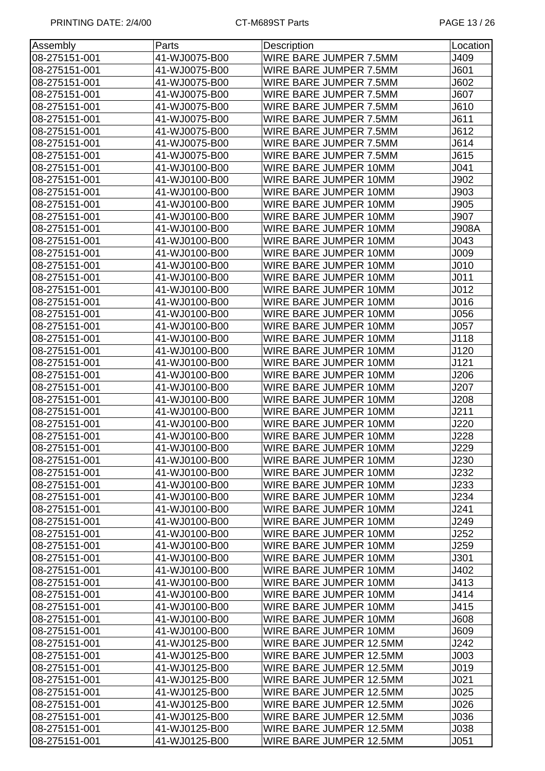| Assembly | Parts | Description | Location |
|---|---|---|---|
| 08-275151-001 | 41-WJ0075-B00 | WIRE BARE JUMPER 7.5MM | J409 |
| 08-275151-001 | 41-WJ0075-B00 | WIRE BARE JUMPER 7.5MM | J601 |
| 08-275151-001 | 41-WJ0075-B00 | WIRE BARE JUMPER 7.5MM | J602 |
| 08-275151-001 | 41-WJ0075-B00 | WIRE BARE JUMPER 7.5MM | J607 |
| 08-275151-001 | 41-WJ0075-B00 | WIRE BARE JUMPER 7.5MM | J610 |
| 08-275151-001 | 41-WJ0075-B00 | WIRE BARE JUMPER 7.5MM | J611 |
| 08-275151-001 | 41-WJ0075-B00 | WIRE BARE JUMPER 7.5MM | J612 |
| 08-275151-001 | 41-WJ0075-B00 | WIRE BARE JUMPER 7.5MM | J614 |
| 08-275151-001 | 41-WJ0075-B00 | WIRE BARE JUMPER 7.5MM | J615 |
| 08-275151-001 | 41-WJ0100-B00 | WIRE BARE JUMPER 10MM | J041 |
| 08-275151-001 | 41-WJ0100-B00 | WIRE BARE JUMPER 10MM | J902 |
| 08-275151-001 | 41-WJ0100-B00 | WIRE BARE JUMPER 10MM | J903 |
| 08-275151-001 | 41-WJ0100-B00 | WIRE BARE JUMPER 10MM | J905 |
| 08-275151-001 | 41-WJ0100-B00 | WIRE BARE JUMPER 10MM | J907 |
| 08-275151-001 | 41-WJ0100-B00 | WIRE BARE JUMPER 10MM | J908A |
| 08-275151-001 | 41-WJ0100-B00 | WIRE BARE JUMPER 10MM | J043 |
| 08-275151-001 | 41-WJ0100-B00 | WIRE BARE JUMPER 10MM | J009 |
| 08-275151-001 | 41-WJ0100-B00 | WIRE BARE JUMPER 10MM | J010 |
| 08-275151-001 | 41-WJ0100-B00 | WIRE BARE JUMPER 10MM | J011 |
| 08-275151-001 | 41-WJ0100-B00 | WIRE BARE JUMPER 10MM | J012 |
| 08-275151-001 | 41-WJ0100-B00 | WIRE BARE JUMPER 10MM | J016 |
| 08-275151-001 | 41-WJ0100-B00 | WIRE BARE JUMPER 10MM | J056 |
| 08-275151-001 | 41-WJ0100-B00 | WIRE BARE JUMPER 10MM | J057 |
| 08-275151-001 | 41-WJ0100-B00 | WIRE BARE JUMPER 10MM | J118 |
| 08-275151-001 | 41-WJ0100-B00 | WIRE BARE JUMPER 10MM | J120 |
| 08-275151-001 | 41-WJ0100-B00 | WIRE BARE JUMPER 10MM | J121 |
| 08-275151-001 | 41-WJ0100-B00 | WIRE BARE JUMPER 10MM | J206 |
| 08-275151-001 | 41-WJ0100-B00 | WIRE BARE JUMPER 10MM | J207 |
| 08-275151-001 | 41-WJ0100-B00 | WIRE BARE JUMPER 10MM | J208 |
| 08-275151-001 | 41-WJ0100-B00 | WIRE BARE JUMPER 10MM | J211 |
| 08-275151-001 | 41-WJ0100-B00 | WIRE BARE JUMPER 10MM | J220 |
| 08-275151-001 | 41-WJ0100-B00 | WIRE BARE JUMPER 10MM | J228 |
| 08-275151-001 | 41-WJ0100-B00 | WIRE BARE JUMPER 10MM | J229 |
| 08-275151-001 | 41-WJ0100-B00 | WIRE BARE JUMPER 10MM | J230 |
| 08-275151-001 | 41-WJ0100-B00 | WIRE BARE JUMPER 10MM | J232 |
| 08-275151-001 | 41-WJ0100-B00 | WIRE BARE JUMPER 10MM | J233 |
| 08-275151-001 | 41-WJ0100-B00 | WIRE BARE JUMPER 10MM | J234 |
| 08-275151-001 | 41-WJ0100-B00 | WIRE BARE JUMPER 10MM | J241 |
| 08-275151-001 | 41-WJ0100-B00 | WIRE BARE JUMPER 10MM | J249 |
| 08-275151-001 | 41-WJ0100-B00 | WIRE BARE JUMPER 10MM | J252 |
| 08-275151-001 | 41-WJ0100-B00 | WIRE BARE JUMPER 10MM | J259 |
| 08-275151-001 | 41-WJ0100-B00 | WIRE BARE JUMPER 10MM | J301 |
| 08-275151-001 | 41-WJ0100-B00 | WIRE BARE JUMPER 10MM | J402 |
| 08-275151-001 | 41-WJ0100-B00 | WIRE BARE JUMPER 10MM | J413 |
| 08-275151-001 | 41-WJ0100-B00 | WIRE BARE JUMPER 10MM | J414 |
| 08-275151-001 | 41-WJ0100-B00 | WIRE BARE JUMPER 10MM | J415 |
| 08-275151-001 | 41-WJ0100-B00 | WIRE BARE JUMPER 10MM | J608 |
| 08-275151-001 | 41-WJ0100-B00 | WIRE BARE JUMPER 10MM | J609 |
| 08-275151-001 | 41-WJ0125-B00 | WIRE BARE JUMPER 12.5MM | J242 |
| 08-275151-001 | 41-WJ0125-B00 | WIRE BARE JUMPER 12.5MM | J003 |
| 08-275151-001 | 41-WJ0125-B00 | WIRE BARE JUMPER 12.5MM | J019 |
| 08-275151-001 | 41-WJ0125-B00 | WIRE BARE JUMPER 12.5MM | J021 |
| 08-275151-001 | 41-WJ0125-B00 | WIRE BARE JUMPER 12.5MM | J025 |
| 08-275151-001 | 41-WJ0125-B00 | WIRE BARE JUMPER 12.5MM | J026 |
| 08-275151-001 | 41-WJ0125-B00 | WIRE BARE JUMPER 12.5MM | J036 |
| 08-275151-001 | 41-WJ0125-B00 | WIRE BARE JUMPER 12.5MM | J038 |
| 08-275151-001 | 41-WJ0125-B00 | WIRE BARE JUMPER 12.5MM | J051 |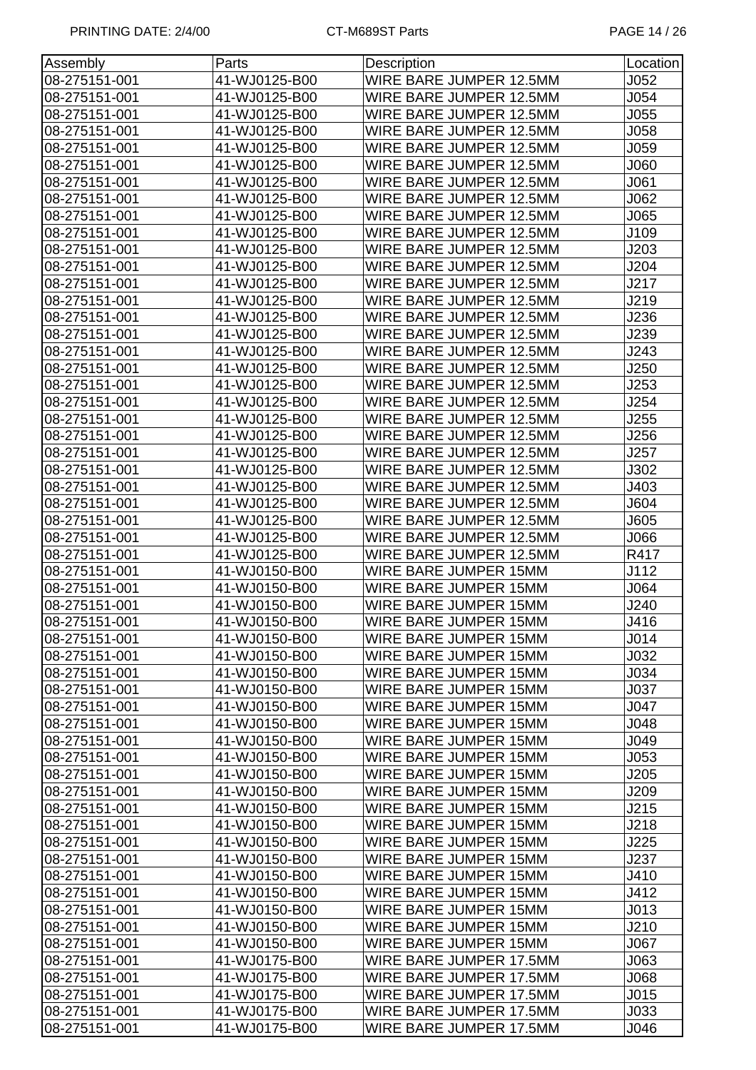| Assembly | Parts | Description | Location |
|---|---|---|---|
| 08-275151-001 | 41-WJ0125-B00 | WIRE BARE JUMPER 12.5MM | J052 |
| 08-275151-001 | 41-WJ0125-B00 | WIRE BARE JUMPER 12.5MM | J054 |
| 08-275151-001 | 41-WJ0125-B00 | WIRE BARE JUMPER 12.5MM | J055 |
| 08-275151-001 | 41-WJ0125-B00 | WIRE BARE JUMPER 12.5MM | J058 |
| 08-275151-001 | 41-WJ0125-B00 | WIRE BARE JUMPER 12.5MM | J059 |
| 08-275151-001 | 41-WJ0125-B00 | WIRE BARE JUMPER 12.5MM | J060 |
| 08-275151-001 | 41-WJ0125-B00 | WIRE BARE JUMPER 12.5MM | J061 |
| 08-275151-001 | 41-WJ0125-B00 | WIRE BARE JUMPER 12.5MM | J062 |
| 08-275151-001 | 41-WJ0125-B00 | WIRE BARE JUMPER 12.5MM | J065 |
| 08-275151-001 | 41-WJ0125-B00 | WIRE BARE JUMPER 12.5MM | J109 |
| 08-275151-001 | 41-WJ0125-B00 | WIRE BARE JUMPER 12.5MM | J203 |
| 08-275151-001 | 41-WJ0125-B00 | WIRE BARE JUMPER 12.5MM | J204 |
| 08-275151-001 | 41-WJ0125-B00 | WIRE BARE JUMPER 12.5MM | J217 |
| 08-275151-001 | 41-WJ0125-B00 | WIRE BARE JUMPER 12.5MM | J219 |
| 08-275151-001 | 41-WJ0125-B00 | WIRE BARE JUMPER 12.5MM | J236 |
| 08-275151-001 | 41-WJ0125-B00 | WIRE BARE JUMPER 12.5MM | J239 |
| 08-275151-001 | 41-WJ0125-B00 | WIRE BARE JUMPER 12.5MM | J243 |
| 08-275151-001 | 41-WJ0125-B00 | WIRE BARE JUMPER 12.5MM | J250 |
| 08-275151-001 | 41-WJ0125-B00 | WIRE BARE JUMPER 12.5MM | J253 |
| 08-275151-001 | 41-WJ0125-B00 | WIRE BARE JUMPER 12.5MM | J254 |
| 08-275151-001 | 41-WJ0125-B00 | WIRE BARE JUMPER 12.5MM | J255 |
| 08-275151-001 | 41-WJ0125-B00 | WIRE BARE JUMPER 12.5MM | J256 |
| 08-275151-001 | 41-WJ0125-B00 | WIRE BARE JUMPER 12.5MM | J257 |
| 08-275151-001 | 41-WJ0125-B00 | WIRE BARE JUMPER 12.5MM | J302 |
| 08-275151-001 | 41-WJ0125-B00 | WIRE BARE JUMPER 12.5MM | J403 |
| 08-275151-001 | 41-WJ0125-B00 | WIRE BARE JUMPER 12.5MM | J604 |
| 08-275151-001 | 41-WJ0125-B00 | WIRE BARE JUMPER 12.5MM | J605 |
| 08-275151-001 | 41-WJ0125-B00 | WIRE BARE JUMPER 12.5MM | J066 |
| 08-275151-001 | 41-WJ0125-B00 | WIRE BARE JUMPER 12.5MM | R417 |
| 08-275151-001 | 41-WJ0150-B00 | WIRE BARE JUMPER 15MM | J112 |
| 08-275151-001 | 41-WJ0150-B00 | WIRE BARE JUMPER 15MM | J064 |
| 08-275151-001 | 41-WJ0150-B00 | WIRE BARE JUMPER 15MM | J240 |
| 08-275151-001 | 41-WJ0150-B00 | WIRE BARE JUMPER 15MM | J416 |
| 08-275151-001 | 41-WJ0150-B00 | WIRE BARE JUMPER 15MM | J014 |
| 08-275151-001 | 41-WJ0150-B00 | WIRE BARE JUMPER 15MM | J032 |
| 08-275151-001 | 41-WJ0150-B00 | WIRE BARE JUMPER 15MM | J034 |
| 08-275151-001 | 41-WJ0150-B00 | WIRE BARE JUMPER 15MM | J037 |
| 08-275151-001 | 41-WJ0150-B00 | WIRE BARE JUMPER 15MM | J047 |
| 08-275151-001 | 41-WJ0150-B00 | WIRE BARE JUMPER 15MM | J048 |
| 08-275151-001 | 41-WJ0150-B00 | WIRE BARE JUMPER 15MM | J049 |
| 08-275151-001 | 41-WJ0150-B00 | WIRE BARE JUMPER 15MM | J053 |
| 08-275151-001 | 41-WJ0150-B00 | WIRE BARE JUMPER 15MM | J205 |
| 08-275151-001 | 41-WJ0150-B00 | WIRE BARE JUMPER 15MM | J209 |
| 08-275151-001 | 41-WJ0150-B00 | WIRE BARE JUMPER 15MM | J215 |
| 08-275151-001 | 41-WJ0150-B00 | WIRE BARE JUMPER 15MM | J218 |
| 08-275151-001 | 41-WJ0150-B00 | WIRE BARE JUMPER 15MM | J225 |
| 08-275151-001 | 41-WJ0150-B00 | WIRE BARE JUMPER 15MM | J237 |
| 08-275151-001 | 41-WJ0150-B00 | WIRE BARE JUMPER 15MM | J410 |
| 08-275151-001 | 41-WJ0150-B00 | WIRE BARE JUMPER 15MM | J412 |
| 08-275151-001 | 41-WJ0150-B00 | WIRE BARE JUMPER 15MM | J013 |
| 08-275151-001 | 41-WJ0150-B00 | WIRE BARE JUMPER 15MM | J210 |
| 08-275151-001 | 41-WJ0150-B00 | WIRE BARE JUMPER 15MM | J067 |
| 08-275151-001 | 41-WJ0175-B00 | WIRE BARE JUMPER 17.5MM | J063 |
| 08-275151-001 | 41-WJ0175-B00 | WIRE BARE JUMPER 17.5MM | J068 |
| 08-275151-001 | 41-WJ0175-B00 | WIRE BARE JUMPER 17.5MM | J015 |
| 08-275151-001 | 41-WJ0175-B00 | WIRE BARE JUMPER 17.5MM | J033 |
| 08-275151-001 | 41-WJ0175-B00 | WIRE BARE JUMPER 17.5MM | J046 |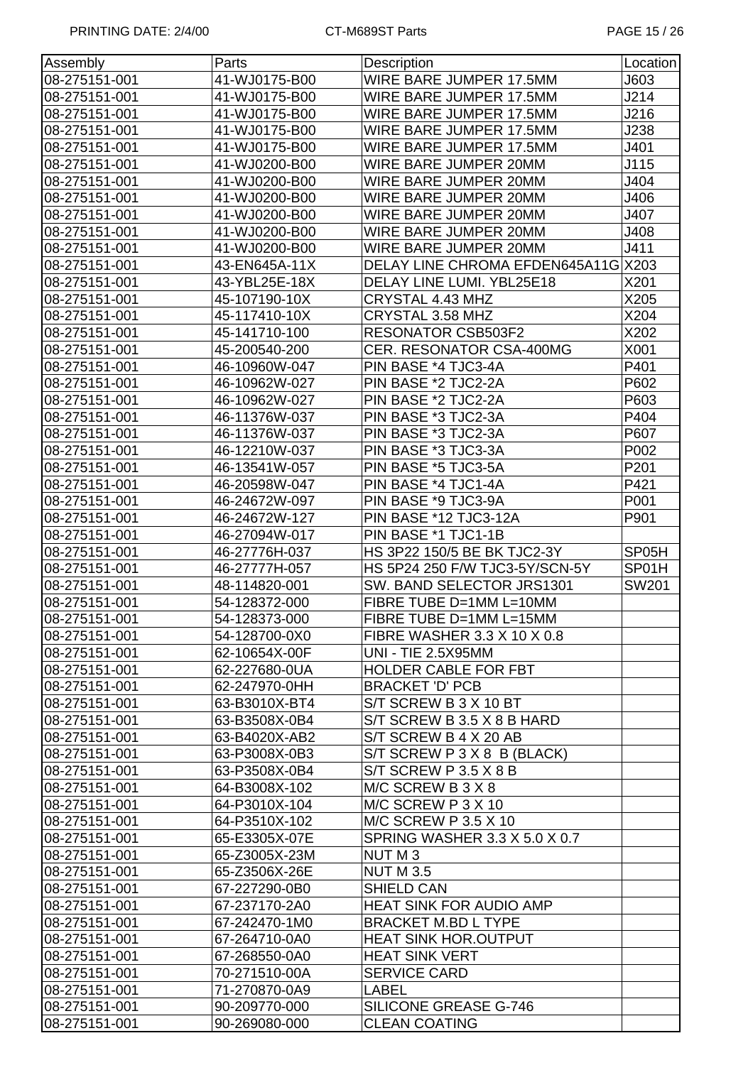| Assembly | Parts | Description | Location |
| --- | --- | --- | --- |
| 08-275151-001 | 41-WJ0175-B00 | WIRE BARE JUMPER 17.5MM | J603 |
| 08-275151-001 | 41-WJ0175-B00 | WIRE BARE JUMPER 17.5MM | J214 |
| 08-275151-001 | 41-WJ0175-B00 | WIRE BARE JUMPER 17.5MM | J216 |
| 08-275151-001 | 41-WJ0175-B00 | WIRE BARE JUMPER 17.5MM | J238 |
| 08-275151-001 | 41-WJ0175-B00 | WIRE BARE JUMPER 17.5MM | J401 |
| 08-275151-001 | 41-WJ0200-B00 | WIRE BARE JUMPER 20MM | J115 |
| 08-275151-001 | 41-WJ0200-B00 | WIRE BARE JUMPER 20MM | J404 |
| 08-275151-001 | 41-WJ0200-B00 | WIRE BARE JUMPER 20MM | J406 |
| 08-275151-001 | 41-WJ0200-B00 | WIRE BARE JUMPER 20MM | J407 |
| 08-275151-001 | 41-WJ0200-B00 | WIRE BARE JUMPER 20MM | J408 |
| 08-275151-001 | 41-WJ0200-B00 | WIRE BARE JUMPER 20MM | J411 |
| 08-275151-001 | 43-EN645A-11X | DELAY LINE CHROMA EFDEN645A11G | X203 |
| 08-275151-001 | 43-YBL25E-18X | DELAY LINE LUMI. YBL25E18 | X201 |
| 08-275151-001 | 45-107190-10X | CRYSTAL 4.43 MHZ | X205 |
| 08-275151-001 | 45-117410-10X | CRYSTAL 3.58 MHZ | X204 |
| 08-275151-001 | 45-141710-100 | RESONATOR CSB503F2 | X202 |
| 08-275151-001 | 45-200540-200 | CER. RESONATOR CSA-400MG | X001 |
| 08-275151-001 | 46-10960W-047 | PIN BASE *4 TJC3-4A | P401 |
| 08-275151-001 | 46-10962W-027 | PIN BASE *2 TJC2-2A | P602 |
| 08-275151-001 | 46-10962W-027 | PIN BASE *2 TJC2-2A | P603 |
| 08-275151-001 | 46-11376W-037 | PIN BASE *3 TJC2-3A | P404 |
| 08-275151-001 | 46-11376W-037 | PIN BASE *3 TJC2-3A | P607 |
| 08-275151-001 | 46-12210W-037 | PIN BASE *3 TJC3-3A | P002 |
| 08-275151-001 | 46-13541W-057 | PIN BASE *5 TJC3-5A | P201 |
| 08-275151-001 | 46-20598W-047 | PIN BASE *4 TJC1-4A | P421 |
| 08-275151-001 | 46-24672W-097 | PIN BASE *9 TJC3-9A | P001 |
| 08-275151-001 | 46-24672W-127 | PIN BASE *12 TJC3-12A | P901 |
| 08-275151-001 | 46-27094W-017 | PIN BASE *1 TJC1-1B | |
| 08-275151-001 | 46-27776H-037 | HS 3P22 150/5 BE BK TJC2-3Y | SP05H |
| 08-275151-001 | 46-27777H-057 | HS 5P24 250 F/W TJC3-5Y/SCN-5Y | SP01H |
| 08-275151-001 | 48-114820-001 | SW. BAND SELECTOR JRS1301 | SW201 |
| 08-275151-001 | 54-128372-000 | FIBRE TUBE D=1MM L=10MM | |
| 08-275151-001 | 54-128373-000 | FIBRE TUBE D=1MM L=15MM | |
| 08-275151-001 | 54-128700-0X0 | FIBRE WASHER 3.3 X 10 X 0.8 | |
| 08-275151-001 | 62-10654X-00F | UNI - TIE 2.5X95MM | |
| 08-275151-001 | 62-227680-0UA | HOLDER CABLE FOR FBT | |
| 08-275151-001 | 62-247970-0HH | BRACKET 'D' PCB | |
| 08-275151-001 | 63-B3010X-BT4 | S/T SCREW B 3 X 10 BT | |
| 08-275151-001 | 63-B3508X-0B4 | S/T SCREW B 3.5 X 8 B HARD | |
| 08-275151-001 | 63-B4020X-AB2 | S/T SCREW B 4 X 20 AB | |
| 08-275151-001 | 63-P3008X-0B3 | S/T SCREW P 3 X 8 B (BLACK) | |
| 08-275151-001 | 63-P3508X-0B4 | S/T SCREW P 3.5 X 8 B | |
| 08-275151-001 | 64-B3008X-102 | M/C SCREW B 3 X 8 | |
| 08-275151-001 | 64-P3010X-104 | M/C SCREW P 3 X 10 | |
| 08-275151-001 | 64-P3510X-102 | M/C SCREW P 3.5 X 10 | |
| 08-275151-001 | 65-E3305X-07E | SPRING WASHER 3.3 X 5.0 X 0.7 | |
| 08-275151-001 | 65-Z3005X-23M | NUT M 3 | |
| 08-275151-001 | 65-Z3506X-26E | NUT M 3.5 | |
| 08-275151-001 | 67-227290-0B0 | SHIELD CAN | |
| 08-275151-001 | 67-237170-2A0 | HEAT SINK FOR AUDIO AMP | |
| 08-275151-001 | 67-242470-1M0 | BRACKET M.BD L TYPE | |
| 08-275151-001 | 67-264710-0A0 | HEAT SINK HOR.OUTPUT | |
| 08-275151-001 | 67-268550-0A0 | HEAT SINK VERT | |
| 08-275151-001 | 70-271510-00A | SERVICE CARD | |
| 08-275151-001 | 71-270870-0A9 | LABEL | |
| 08-275151-001 | 90-209770-000 | SILICONE GREASE G-746 | |
| 08-275151-001 | 90-269080-000 | CLEAN COATING | |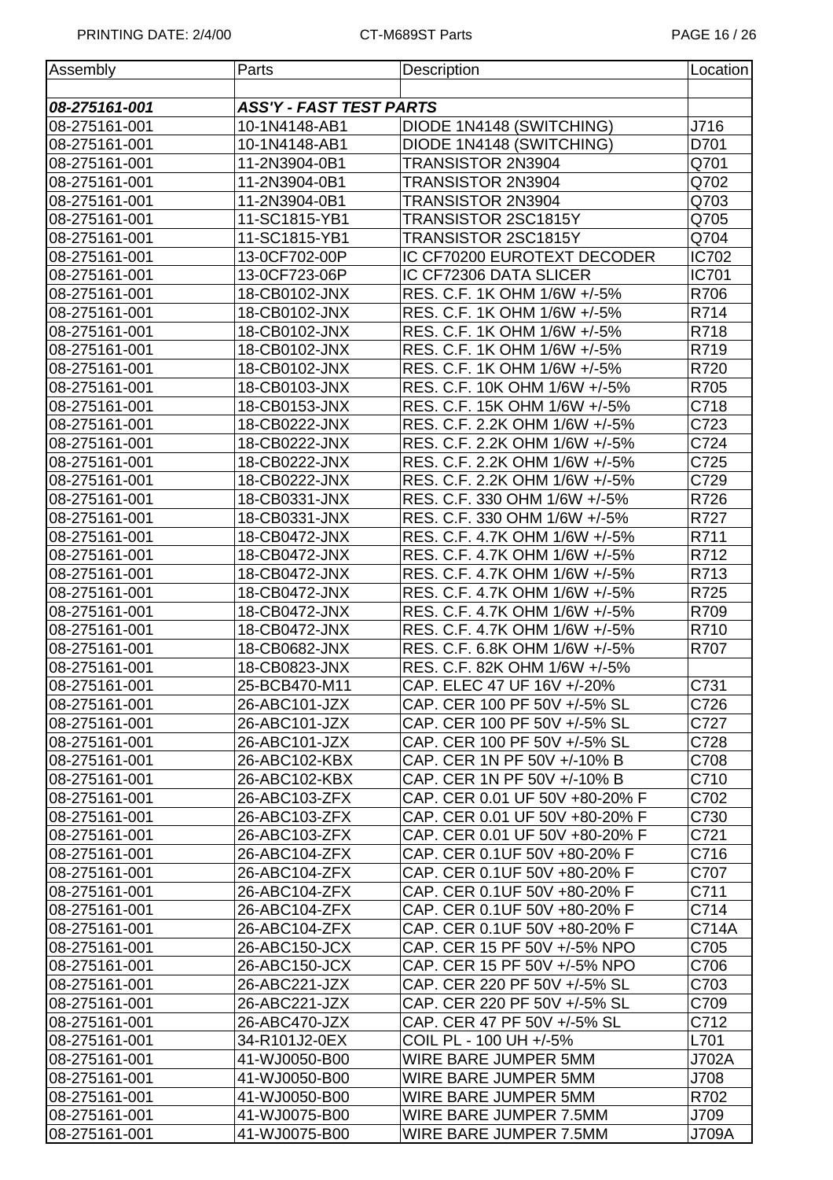| Assembly | Parts | Description | Location |
|---|---|---|---|
| | | | |
| ***08-275161-001*** | ***ASS'Y - FAST TEST PARTS*** | | |
| 08-275161-001 | 10-1N4148-AB1 | DIODE 1N4148 (SWITCHING) | J716 |
| 08-275161-001 | 10-1N4148-AB1 | DIODE 1N4148 (SWITCHING) | D701 |
| 08-275161-001 | 11-2N3904-0B1 | TRANSISTOR 2N3904 | Q701 |
| 08-275161-001 | 11-2N3904-0B1 | TRANSISTOR 2N3904 | Q702 |
| 08-275161-001 | 11-2N3904-0B1 | TRANSISTOR 2N3904 | Q703 |
| 08-275161-001 | 11-SC1815-YB1 | TRANSISTOR 2SC1815Y | Q705 |
| 08-275161-001 | 11-SC1815-YB1 | TRANSISTOR 2SC1815Y | Q704 |
| 08-275161-001 | 13-0CF702-00P | IC CF70200 EUROTEXT DECODER | IC702 |
| 08-275161-001 | 13-0CF723-06P | IC CF72306 DATA SLICER | IC701 |
| 08-275161-001 | 18-CB0102-JNX | RES. C.F. 1K OHM 1/6W +/-5% | R706 |
| 08-275161-001 | 18-CB0102-JNX | RES. C.F. 1K OHM 1/6W +/-5% | R714 |
| 08-275161-001 | 18-CB0102-JNX | RES. C.F. 1K OHM 1/6W +/-5% | R718 |
| 08-275161-001 | 18-CB0102-JNX | RES. C.F. 1K OHM 1/6W +/-5% | R719 |
| 08-275161-001 | 18-CB0102-JNX | RES. C.F. 1K OHM 1/6W +/-5% | R720 |
| 08-275161-001 | 18-CB0103-JNX | RES. C.F. 10K OHM 1/6W +/-5% | R705 |
| 08-275161-001 | 18-CB0153-JNX | RES. C.F. 15K OHM 1/6W +/-5% | C718 |
| 08-275161-001 | 18-CB0222-JNX | RES. C.F. 2.2K OHM 1/6W +/-5% | C723 |
| 08-275161-001 | 18-CB0222-JNX | RES. C.F. 2.2K OHM 1/6W +/-5% | C724 |
| 08-275161-001 | 18-CB0222-JNX | RES. C.F. 2.2K OHM 1/6W +/-5% | C725 |
| 08-275161-001 | 18-CB0222-JNX | RES. C.F. 2.2K OHM 1/6W +/-5% | C729 |
| 08-275161-001 | 18-CB0331-JNX | RES. C.F. 330 OHM 1/6W +/-5% | R726 |
| 08-275161-001 | 18-CB0331-JNX | RES. C.F. 330 OHM 1/6W +/-5% | R727 |
| 08-275161-001 | 18-CB0472-JNX | RES. C.F. 4.7K OHM 1/6W +/-5% | R711 |
| 08-275161-001 | 18-CB0472-JNX | RES. C.F. 4.7K OHM 1/6W +/-5% | R712 |
| 08-275161-001 | 18-CB0472-JNX | RES. C.F. 4.7K OHM 1/6W +/-5% | R713 |
| 08-275161-001 | 18-CB0472-JNX | RES. C.F. 4.7K OHM 1/6W +/-5% | R725 |
| 08-275161-001 | 18-CB0472-JNX | RES. C.F. 4.7K OHM 1/6W +/-5% | R709 |
| 08-275161-001 | 18-CB0472-JNX | RES. C.F. 4.7K OHM 1/6W +/-5% | R710 |
| 08-275161-001 | 18-CB0682-JNX | RES. C.F. 6.8K OHM 1/6W +/-5% | R707 |
| 08-275161-001 | 18-CB0823-JNX | RES. C.F. 82K OHM 1/6W +/-5% | |
| 08-275161-001 | 25-BCB470-M11 | CAP. ELEC 47 UF 16V +/-20% | C731 |
| 08-275161-001 | 26-ABC101-JZX | CAP. CER 100 PF 50V +/-5% SL | C726 |
| 08-275161-001 | 26-ABC101-JZX | CAP. CER 100 PF 50V +/-5% SL | C727 |
| 08-275161-001 | 26-ABC101-JZX | CAP. CER 100 PF 50V +/-5% SL | C728 |
| 08-275161-001 | 26-ABC102-KBX | CAP. CER 1N PF 50V +/-10% B | C708 |
| 08-275161-001 | 26-ABC102-KBX | CAP. CER 1N PF 50V +/-10% B | C710 |
| 08-275161-001 | 26-ABC103-ZFX | CAP. CER 0.01 UF 50V +80-20% F | C702 |
| 08-275161-001 | 26-ABC103-ZFX | CAP. CER 0.01 UF 50V +80-20% F | C730 |
| 08-275161-001 | 26-ABC103-ZFX | CAP. CER 0.01 UF 50V +80-20% F | C721 |
| 08-275161-001 | 26-ABC104-ZFX | CAP. CER 0.1UF 50V +80-20% F | C716 |
| 08-275161-001 | 26-ABC104-ZFX | CAP. CER 0.1UF 50V +80-20% F | C707 |
| 08-275161-001 | 26-ABC104-ZFX | CAP. CER 0.1UF 50V +80-20% F | C711 |
| 08-275161-001 | 26-ABC104-ZFX | CAP. CER 0.1UF 50V +80-20% F | C714 |
| 08-275161-001 | 26-ABC104-ZFX | CAP. CER 0.1UF 50V +80-20% F | C714A |
| 08-275161-001 | 26-ABC150-JCX | CAP. CER 15 PF 50V +/-5% NPO | C705 |
| 08-275161-001 | 26-ABC150-JCX | CAP. CER 15 PF 50V +/-5% NPO | C706 |
| 08-275161-001 | 26-ABC221-JZX | CAP. CER 220 PF 50V +/-5% SL | C703 |
| 08-275161-001 | 26-ABC221-JZX | CAP. CER 220 PF 50V +/-5% SL | C709 |
| 08-275161-001 | 26-ABC470-JZX | CAP. CER 47 PF 50V +/-5% SL | C712 |
| 08-275161-001 | 34-R101J2-0EX | COIL PL - 100 UH +/-5% | L701 |
| 08-275161-001 | 41-WJ0050-B00 | WIRE BARE JUMPER 5MM | J702A |
| 08-275161-001 | 41-WJ0050-B00 | WIRE BARE JUMPER 5MM | J708 |
| 08-275161-001 | 41-WJ0050-B00 | WIRE BARE JUMPER 5MM | R702 |
| 08-275161-001 | 41-WJ0075-B00 | WIRE BARE JUMPER 7.5MM | J709 |
| 08-275161-001 | 41-WJ0075-B00 | WIRE BARE JUMPER 7.5MM | J709A |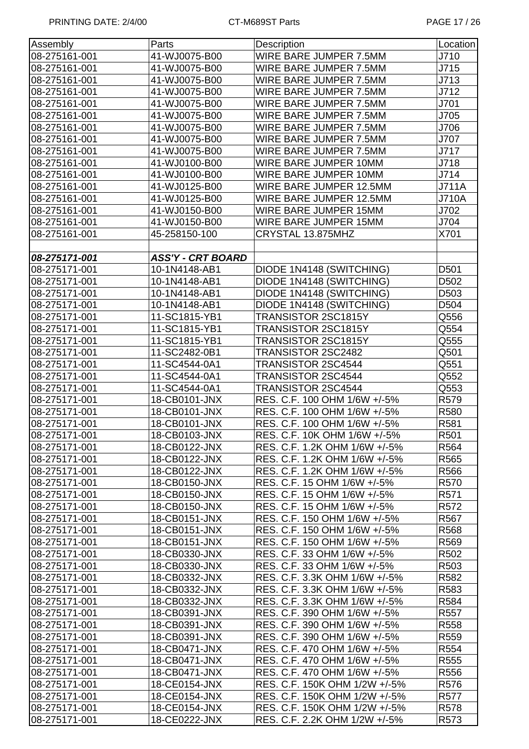| Assembly | Parts | Description | Location |
|---|---|---|---|
| 08-275161-001 | 41-WJ0075-B00 | WIRE BARE JUMPER 7.5MM | J710 |
| 08-275161-001 | 41-WJ0075-B00 | WIRE BARE JUMPER 7.5MM | J715 |
| 08-275161-001 | 41-WJ0075-B00 | WIRE BARE JUMPER 7.5MM | J713 |
| 08-275161-001 | 41-WJ0075-B00 | WIRE BARE JUMPER 7.5MM | J712 |
| 08-275161-001 | 41-WJ0075-B00 | WIRE BARE JUMPER 7.5MM | J701 |
| 08-275161-001 | 41-WJ0075-B00 | WIRE BARE JUMPER 7.5MM | J705 |
| 08-275161-001 | 41-WJ0075-B00 | WIRE BARE JUMPER 7.5MM | J706 |
| 08-275161-001 | 41-WJ0075-B00 | WIRE BARE JUMPER 7.5MM | J707 |
| 08-275161-001 | 41-WJ0075-B00 | WIRE BARE JUMPER 7.5MM | J717 |
| 08-275161-001 | 41-WJ0100-B00 | WIRE BARE JUMPER 10MM | J718 |
| 08-275161-001 | 41-WJ0100-B00 | WIRE BARE JUMPER 10MM | J714 |
| 08-275161-001 | 41-WJ0125-B00 | WIRE BARE JUMPER 12.5MM | J711A |
| 08-275161-001 | 41-WJ0125-B00 | WIRE BARE JUMPER 12.5MM | J710A |
| 08-275161-001 | 41-WJ0150-B00 | WIRE BARE JUMPER 15MM | J702 |
| 08-275161-001 | 41-WJ0150-B00 | WIRE BARE JUMPER 15MM | J704 |
| 08-275161-001 | 45-258150-100 | CRYSTAL 13.875MHZ | X701 |
| | | | |
| ***08-275171-001*** | ***ASS'Y - CRT BOARD*** | | |
| 08-275171-001 | 10-1N4148-AB1 | DIODE 1N4148 (SWITCHING) | D501 |
| 08-275171-001 | 10-1N4148-AB1 | DIODE 1N4148 (SWITCHING) | D502 |
| 08-275171-001 | 10-1N4148-AB1 | DIODE 1N4148 (SWITCHING) | D503 |
| 08-275171-001 | 10-1N4148-AB1 | DIODE 1N4148 (SWITCHING) | D504 |
| 08-275171-001 | 11-SC1815-YB1 | TRANSISTOR 2SC1815Y | Q556 |
| 08-275171-001 | 11-SC1815-YB1 | TRANSISTOR 2SC1815Y | Q554 |
| 08-275171-001 | 11-SC1815-YB1 | TRANSISTOR 2SC1815Y | Q555 |
| 08-275171-001 | 11-SC2482-0B1 | TRANSISTOR 2SC2482 | Q501 |
| 08-275171-001 | 11-SC4544-0A1 | TRANSISTOR 2SC4544 | Q551 |
| 08-275171-001 | 11-SC4544-0A1 | TRANSISTOR 2SC4544 | Q552 |
| 08-275171-001 | 11-SC4544-0A1 | TRANSISTOR 2SC4544 | Q553 |
| 08-275171-001 | 18-CB0101-JNX | RES. C.F. 100 OHM 1/6W +/-5% | R579 |
| 08-275171-001 | 18-CB0101-JNX | RES. C.F. 100 OHM 1/6W +/-5% | R580 |
| 08-275171-001 | 18-CB0101-JNX | RES. C.F. 100 OHM 1/6W +/-5% | R581 |
| 08-275171-001 | 18-CB0103-JNX | RES. C.F. 10K OHM 1/6W +/-5% | R501 |
| 08-275171-001 | 18-CB0122-JNX | RES. C.F. 1.2K OHM 1/6W +/-5% | R564 |
| 08-275171-001 | 18-CB0122-JNX | RES. C.F. 1.2K OHM 1/6W +/-5% | R565 |
| 08-275171-001 | 18-CB0122-JNX | RES. C.F. 1.2K OHM 1/6W +/-5% | R566 |
| 08-275171-001 | 18-CB0150-JNX | RES. C.F. 15 OHM 1/6W +/-5% | R570 |
| 08-275171-001 | 18-CB0150-JNX | RES. C.F. 15 OHM 1/6W +/-5% | R571 |
| 08-275171-001 | 18-CB0150-JNX | RES. C.F. 15 OHM 1/6W +/-5% | R572 |
| 08-275171-001 | 18-CB0151-JNX | RES. C.F. 150 OHM 1/6W +/-5% | R567 |
| 08-275171-001 | 18-CB0151-JNX | RES. C.F. 150 OHM 1/6W +/-5% | R568 |
| 08-275171-001 | 18-CB0151-JNX | RES. C.F. 150 OHM 1/6W +/-5% | R569 |
| 08-275171-001 | 18-CB0330-JNX | RES. C.F. 33 OHM 1/6W +/-5% | R502 |
| 08-275171-001 | 18-CB0330-JNX | RES. C.F. 33 OHM 1/6W +/-5% | R503 |
| 08-275171-001 | 18-CB0332-JNX | RES. C.F. 3.3K OHM 1/6W +/-5% | R582 |
| 08-275171-001 | 18-CB0332-JNX | RES. C.F. 3.3K OHM 1/6W +/-5% | R583 |
| 08-275171-001 | 18-CB0332-JNX | RES. C.F. 3.3K OHM 1/6W +/-5% | R584 |
| 08-275171-001 | 18-CB0391-JNX | RES. C.F. 390 OHM 1/6W +/-5% | R557 |
| 08-275171-001 | 18-CB0391-JNX | RES. C.F. 390 OHM 1/6W +/-5% | R558 |
| 08-275171-001 | 18-CB0391-JNX | RES. C.F. 390 OHM 1/6W +/-5% | R559 |
| 08-275171-001 | 18-CB0471-JNX | RES. C.F. 470 OHM 1/6W +/-5% | R554 |
| 08-275171-001 | 18-CB0471-JNX | RES. C.F. 470 OHM 1/6W +/-5% | R555 |
| 08-275171-001 | 18-CB0471-JNX | RES. C.F. 470 OHM 1/6W +/-5% | R556 |
| 08-275171-001 | 18-CE0154-JNX | RES. C.F. 150K OHM 1/2W +/-5% | R576 |
| 08-275171-001 | 18-CE0154-JNX | RES. C.F. 150K OHM 1/2W +/-5% | R577 |
| 08-275171-001 | 18-CE0154-JNX | RES. C.F. 150K OHM 1/2W +/-5% | R578 |
| 08-275171-001 | 18-CE0222-JNX | RES. C.F. 2.2K OHM 1/2W +/-5% | R573 |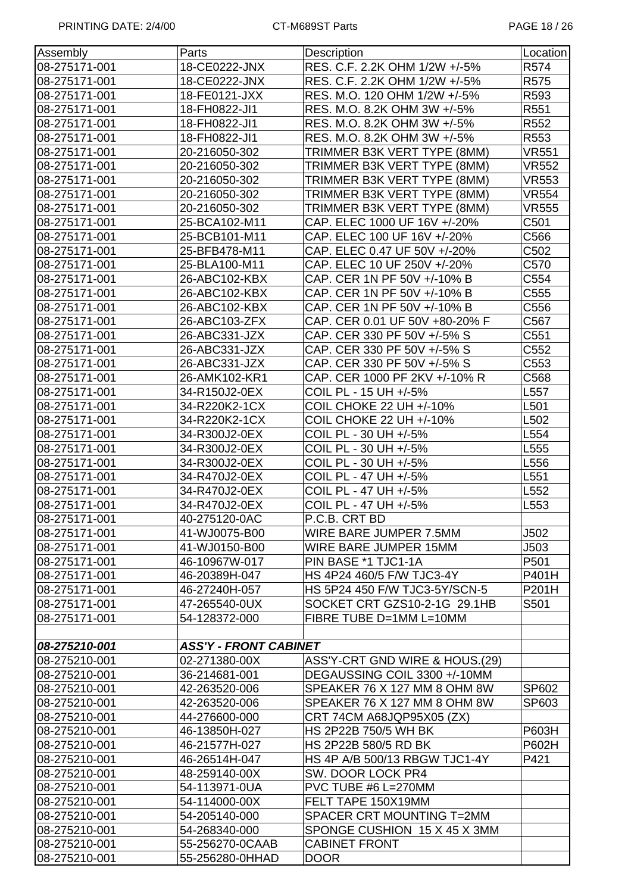| Assembly | Parts | Description | Location |
|---|---|---|---|
| 08-275171-001 | 18-CE0222-JNX | RES. C.F. 2.2K OHM 1/2W +/-5% | R574 |
| 08-275171-001 | 18-CE0222-JNX | RES. C.F. 2.2K OHM 1/2W +/-5% | R575 |
| 08-275171-001 | 18-FE0121-JXX | RES. M.O. 120 OHM 1/2W +/-5% | R593 |
| 08-275171-001 | 18-FH0822-JI1 | RES. M.O. 8.2K OHM 3W +/-5% | R551 |
| 08-275171-001 | 18-FH0822-JI1 | RES. M.O. 8.2K OHM 3W +/-5% | R552 |
| 08-275171-001 | 18-FH0822-JI1 | RES. M.O. 8.2K OHM 3W +/-5% | R553 |
| 08-275171-001 | 20-216050-302 | TRIMMER B3K VERT TYPE (8MM) | VR551 |
| 08-275171-001 | 20-216050-302 | TRIMMER B3K VERT TYPE (8MM) | VR552 |
| 08-275171-001 | 20-216050-302 | TRIMMER B3K VERT TYPE (8MM) | VR553 |
| 08-275171-001 | 20-216050-302 | TRIMMER B3K VERT TYPE (8MM) | VR554 |
| 08-275171-001 | 20-216050-302 | TRIMMER B3K VERT TYPE (8MM) | VR555 |
| 08-275171-001 | 25-BCA102-M11 | CAP. ELEC 1000 UF 16V +/-20% | C501 |
| 08-275171-001 | 25-BCB101-M11 | CAP. ELEC 100 UF 16V +/-20% | C566 |
| 08-275171-001 | 25-BFB478-M11 | CAP. ELEC 0.47 UF 50V +/-20% | C502 |
| 08-275171-001 | 25-BLA100-M11 | CAP. ELEC 10 UF 250V +/-20% | C570 |
| 08-275171-001 | 26-ABC102-KBX | CAP. CER 1N PF 50V +/-10% B | C554 |
| 08-275171-001 | 26-ABC102-KBX | CAP. CER 1N PF 50V +/-10% B | C555 |
| 08-275171-001 | 26-ABC102-KBX | CAP. CER 1N PF 50V +/-10% B | C556 |
| 08-275171-001 | 26-ABC103-ZFX | CAP. CER 0.01 UF 50V +80-20% F | C567 |
| 08-275171-001 | 26-ABC331-JZX | CAP. CER 330 PF 50V +/-5% S | C551 |
| 08-275171-001 | 26-ABC331-JZX | CAP. CER 330 PF 50V +/-5% S | C552 |
| 08-275171-001 | 26-ABC331-JZX | CAP. CER 330 PF 50V +/-5% S | C553 |
| 08-275171-001 | 26-AMK102-KR1 | CAP. CER 1000 PF 2KV +/-10% R | C568 |
| 08-275171-001 | 34-R150J2-0EX | COIL PL - 15 UH +/-5% | L557 |
| 08-275171-001 | 34-R220K2-1CX | COIL CHOKE 22 UH +/-10% | L501 |
| 08-275171-001 | 34-R220K2-1CX | COIL CHOKE 22 UH +/-10% | L502 |
| 08-275171-001 | 34-R300J2-0EX | COIL PL - 30 UH +/-5% | L554 |
| 08-275171-001 | 34-R300J2-0EX | COIL PL - 30 UH +/-5% | L555 |
| 08-275171-001 | 34-R300J2-0EX | COIL PL - 30 UH +/-5% | L556 |
| 08-275171-001 | 34-R470J2-0EX | COIL PL - 47 UH +/-5% | L551 |
| 08-275171-001 | 34-R470J2-0EX | COIL PL - 47 UH +/-5% | L552 |
| 08-275171-001 | 34-R470J2-0EX | COIL PL - 47 UH +/-5% | L553 |
| 08-275171-001 | 40-275120-0AC | P.C.B. CRT BD | |
| 08-275171-001 | 41-WJ0075-B00 | WIRE BARE JUMPER 7.5MM | J502 |
| 08-275171-001 | 41-WJ0150-B00 | WIRE BARE JUMPER 15MM | J503 |
| 08-275171-001 | 46-10967W-017 | PIN BASE *1 TJC1-1A | P501 |
| 08-275171-001 | 46-20389H-047 | HS 4P24 460/5 F/W TJC3-4Y | P401H |
| 08-275171-001 | 46-27240H-057 | HS 5P24 450 F/W TJC3-5Y/SCN-5 | P201H |
| 08-275171-001 | 47-265540-0UX | SOCKET CRT GZS10-2-1G 29.1HB | S501 |
| 08-275171-001 | 54-128372-000 | FIBRE TUBE D=1MM L=10MM | |
| | | | |
| ***08-275210-001*** | ***ASS'Y - FRONT CABINET*** | | |
| 08-275210-001 | 02-271380-00X | ASS'Y-CRT GND WIRE & HOUS.(29) | |
| 08-275210-001 | 36-214681-001 | DEGAUSSING COIL 3300 +/-10MM | |
| 08-275210-001 | 42-263520-006 | SPEAKER 76 X 127 MM 8 OHM 8W | SP602 |
| 08-275210-001 | 42-263520-006 | SPEAKER 76 X 127 MM 8 OHM 8W | SP603 |
| 08-275210-001 | 44-276600-000 | CRT 74CM A68JQP95X05 (ZX) | |
| 08-275210-001 | 46-13850H-027 | HS 2P22B 750/5 WH BK | P603H |
| 08-275210-001 | 46-21577H-027 | HS 2P22B 580/5 RD BK | P602H |
| 08-275210-001 | 46-26514H-047 | HS 4P A/B 500/13 RBGW TJC1-4Y | P421 |
| 08-275210-001 | 48-259140-00X | SW. DOOR LOCK PR4 | |
| 08-275210-001 | 54-113971-0UA | PVC TUBE #6 L=270MM | |
| 08-275210-001 | 54-114000-00X | FELT TAPE 150X19MM | |
| 08-275210-001 | 54-205140-000 | SPACER CRT MOUNTING T=2MM | |
| 08-275210-001 | 54-268340-000 | SPONGE CUSHION 15 X 45 X 3MM | |
| 08-275210-001 | 55-256270-0CAAB | CABINET FRONT | |
| 08-275210-001 | 55-256280-0HHAD | DOOR | |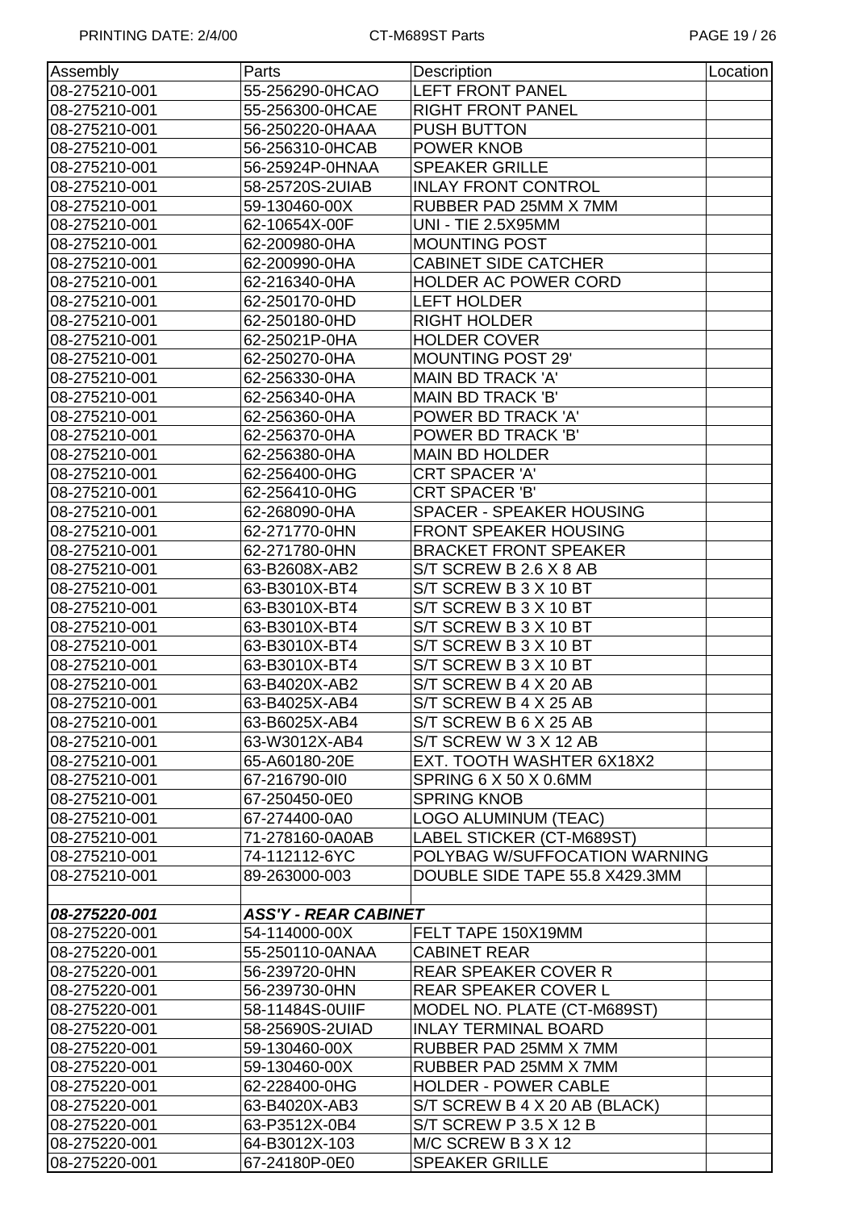| Assembly | Parts | Description | Location |
|---|---|---|---|
| 08-275210-001 | 55-256290-0HCAO | LEFT FRONT PANEL | |
| 08-275210-001 | 55-256300-0HCAE | RIGHT FRONT PANEL | |
| 08-275210-001 | 56-250220-0HAAA | PUSH BUTTON | |
| 08-275210-001 | 56-256310-0HCAB | POWER KNOB | |
| 08-275210-001 | 56-25924P-0HNAA | SPEAKER GRILLE | |
| 08-275210-001 | 58-25720S-2UIAB | INLAY FRONT CONTROL | |
| 08-275210-001 | 59-130460-00X | RUBBER PAD 25MM X 7MM | |
| 08-275210-001 | 62-10654X-00F | UNI - TIE 2.5X95MM | |
| 08-275210-001 | 62-200980-0HA | MOUNTING POST | |
| 08-275210-001 | 62-200990-0HA | CABINET SIDE CATCHER | |
| 08-275210-001 | 62-216340-0HA | HOLDER AC POWER CORD | |
| 08-275210-001 | 62-250170-0HD | LEFT HOLDER | |
| 08-275210-001 | 62-250180-0HD | RIGHT HOLDER | |
| 08-275210-001 | 62-25021P-0HA | HOLDER COVER | |
| 08-275210-001 | 62-250270-0HA | MOUNTING POST 29' | |
| 08-275210-001 | 62-256330-0HA | MAIN BD TRACK 'A' | |
| 08-275210-001 | 62-256340-0HA | MAIN BD TRACK 'B' | |
| 08-275210-001 | 62-256360-0HA | POWER BD TRACK 'A' | |
| 08-275210-001 | 62-256370-0HA | POWER BD TRACK 'B' | |
| 08-275210-001 | 62-256380-0HA | MAIN BD HOLDER | |
| 08-275210-001 | 62-256400-0HG | CRT SPACER 'A' | |
| 08-275210-001 | 62-256410-0HG | CRT SPACER 'B' | |
| 08-275210-001 | 62-268090-0HA | SPACER - SPEAKER HOUSING | |
| 08-275210-001 | 62-271770-0HN | FRONT SPEAKER HOUSING | |
| 08-275210-001 | 62-271780-0HN | BRACKET FRONT SPEAKER | |
| 08-275210-001 | 63-B2608X-AB2 | S/T SCREW B 2.6 X 8 AB | |
| 08-275210-001 | 63-B3010X-BT4 | S/T SCREW B 3 X 10 BT | |
| 08-275210-001 | 63-B3010X-BT4 | S/T SCREW B 3 X 10 BT | |
| 08-275210-001 | 63-B3010X-BT4 | S/T SCREW B 3 X 10 BT | |
| 08-275210-001 | 63-B3010X-BT4 | S/T SCREW B 3 X 10 BT | |
| 08-275210-001 | 63-B3010X-BT4 | S/T SCREW B 3 X 10 BT | |
| 08-275210-001 | 63-B4020X-AB2 | S/T SCREW B 4 X 20 AB | |
| 08-275210-001 | 63-B4025X-AB4 | S/T SCREW B 4 X 25 AB | |
| 08-275210-001 | 63-B6025X-AB4 | S/T SCREW B 6 X 25 AB | |
| 08-275210-001 | 63-W3012X-AB4 | S/T SCREW W 3 X 12 AB | |
| 08-275210-001 | 65-A60180-20E | EXT. TOOTH WASHTER 6X18X2 | |
| 08-275210-001 | 67-216790-0I0 | SPRING 6 X 50 X 0.6MM | |
| 08-275210-001 | 67-250450-0E0 | SPRING KNOB | |
| 08-275210-001 | 67-274400-0A0 | LOGO ALUMINUM (TEAC) | |
| 08-275210-001 | 71-278160-0A0AB | LABEL STICKER (CT-M689ST) | |
| 08-275210-001 | 74-112112-6YC | POLYBAG W/SUFFOCATION WARNING | |
| 08-275210-001 | 89-263000-003 | DOUBLE SIDE TAPE 55.8 X429.3MM | |
| | | | |
| ***08-275220-001*** | ***ASS'Y - REAR CABINET*** | | |
| 08-275220-001 | 54-114000-00X | FELT TAPE 150X19MM | |
| 08-275220-001 | 55-250110-0ANAA | CABINET REAR | |
| 08-275220-001 | 56-239720-0HN | REAR SPEAKER COVER R | |
| 08-275220-001 | 56-239730-0HN | REAR SPEAKER COVER L | |
| 08-275220-001 | 58-11484S-0UIIF | MODEL NO. PLATE (CT-M689ST) | |
| 08-275220-001 | 58-25690S-2UIAD | INLAY TERMINAL BOARD | |
| 08-275220-001 | 59-130460-00X | RUBBER PAD 25MM X 7MM | |
| 08-275220-001 | 59-130460-00X | RUBBER PAD 25MM X 7MM | |
| 08-275220-001 | 62-228400-0HG | HOLDER - POWER CABLE | |
| 08-275220-001 | 63-B4020X-AB3 | S/T SCREW B 4 X 20 AB (BLACK) | |
| 08-275220-001 | 63-P3512X-0B4 | S/T SCREW P 3.5 X 12 B | |
| 08-275220-001 | 64-B3012X-103 | M/C SCREW B 3 X 12 | |
| 08-275220-001 | 67-24180P-0E0 | SPEAKER GRILLE | |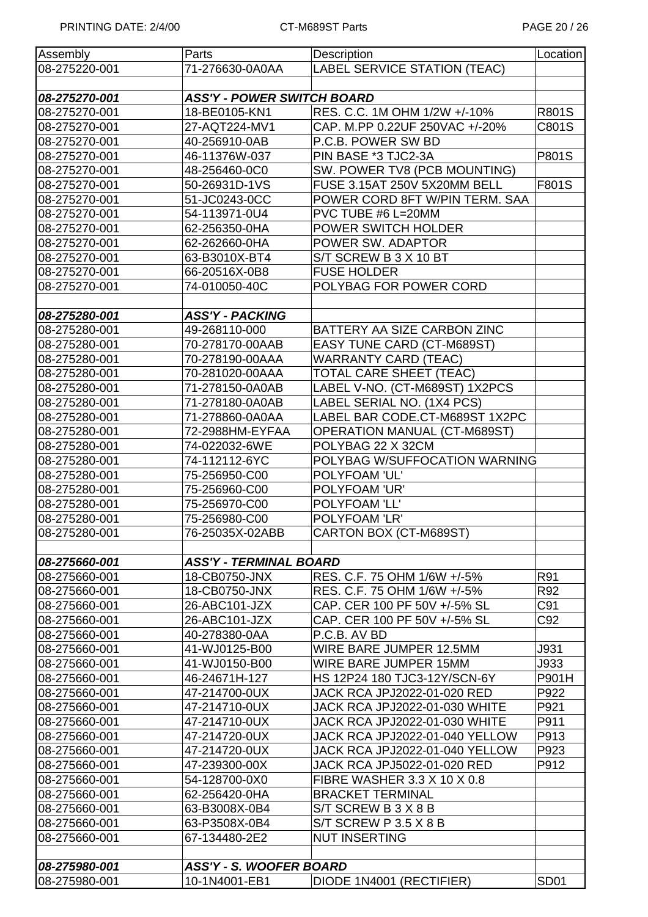| Assembly | Parts | Description | Location |
|---|---|---|---|
| 08-275220-001 | 71-276630-0A0AA | LABEL SERVICE STATION (TEAC) | |
| | | | |
| ***08-275270-001*** | ***ASS'Y - POWER SWITCH BOARD*** | | |
| 08-275270-001 | 18-BE0105-KN1 | RES. C.C. 1M OHM 1/2W +/-10% | R801S |
| 08-275270-001 | 27-AQT224-MV1 | CAP. M.PP 0.22UF 250VAC +/-20% | C801S |
| 08-275270-001 | 40-256910-0AB | P.C.B. POWER SW BD | |
| 08-275270-001 | 46-11376W-037 | PIN BASE *3 TJC2-3A | P801S |
| 08-275270-001 | 48-256460-0C0 | SW. POWER TV8 (PCB MOUNTING) | |
| 08-275270-001 | 50-26931D-1VS | FUSE 3.15AT 250V 5X20MM BELL | F801S |
| 08-275270-001 | 51-JC0243-0CC | POWER CORD 8FT W/PIN TERM. SAA | |
| 08-275270-001 | 54-113971-0U4 | PVC TUBE #6 L=20MM | |
| 08-275270-001 | 62-256350-0HA | POWER SWITCH HOLDER | |
| 08-275270-001 | 62-262660-0HA | POWER SW. ADAPTOR | |
| 08-275270-001 | 63-B3010X-BT4 | S/T SCREW B 3 X 10 BT | |
| 08-275270-001 | 66-20516X-0B8 | FUSE HOLDER | |
| 08-275270-001 | 74-010050-40C | POLYBAG FOR POWER CORD | |
| | | | |
| ***08-275280-001*** | ***ASS'Y - PACKING*** | | |
| 08-275280-001 | 49-268110-000 | BATTERY AA SIZE CARBON ZINC | |
| 08-275280-001 | 70-278170-00AAB | EASY TUNE CARD (CT-M689ST) | |
| 08-275280-001 | 70-278190-00AAA | WARRANTY CARD (TEAC) | |
| 08-275280-001 | 70-281020-00AAA | TOTAL CARE SHEET (TEAC) | |
| 08-275280-001 | 71-278150-0A0AB | LABEL V-NO. (CT-M689ST) 1X2PCS | |
| 08-275280-001 | 71-278180-0A0AB | LABEL SERIAL NO. (1X4 PCS) | |
| 08-275280-001 | 71-278860-0A0AA | LABEL BAR CODE.CT-M689ST 1X2PC | |
| 08-275280-001 | 72-2988HM-EYFAA | OPERATION MANUAL (CT-M689ST) | |
| 08-275280-001 | 74-022032-6WE | POLYBAG 22 X 32CM | |
| 08-275280-001 | 74-112112-6YC | POLYBAG W/SUFFOCATION WARNING | |
| 08-275280-001 | 75-256950-C00 | POLYFOAM 'UL' | |
| 08-275280-001 | 75-256960-C00 | POLYFOAM 'UR' | |
| 08-275280-001 | 75-256970-C00 | POLYFOAM 'LL' | |
| 08-275280-001 | 75-256980-C00 | POLYFOAM 'LR' | |
| 08-275280-001 | 76-25035X-02ABB | CARTON BOX (CT-M689ST) | |
| | | | |
| ***08-275660-001*** | ***ASS'Y - TERMINAL BOARD*** | | |
| 08-275660-001 | 18-CB0750-JNX | RES. C.F. 75 OHM 1/6W +/-5% | R91 |
| 08-275660-001 | 18-CB0750-JNX | RES. C.F. 75 OHM 1/6W +/-5% | R92 |
| 08-275660-001 | 26-ABC101-JZX | CAP. CER 100 PF 50V +/-5% SL | C91 |
| 08-275660-001 | 26-ABC101-JZX | CAP. CER 100 PF 50V +/-5% SL | C92 |
| 08-275660-001 | 40-278380-0AA | P.C.B. AV BD | |
| 08-275660-001 | 41-WJ0125-B00 | WIRE BARE JUMPER 12.5MM | J931 |
| 08-275660-001 | 41-WJ0150-B00 | WIRE BARE JUMPER 15MM | J933 |
| 08-275660-001 | 46-24671H-127 | HS 12P24 180 TJC3-12Y/SCN-6Y | P901H |
| 08-275660-001 | 47-214700-0UX | JACK RCA JPJ2022-01-020 RED | P922 |
| 08-275660-001 | 47-214710-0UX | JACK RCA JPJ2022-01-030 WHITE | P921 |
| 08-275660-001 | 47-214710-0UX | JACK RCA JPJ2022-01-030 WHITE | P911 |
| 08-275660-001 | 47-214720-0UX | JACK RCA JPJ2022-01-040 YELLOW | P913 |
| 08-275660-001 | 47-214720-0UX | JACK RCA JPJ2022-01-040 YELLOW | P923 |
| 08-275660-001 | 47-239300-00X | JACK RCA JPJ5022-01-020 RED | P912 |
| 08-275660-001 | 54-128700-0X0 | FIBRE WASHER 3.3 X 10 X 0.8 | |
| 08-275660-001 | 62-256420-0HA | BRACKET TERMINAL | |
| 08-275660-001 | 63-B3008X-0B4 | S/T SCREW B 3 X 8 B | |
| 08-275660-001 | 63-P3508X-0B4 | S/T SCREW P 3.5 X 8 B | |
| 08-275660-001 | 67-134480-2E2 | NUT INSERTING | |
| | | | |
| ***08-275980-001*** | ***ASS'Y - S. WOOFER BOARD*** | | |
| 08-275980-001 | 10-1N4001-EB1 | DIODE 1N4001 (RECTIFIER) | SD01 |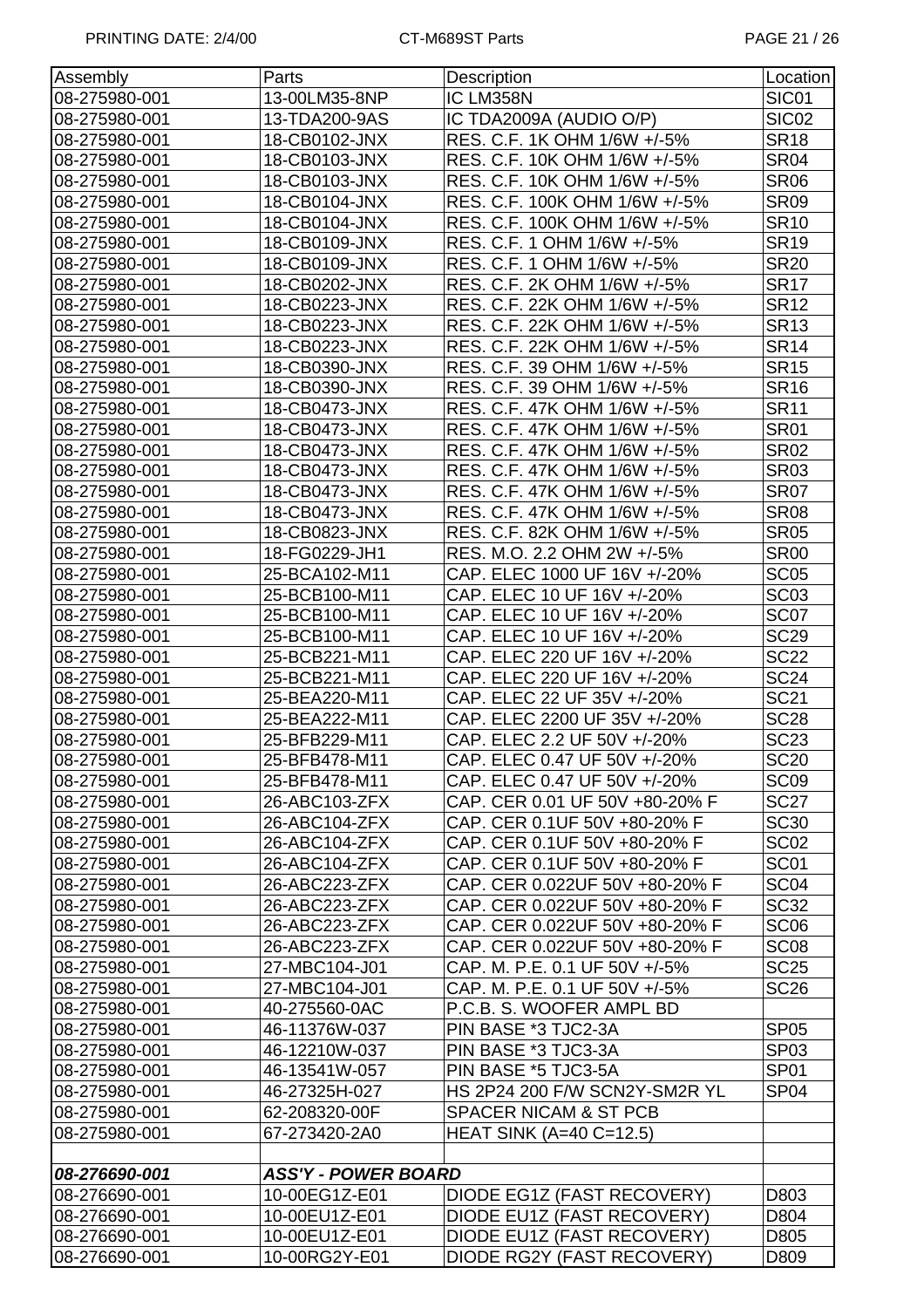| Assembly | Parts | Description | Location |
|---|---|---|---|
| 08-275980-001 | 13-00LM35-8NP | IC LM358N | SIC01 |
| 08-275980-001 | 13-TDA200-9AS | IC TDA2009A (AUDIO O/P) | SIC02 |
| 08-275980-001 | 18-CB0102-JNX | RES. C.F. 1K OHM 1/6W +/-5% | SR18 |
| 08-275980-001 | 18-CB0103-JNX | RES. C.F. 10K OHM 1/6W +/-5% | SR04 |
| 08-275980-001 | 18-CB0103-JNX | RES. C.F. 10K OHM 1/6W +/-5% | SR06 |
| 08-275980-001 | 18-CB0104-JNX | RES. C.F. 100K OHM 1/6W +/-5% | SR09 |
| 08-275980-001 | 18-CB0104-JNX | RES. C.F. 100K OHM 1/6W +/-5% | SR10 |
| 08-275980-001 | 18-CB0109-JNX | RES. C.F. 1 OHM 1/6W +/-5% | SR19 |
| 08-275980-001 | 18-CB0109-JNX | RES. C.F. 1 OHM 1/6W +/-5% | SR20 |
| 08-275980-001 | 18-CB0202-JNX | RES. C.F. 2K OHM 1/6W +/-5% | SR17 |
| 08-275980-001 | 18-CB0223-JNX | RES. C.F. 22K OHM 1/6W +/-5% | SR12 |
| 08-275980-001 | 18-CB0223-JNX | RES. C.F. 22K OHM 1/6W +/-5% | SR13 |
| 08-275980-001 | 18-CB0223-JNX | RES. C.F. 22K OHM 1/6W +/-5% | SR14 |
| 08-275980-001 | 18-CB0390-JNX | RES. C.F. 39 OHM 1/6W +/-5% | SR15 |
| 08-275980-001 | 18-CB0390-JNX | RES. C.F. 39 OHM 1/6W +/-5% | SR16 |
| 08-275980-001 | 18-CB0473-JNX | RES. C.F. 47K OHM 1/6W +/-5% | SR11 |
| 08-275980-001 | 18-CB0473-JNX | RES. C.F. 47K OHM 1/6W +/-5% | SR01 |
| 08-275980-001 | 18-CB0473-JNX | RES. C.F. 47K OHM 1/6W +/-5% | SR02 |
| 08-275980-001 | 18-CB0473-JNX | RES. C.F. 47K OHM 1/6W +/-5% | SR03 |
| 08-275980-001 | 18-CB0473-JNX | RES. C.F. 47K OHM 1/6W +/-5% | SR07 |
| 08-275980-001 | 18-CB0473-JNX | RES. C.F. 47K OHM 1/6W +/-5% | SR08 |
| 08-275980-001 | 18-CB0823-JNX | RES. C.F. 82K OHM 1/6W +/-5% | SR05 |
| 08-275980-001 | 18-FG0229-JH1 | RES. M.O. 2.2 OHM 2W +/-5% | SR00 |
| 08-275980-001 | 25-BCA102-M11 | CAP. ELEC 1000 UF 16V +/-20% | SC05 |
| 08-275980-001 | 25-BCB100-M11 | CAP. ELEC 10 UF 16V +/-20% | SC03 |
| 08-275980-001 | 25-BCB100-M11 | CAP. ELEC 10 UF 16V +/-20% | SC07 |
| 08-275980-001 | 25-BCB100-M11 | CAP. ELEC 10 UF 16V +/-20% | SC29 |
| 08-275980-001 | 25-BCB221-M11 | CAP. ELEC 220 UF 16V +/-20% | SC22 |
| 08-275980-001 | 25-BCB221-M11 | CAP. ELEC 220 UF 16V +/-20% | SC24 |
| 08-275980-001 | 25-BEA220-M11 | CAP. ELEC 22 UF 35V +/-20% | SC21 |
| 08-275980-001 | 25-BEA222-M11 | CAP. ELEC 2200 UF 35V +/-20% | SC28 |
| 08-275980-001 | 25-BFB229-M11 | CAP. ELEC 2.2 UF 50V +/-20% | SC23 |
| 08-275980-001 | 25-BFB478-M11 | CAP. ELEC 0.47 UF 50V +/-20% | SC20 |
| 08-275980-001 | 25-BFB478-M11 | CAP. ELEC 0.47 UF 50V +/-20% | SC09 |
| 08-275980-001 | 26-ABC103-ZFX | CAP. CER 0.01 UF 50V +80-20% F | SC27 |
| 08-275980-001 | 26-ABC104-ZFX | CAP. CER 0.1UF 50V +80-20% F | SC30 |
| 08-275980-001 | 26-ABC104-ZFX | CAP. CER 0.1UF 50V +80-20% F | SC02 |
| 08-275980-001 | 26-ABC104-ZFX | CAP. CER 0.1UF 50V +80-20% F | SC01 |
| 08-275980-001 | 26-ABC223-ZFX | CAP. CER 0.022UF 50V +80-20% F | SC04 |
| 08-275980-001 | 26-ABC223-ZFX | CAP. CER 0.022UF 50V +80-20% F | SC32 |
| 08-275980-001 | 26-ABC223-ZFX | CAP. CER 0.022UF 50V +80-20% F | SC06 |
| 08-275980-001 | 26-ABC223-ZFX | CAP. CER 0.022UF 50V +80-20% F | SC08 |
| 08-275980-001 | 27-MBC104-J01 | CAP. M. P.E. 0.1 UF 50V +/-5% | SC25 |
| 08-275980-001 | 27-MBC104-J01 | CAP. M. P.E. 0.1 UF 50V +/-5% | SC26 |
| 08-275980-001 | 40-275560-0AC | P.C.B. S. WOOFER AMPL BD | |
| 08-275980-001 | 46-11376W-037 | PIN BASE *3 TJC2-3A | SP05 |
| 08-275980-001 | 46-12210W-037 | PIN BASE *3 TJC3-3A | SP03 |
| 08-275980-001 | 46-13541W-057 | PIN BASE *5 TJC3-5A | SP01 |
| 08-275980-001 | 46-27325H-027 | HS 2P24 200 F/W SCN2Y-SM2R YL | SP04 |
| 08-275980-001 | 62-208320-00F | SPACER NICAM & ST PCB | |
| 08-275980-001 | 67-273420-2A0 | HEAT SINK (A=40 C=12.5) | |
| | | | |
| ***08-276690-001*** | ***ASS'Y - POWER BOARD*** | | |
| 08-276690-001 | 10-00EG1Z-E01 | DIODE EG1Z (FAST RECOVERY) | D803 |
| 08-276690-001 | 10-00EU1Z-E01 | DIODE EU1Z (FAST RECOVERY) | D804 |
| 08-276690-001 | 10-00EU1Z-E01 | DIODE EU1Z (FAST RECOVERY) | D805 |
| 08-276690-001 | 10-00RG2Y-E01 | DIODE RG2Y (FAST RECOVERY) | D809 |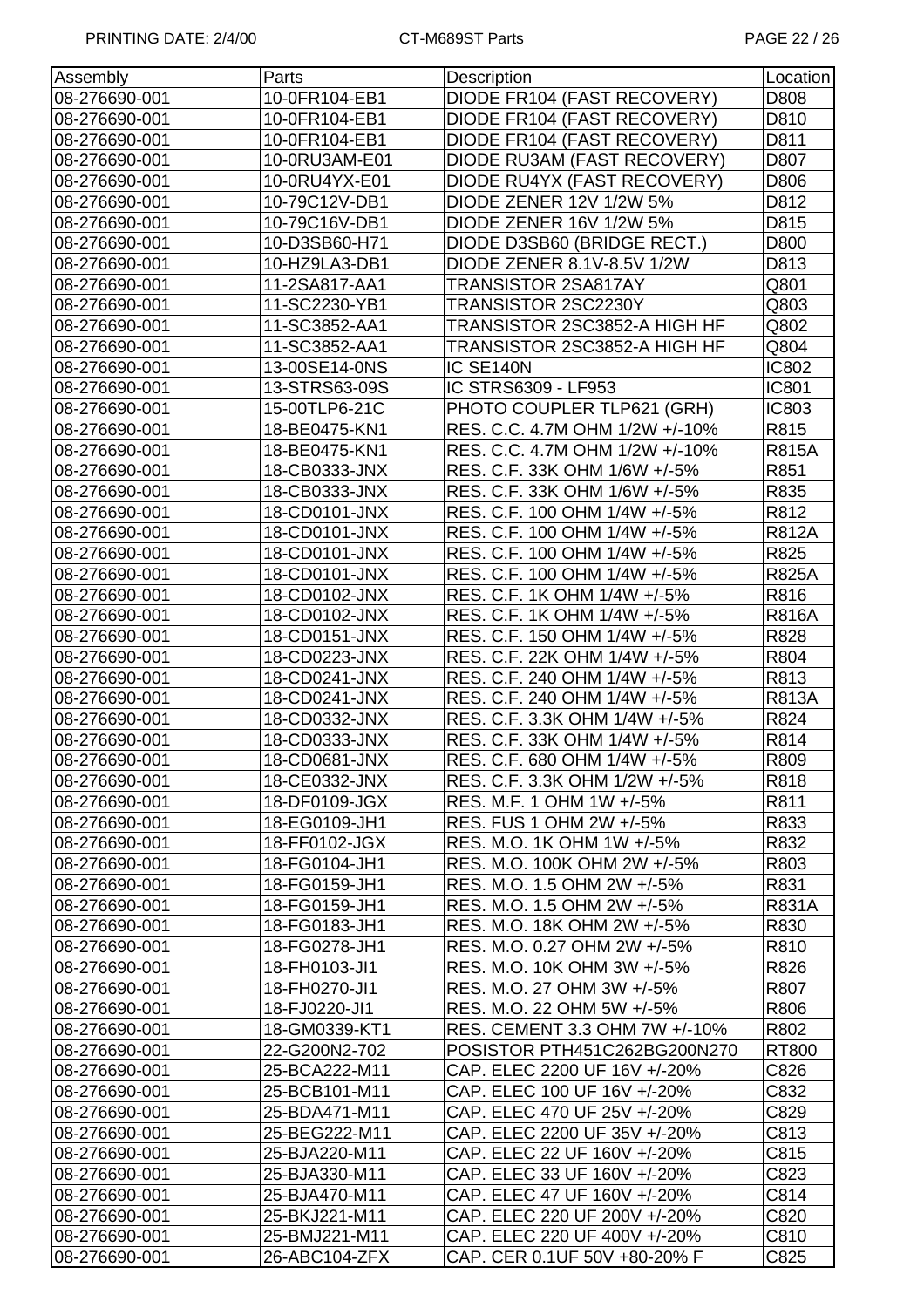| Assembly | Parts | Description | Location |
|---|---|---|---|
| 08-276690-001 | 10-0FR104-EB1 | DIODE FR104 (FAST RECOVERY) | D808 |
| 08-276690-001 | 10-0FR104-EB1 | DIODE FR104 (FAST RECOVERY) | D810 |
| 08-276690-001 | 10-0FR104-EB1 | DIODE FR104 (FAST RECOVERY) | D811 |
| 08-276690-001 | 10-0RU3AM-E01 | DIODE RU3AM (FAST RECOVERY) | D807 |
| 08-276690-001 | 10-0RU4YX-E01 | DIODE RU4YX (FAST RECOVERY) | D806 |
| 08-276690-001 | 10-79C12V-DB1 | DIODE ZENER 12V 1/2W 5% | D812 |
| 08-276690-001 | 10-79C16V-DB1 | DIODE ZENER 16V 1/2W 5% | D815 |
| 08-276690-001 | 10-D3SB60-H71 | DIODE D3SB60 (BRIDGE RECT.) | D800 |
| 08-276690-001 | 10-HZ9LA3-DB1 | DIODE ZENER 8.1V-8.5V 1/2W | D813 |
| 08-276690-001 | 11-2SA817-AA1 | TRANSISTOR 2SA817AY | Q801 |
| 08-276690-001 | 11-SC2230-YB1 | TRANSISTOR 2SC2230Y | Q803 |
| 08-276690-001 | 11-SC3852-AA1 | TRANSISTOR 2SC3852-A HIGH HF | Q802 |
| 08-276690-001 | 11-SC3852-AA1 | TRANSISTOR 2SC3852-A HIGH HF | Q804 |
| 08-276690-001 | 13-00SE14-0NS | IC SE140N | IC802 |
| 08-276690-001 | 13-STRS63-09S | IC STRS6309 - LF953 | IC801 |
| 08-276690-001 | 15-00TLP6-21C | PHOTO COUPLER TLP621 (GRH) | IC803 |
| 08-276690-001 | 18-BE0475-KN1 | RES. C.C. 4.7M OHM 1/2W +/-10% | R815 |
| 08-276690-001 | 18-BE0475-KN1 | RES. C.C. 4.7M OHM 1/2W +/-10% | R815A |
| 08-276690-001 | 18-CB0333-JNX | RES. C.F. 33K OHM 1/6W +/-5% | R851 |
| 08-276690-001 | 18-CB0333-JNX | RES. C.F. 33K OHM 1/6W +/-5% | R835 |
| 08-276690-001 | 18-CD0101-JNX | RES. C.F. 100 OHM 1/4W +/-5% | R812 |
| 08-276690-001 | 18-CD0101-JNX | RES. C.F. 100 OHM 1/4W +/-5% | R812A |
| 08-276690-001 | 18-CD0101-JNX | RES. C.F. 100 OHM 1/4W +/-5% | R825 |
| 08-276690-001 | 18-CD0101-JNX | RES. C.F. 100 OHM 1/4W +/-5% | R825A |
| 08-276690-001 | 18-CD0102-JNX | RES. C.F. 1K OHM 1/4W +/-5% | R816 |
| 08-276690-001 | 18-CD0102-JNX | RES. C.F. 1K OHM 1/4W +/-5% | R816A |
| 08-276690-001 | 18-CD0151-JNX | RES. C.F. 150 OHM 1/4W +/-5% | R828 |
| 08-276690-001 | 18-CD0223-JNX | RES. C.F. 22K OHM 1/4W +/-5% | R804 |
| 08-276690-001 | 18-CD0241-JNX | RES. C.F. 240 OHM 1/4W +/-5% | R813 |
| 08-276690-001 | 18-CD0241-JNX | RES. C.F. 240 OHM 1/4W +/-5% | R813A |
| 08-276690-001 | 18-CD0332-JNX | RES. C.F. 3.3K OHM 1/4W +/-5% | R824 |
| 08-276690-001 | 18-CD0333-JNX | RES. C.F. 33K OHM 1/4W +/-5% | R814 |
| 08-276690-001 | 18-CD0681-JNX | RES. C.F. 680 OHM 1/4W +/-5% | R809 |
| 08-276690-001 | 18-CE0332-JNX | RES. C.F. 3.3K OHM 1/2W +/-5% | R818 |
| 08-276690-001 | 18-DF0109-JGX | RES. M.F. 1 OHM 1W +/-5% | R811 |
| 08-276690-001 | 18-EG0109-JH1 | RES. FUS 1 OHM 2W +/-5% | R833 |
| 08-276690-001 | 18-FF0102-JGX | RES. M.O. 1K OHM 1W +/-5% | R832 |
| 08-276690-001 | 18-FG0104-JH1 | RES. M.O. 100K OHM 2W +/-5% | R803 |
| 08-276690-001 | 18-FG0159-JH1 | RES. M.O. 1.5 OHM 2W +/-5% | R831 |
| 08-276690-001 | 18-FG0159-JH1 | RES. M.O. 1.5 OHM 2W +/-5% | R831A |
| 08-276690-001 | 18-FG0183-JH1 | RES. M.O. 18K OHM 2W +/-5% | R830 |
| 08-276690-001 | 18-FG0278-JH1 | RES. M.O. 0.27 OHM 2W +/-5% | R810 |
| 08-276690-001 | 18-FH0103-JI1 | RES. M.O. 10K OHM 3W +/-5% | R826 |
| 08-276690-001 | 18-FH0270-JI1 | RES. M.O. 27 OHM 3W +/-5% | R807 |
| 08-276690-001 | 18-FJ0220-JI1 | RES. M.O. 22 OHM 5W +/-5% | R806 |
| 08-276690-001 | 18-GM0339-KT1 | RES. CEMENT 3.3 OHM 7W +/-10% | R802 |
| 08-276690-001 | 22-G200N2-702 | POSISTOR PTH451C262BG200N270 | RT800 |
| 08-276690-001 | 25-BCA222-M11 | CAP. ELEC 2200 UF 16V +/-20% | C826 |
| 08-276690-001 | 25-BCB101-M11 | CAP. ELEC 100 UF 16V +/-20% | C832 |
| 08-276690-001 | 25-BDA471-M11 | CAP. ELEC 470 UF 25V +/-20% | C829 |
| 08-276690-001 | 25-BEG222-M11 | CAP. ELEC 2200 UF 35V +/-20% | C813 |
| 08-276690-001 | 25-BJA220-M11 | CAP. ELEC 22 UF 160V +/-20% | C815 |
| 08-276690-001 | 25-BJA330-M11 | CAP. ELEC 33 UF 160V +/-20% | C823 |
| 08-276690-001 | 25-BJA470-M11 | CAP. ELEC 47 UF 160V +/-20% | C814 |
| 08-276690-001 | 25-BKJ221-M11 | CAP. ELEC 220 UF 200V +/-20% | C820 |
| 08-276690-001 | 25-BMJ221-M11 | CAP. ELEC 220 UF 400V +/-20% | C810 |
| 08-276690-001 | 26-ABC104-ZFX | CAP. CER 0.1UF 50V +80-20% F | C825 |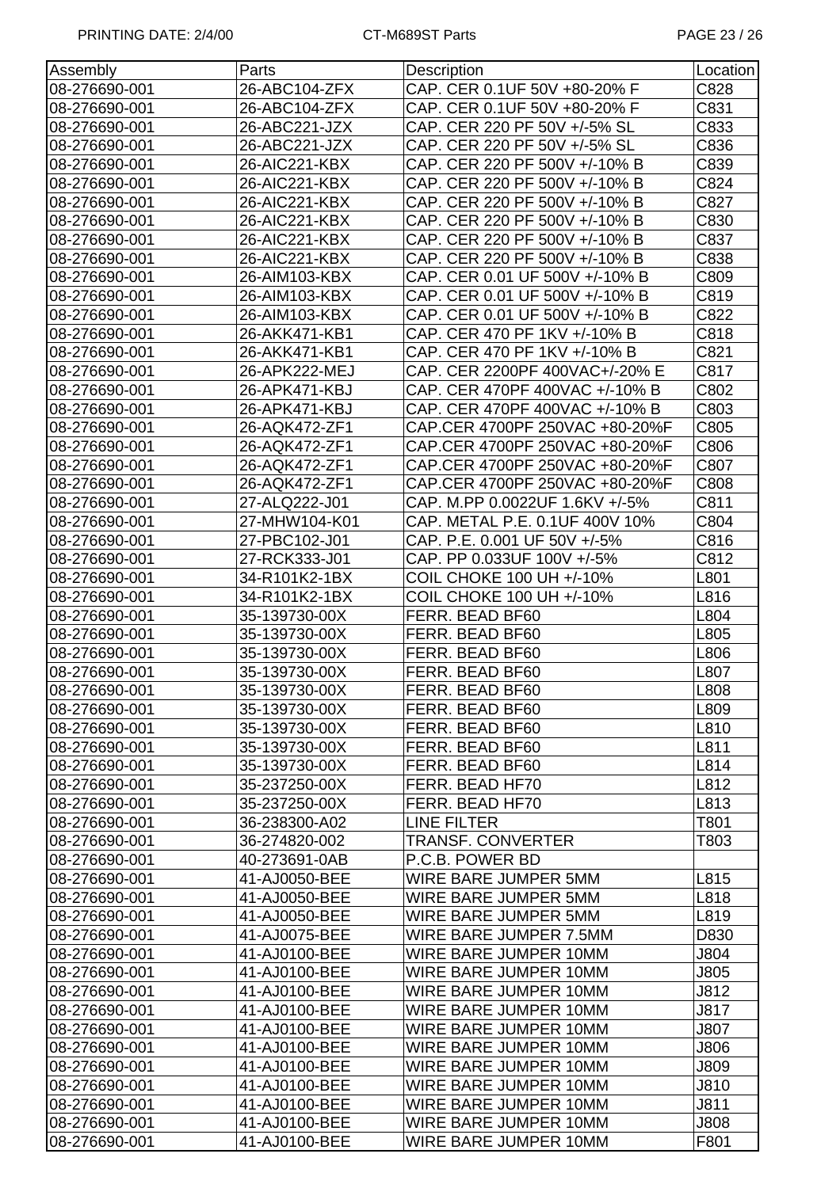| Assembly | Parts | Description | Location |
|---|---|---|---|
| 08-276690-001 | 26-ABC104-ZFX | CAP. CER 0.1UF 50V +80-20% F | C828 |
| 08-276690-001 | 26-ABC104-ZFX | CAP. CER 0.1UF 50V +80-20% F | C831 |
| 08-276690-001 | 26-ABC221-JZX | CAP. CER 220 PF 50V +/-5% SL | C833 |
| 08-276690-001 | 26-ABC221-JZX | CAP. CER 220 PF 50V +/-5% SL | C836 |
| 08-276690-001 | 26-AIC221-KBX | CAP. CER 220 PF 500V +/-10% B | C839 |
| 08-276690-001 | 26-AIC221-KBX | CAP. CER 220 PF 500V +/-10% B | C824 |
| 08-276690-001 | 26-AIC221-KBX | CAP. CER 220 PF 500V +/-10% B | C827 |
| 08-276690-001 | 26-AIC221-KBX | CAP. CER 220 PF 500V +/-10% B | C830 |
| 08-276690-001 | 26-AIC221-KBX | CAP. CER 220 PF 500V +/-10% B | C837 |
| 08-276690-001 | 26-AIC221-KBX | CAP. CER 220 PF 500V +/-10% B | C838 |
| 08-276690-001 | 26-AIM103-KBX | CAP. CER 0.01 UF 500V +/-10% B | C809 |
| 08-276690-001 | 26-AIM103-KBX | CAP. CER 0.01 UF 500V +/-10% B | C819 |
| 08-276690-001 | 26-AIM103-KBX | CAP. CER 0.01 UF 500V +/-10% B | C822 |
| 08-276690-001 | 26-AKK471-KB1 | CAP. CER 470 PF 1KV +/-10% B | C818 |
| 08-276690-001 | 26-AKK471-KB1 | CAP. CER 470 PF 1KV +/-10% B | C821 |
| 08-276690-001 | 26-APK222-MEJ | CAP. CER 2200PF 400VAC+/-20% E | C817 |
| 08-276690-001 | 26-APK471-KBJ | CAP. CER 470PF 400VAC +/-10% B | C802 |
| 08-276690-001 | 26-APK471-KBJ | CAP. CER 470PF 400VAC +/-10% B | C803 |
| 08-276690-001 | 26-AQK472-ZF1 | CAP.CER 4700PF 250VAC +80-20%F | C805 |
| 08-276690-001 | 26-AQK472-ZF1 | CAP.CER 4700PF 250VAC +80-20%F | C806 |
| 08-276690-001 | 26-AQK472-ZF1 | CAP.CER 4700PF 250VAC +80-20%F | C807 |
| 08-276690-001 | 26-AQK472-ZF1 | CAP.CER 4700PF 250VAC +80-20%F | C808 |
| 08-276690-001 | 27-ALQ222-J01 | CAP. M.PP 0.0022UF 1.6KV +/-5% | C811 |
| 08-276690-001 | 27-MHW104-K01 | CAP. METAL P.E. 0.1UF 400V 10% | C804 |
| 08-276690-001 | 27-PBC102-J01 | CAP. P.E. 0.001 UF 50V +/-5% | C816 |
| 08-276690-001 | 27-RCK333-J01 | CAP. PP 0.033UF 100V +/-5% | C812 |
| 08-276690-001 | 34-R101K2-1BX | COIL CHOKE 100 UH +/-10% | L801 |
| 08-276690-001 | 34-R101K2-1BX | COIL CHOKE 100 UH +/-10% | L816 |
| 08-276690-001 | 35-139730-00X | FERR. BEAD BF60 | L804 |
| 08-276690-001 | 35-139730-00X | FERR. BEAD BF60 | L805 |
| 08-276690-001 | 35-139730-00X | FERR. BEAD BF60 | L806 |
| 08-276690-001 | 35-139730-00X | FERR. BEAD BF60 | L807 |
| 08-276690-001 | 35-139730-00X | FERR. BEAD BF60 | L808 |
| 08-276690-001 | 35-139730-00X | FERR. BEAD BF60 | L809 |
| 08-276690-001 | 35-139730-00X | FERR. BEAD BF60 | L810 |
| 08-276690-001 | 35-139730-00X | FERR. BEAD BF60 | L811 |
| 08-276690-001 | 35-139730-00X | FERR. BEAD BF60 | L814 |
| 08-276690-001 | 35-237250-00X | FERR. BEAD HF70 | L812 |
| 08-276690-001 | 35-237250-00X | FERR. BEAD HF70 | L813 |
| 08-276690-001 | 36-238300-A02 | LINE FILTER | T801 |
| 08-276690-001 | 36-274820-002 | TRANSF. CONVERTER | T803 |
| 08-276690-001 | 40-273691-0AB | P.C.B. POWER BD | |
| 08-276690-001 | 41-AJ0050-BEE | WIRE BARE JUMPER 5MM | L815 |
| 08-276690-001 | 41-AJ0050-BEE | WIRE BARE JUMPER 5MM | L818 |
| 08-276690-001 | 41-AJ0050-BEE | WIRE BARE JUMPER 5MM | L819 |
| 08-276690-001 | 41-AJ0075-BEE | WIRE BARE JUMPER 7.5MM | D830 |
| 08-276690-001 | 41-AJ0100-BEE | WIRE BARE JUMPER 10MM | J804 |
| 08-276690-001 | 41-AJ0100-BEE | WIRE BARE JUMPER 10MM | J805 |
| 08-276690-001 | 41-AJ0100-BEE | WIRE BARE JUMPER 10MM | J812 |
| 08-276690-001 | 41-AJ0100-BEE | WIRE BARE JUMPER 10MM | J817 |
| 08-276690-001 | 41-AJ0100-BEE | WIRE BARE JUMPER 10MM | J807 |
| 08-276690-001 | 41-AJ0100-BEE | WIRE BARE JUMPER 10MM | J806 |
| 08-276690-001 | 41-AJ0100-BEE | WIRE BARE JUMPER 10MM | J809 |
| 08-276690-001 | 41-AJ0100-BEE | WIRE BARE JUMPER 10MM | J810 |
| 08-276690-001 | 41-AJ0100-BEE | WIRE BARE JUMPER 10MM | J811 |
| 08-276690-001 | 41-AJ0100-BEE | WIRE BARE JUMPER 10MM | J808 |
| 08-276690-001 | 41-AJ0100-BEE | WIRE BARE JUMPER 10MM | F801 |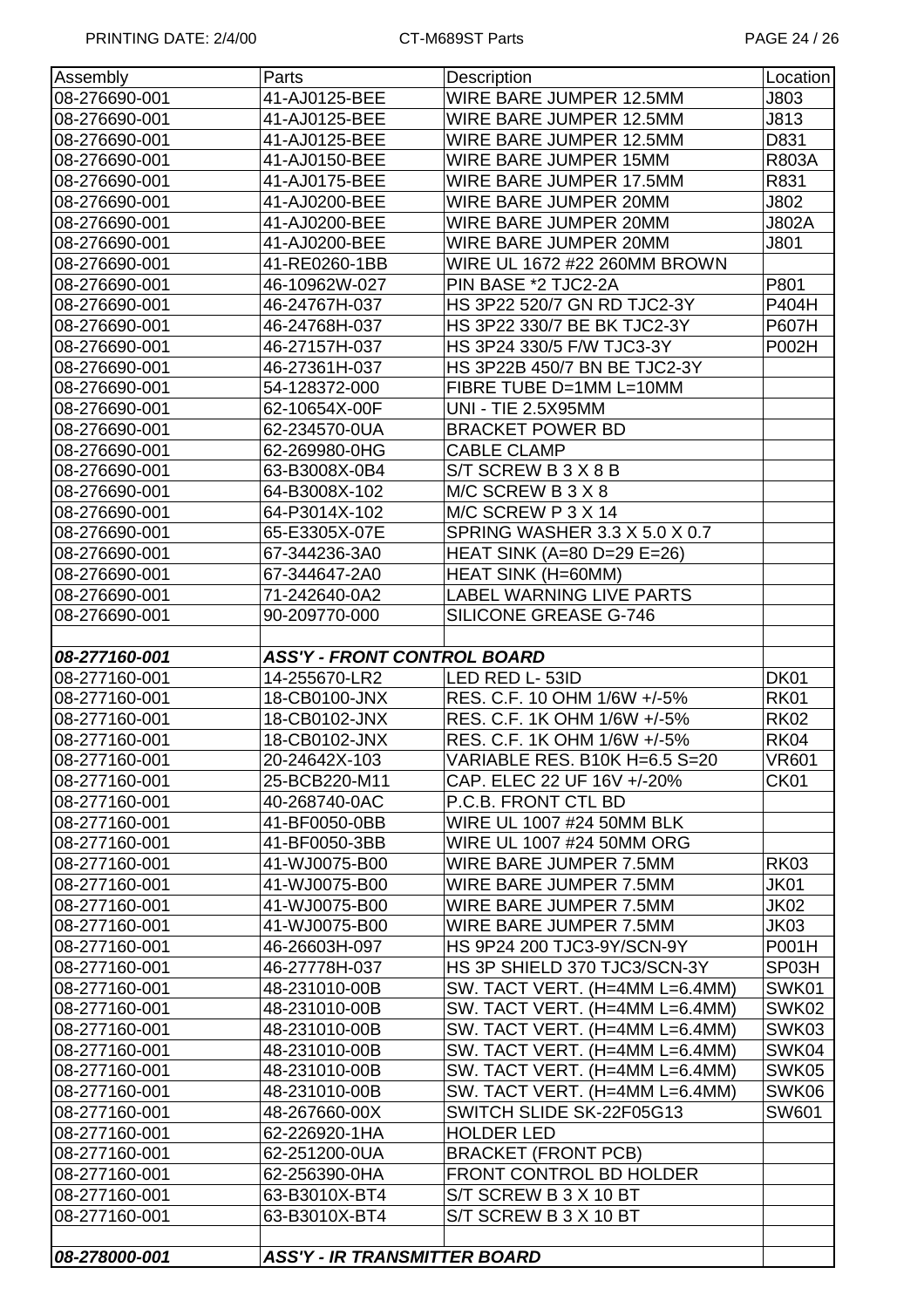| Assembly | Parts | Description | Location |
|---|---|---|---|
| 08-276690-001 | 41-AJ0125-BEE | WIRE BARE JUMPER 12.5MM | J803 |
| 08-276690-001 | 41-AJ0125-BEE | WIRE BARE JUMPER 12.5MM | J813 |
| 08-276690-001 | 41-AJ0125-BEE | WIRE BARE JUMPER 12.5MM | D831 |
| 08-276690-001 | 41-AJ0150-BEE | WIRE BARE JUMPER 15MM | R803A |
| 08-276690-001 | 41-AJ0175-BEE | WIRE BARE JUMPER 17.5MM | R831 |
| 08-276690-001 | 41-AJ0200-BEE | WIRE BARE JUMPER 20MM | J802 |
| 08-276690-001 | 41-AJ0200-BEE | WIRE BARE JUMPER 20MM | J802A |
| 08-276690-001 | 41-AJ0200-BEE | WIRE BARE JUMPER 20MM | J801 |
| 08-276690-001 | 41-RE0260-1BB | WIRE UL 1672 #22 260MM BROWN | |
| 08-276690-001 | 46-10962W-027 | PIN BASE *2 TJC2-2A | P801 |
| 08-276690-001 | 46-24767H-037 | HS 3P22 520/7 GN RD TJC2-3Y | P404H |
| 08-276690-001 | 46-24768H-037 | HS 3P22 330/7 BE BK TJC2-3Y | P607H |
| 08-276690-001 | 46-27157H-037 | HS 3P24 330/5 F/W TJC3-3Y | P002H |
| 08-276690-001 | 46-27361H-037 | HS 3P22B 450/7 BN BE TJC2-3Y | |
| 08-276690-001 | 54-128372-000 | FIBRE TUBE D=1MM L=10MM | |
| 08-276690-001 | 62-10654X-00F | UNI - TIE 2.5X95MM | |
| 08-276690-001 | 62-234570-0UA | BRACKET POWER BD | |
| 08-276690-001 | 62-269980-0HG | CABLE CLAMP | |
| 08-276690-001 | 63-B3008X-0B4 | S/T SCREW B 3 X 8 B | |
| 08-276690-001 | 64-B3008X-102 | M/C SCREW B 3 X 8 | |
| 08-276690-001 | 64-P3014X-102 | M/C SCREW P 3 X 14 | |
| 08-276690-001 | 65-E3305X-07E | SPRING WASHER 3.3 X 5.0 X 0.7 | |
| 08-276690-001 | 67-344236-3A0 | HEAT SINK (A=80 D=29 E=26) | |
| 08-276690-001 | 67-344647-2A0 | HEAT SINK (H=60MM) | |
| 08-276690-001 | 71-242640-0A2 | LABEL WARNING LIVE PARTS | |
| 08-276690-001 | 90-209770-000 | SILICONE GREASE G-746 | |
| | | | |
| ***08-277160-001*** | ***ASS'Y - FRONT CONTROL BOARD*** | | |
| 08-277160-001 | 14-255670-LR2 | LED RED L- 53ID | DK01 |
| 08-277160-001 | 18-CB0100-JNX | RES. C.F. 10 OHM 1/6W +/-5% | RK01 |
| 08-277160-001 | 18-CB0102-JNX | RES. C.F. 1K OHM 1/6W +/-5% | RK02 |
| 08-277160-001 | 18-CB0102-JNX | RES. C.F. 1K OHM 1/6W +/-5% | RK04 |
| 08-277160-001 | 20-24642X-103 | VARIABLE RES. B10K H=6.5 S=20 | VR601 |
| 08-277160-001 | 25-BCB220-M11 | CAP. ELEC 22 UF 16V +/-20% | CK01 |
| 08-277160-001 | 40-268740-0AC | P.C.B. FRONT CTL BD | |
| 08-277160-001 | 41-BF0050-0BB | WIRE UL 1007 #24 50MM BLK | |
| 08-277160-001 | 41-BF0050-3BB | WIRE UL 1007 #24 50MM ORG | |
| 08-277160-001 | 41-WJ0075-B00 | WIRE BARE JUMPER 7.5MM | RK03 |
| 08-277160-001 | 41-WJ0075-B00 | WIRE BARE JUMPER 7.5MM | JK01 |
| 08-277160-001 | 41-WJ0075-B00 | WIRE BARE JUMPER 7.5MM | JK02 |
| 08-277160-001 | 41-WJ0075-B00 | WIRE BARE JUMPER 7.5MM | JK03 |
| 08-277160-001 | 46-26603H-097 | HS 9P24 200 TJC3-9Y/SCN-9Y | P001H |
| 08-277160-001 | 46-27778H-037 | HS 3P SHIELD 370 TJC3/SCN-3Y | SP03H |
| 08-277160-001 | 48-231010-00B | SW. TACT VERT. (H=4MM L=6.4MM) | SWK01 |
| 08-277160-001 | 48-231010-00B | SW. TACT VERT. (H=4MM L=6.4MM) | SWK02 |
| 08-277160-001 | 48-231010-00B | SW. TACT VERT. (H=4MM L=6.4MM) | SWK03 |
| 08-277160-001 | 48-231010-00B | SW. TACT VERT. (H=4MM L=6.4MM) | SWK04 |
| 08-277160-001 | 48-231010-00B | SW. TACT VERT. (H=4MM L=6.4MM) | SWK05 |
| 08-277160-001 | 48-231010-00B | SW. TACT VERT. (H=4MM L=6.4MM) | SWK06 |
| 08-277160-001 | 48-267660-00X | SWITCH SLIDE SK-22F05G13 | SW601 |
| 08-277160-001 | 62-226920-1HA | HOLDER LED | |
| 08-277160-001 | 62-251200-0UA | BRACKET (FRONT PCB) | |
| 08-277160-001 | 62-256390-0HA | FRONT CONTROL BD HOLDER | |
| 08-277160-001 | 63-B3010X-BT4 | S/T SCREW B 3 X 10 BT | |
| 08-277160-001 | 63-B3010X-BT4 | S/T SCREW B 3 X 10 BT | |
| | | | |
| ***08-278000-001*** | ***ASS'Y - IR TRANSMITTER BOARD*** | | |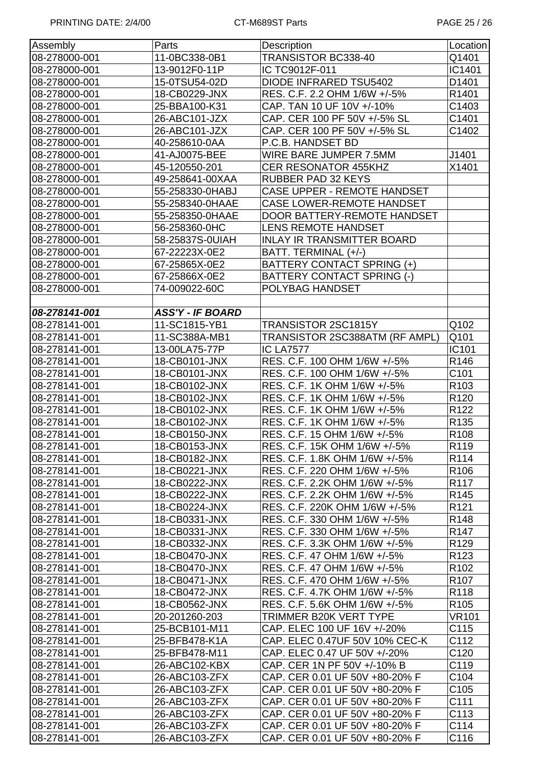| Assembly | Parts | Description | Location |
|---|---|---|---|
| 08-278000-001 | 11-0BC338-0B1 | TRANSISTOR BC338-40 | Q1401 |
| 08-278000-001 | 13-9012F0-11P | IC TC9012F-011 | IC1401 |
| 08-278000-001 | 15-0TSU54-02D | DIODE INFRARED TSU5402 | D1401 |
| 08-278000-001 | 18-CB0229-JNX | RES. C.F. 2.2 OHM 1/6W +/-5% | R1401 |
| 08-278000-001 | 25-BBA100-K31 | CAP. TAN 10 UF 10V +/-10% | C1403 |
| 08-278000-001 | 26-ABC101-JZX | CAP. CER 100 PF 50V +/-5% SL | C1401 |
| 08-278000-001 | 26-ABC101-JZX | CAP. CER 100 PF 50V +/-5% SL | C1402 |
| 08-278000-001 | 40-258610-0AA | P.C.B. HANDSET BD | |
| 08-278000-001 | 41-AJ0075-BEE | WIRE BARE JUMPER 7.5MM | J1401 |
| 08-278000-001 | 45-120550-201 | CER RESONATOR 455KHZ | X1401 |
| 08-278000-001 | 49-258641-00XAA | RUBBER PAD 32 KEYS | |
| 08-278000-001 | 55-258330-0HABJ | CASE UPPER - REMOTE HANDSET | |
| 08-278000-001 | 55-258340-0HAAE | CASE LOWER-REMOTE HANDSET | |
| 08-278000-001 | 55-258350-0HAAE | DOOR BATTERY-REMOTE HANDSET | |
| 08-278000-001 | 56-258360-0HC | LENS REMOTE HANDSET | |
| 08-278000-001 | 58-25837S-0UIAH | INLAY IR TRANSMITTER BOARD | |
| 08-278000-001 | 67-22223X-0E2 | BATT. TERMINAL (+/-) | |
| 08-278000-001 | 67-25865X-0E2 | BATTERY CONTACT SPRING (+) | |
| 08-278000-001 | 67-25866X-0E2 | BATTERY CONTACT SPRING (-) | |
| 08-278000-001 | 74-009022-60C | POLYBAG HANDSET | |
| | | | |
| ***08-278141-001*** | ***ASS'Y - IF BOARD*** | | |
| 08-278141-001 | 11-SC1815-YB1 | TRANSISTOR 2SC1815Y | Q102 |
| 08-278141-001 | 11-SC388A-MB1 | TRANSISTOR 2SC388ATM (RF AMPL) | Q101 |
| 08-278141-001 | 13-00LA75-77P | IC LA7577 | IC101 |
| 08-278141-001 | 18-CB0101-JNX | RES. C.F. 100 OHM 1/6W +/-5% | R146 |
| 08-278141-001 | 18-CB0101-JNX | RES. C.F. 100 OHM 1/6W +/-5% | C101 |
| 08-278141-001 | 18-CB0102-JNX | RES. C.F. 1K OHM 1/6W +/-5% | R103 |
| 08-278141-001 | 18-CB0102-JNX | RES. C.F. 1K OHM 1/6W +/-5% | R120 |
| 08-278141-001 | 18-CB0102-JNX | RES. C.F. 1K OHM 1/6W +/-5% | R122 |
| 08-278141-001 | 18-CB0102-JNX | RES. C.F. 1K OHM 1/6W +/-5% | R135 |
| 08-278141-001 | 18-CB0150-JNX | RES. C.F. 15 OHM 1/6W +/-5% | R108 |
| 08-278141-001 | 18-CB0153-JNX | RES. C.F. 15K OHM 1/6W +/-5% | R119 |
| 08-278141-001 | 18-CB0182-JNX | RES. C.F. 1.8K OHM 1/6W +/-5% | R114 |
| 08-278141-001 | 18-CB0221-JNX | RES. C.F. 220 OHM 1/6W +/-5% | R106 |
| 08-278141-001 | 18-CB0222-JNX | RES. C.F. 2.2K OHM 1/6W +/-5% | R117 |
| 08-278141-001 | 18-CB0222-JNX | RES. C.F. 2.2K OHM 1/6W +/-5% | R145 |
| 08-278141-001 | 18-CB0224-JNX | RES. C.F. 220K OHM 1/6W +/-5% | R121 |
| 08-278141-001 | 18-CB0331-JNX | RES. C.F. 330 OHM 1/6W +/-5% | R148 |
| 08-278141-001 | 18-CB0331-JNX | RES. C.F. 330 OHM 1/6W +/-5% | R147 |
| 08-278141-001 | 18-CB0332-JNX | RES. C.F. 3.3K OHM 1/6W +/-5% | R129 |
| 08-278141-001 | 18-CB0470-JNX | RES. C.F. 47 OHM 1/6W +/-5% | R123 |
| 08-278141-001 | 18-CB0470-JNX | RES. C.F. 47 OHM 1/6W +/-5% | R102 |
| 08-278141-001 | 18-CB0471-JNX | RES. C.F. 470 OHM 1/6W +/-5% | R107 |
| 08-278141-001 | 18-CB0472-JNX | RES. C.F. 4.7K OHM 1/6W +/-5% | R118 |
| 08-278141-001 | 18-CB0562-JNX | RES. C.F. 5.6K OHM 1/6W +/-5% | R105 |
| 08-278141-001 | 20-201260-203 | TRIMMER B20K VERT TYPE | VR101 |
| 08-278141-001 | 25-BCB101-M11 | CAP. ELEC 100 UF 16V +/-20% | C115 |
| 08-278141-001 | 25-BFB478-K1A | CAP. ELEC 0.47UF 50V 10% CEC-K | C112 |
| 08-278141-001 | 25-BFB478-M11 | CAP. ELEC 0.47 UF 50V +/-20% | C120 |
| 08-278141-001 | 26-ABC102-KBX | CAP. CER 1N PF 50V +/-10% B | C119 |
| 08-278141-001 | 26-ABC103-ZFX | CAP. CER 0.01 UF 50V +80-20% F | C104 |
| 08-278141-001 | 26-ABC103-ZFX | CAP. CER 0.01 UF 50V +80-20% F | C105 |
| 08-278141-001 | 26-ABC103-ZFX | CAP. CER 0.01 UF 50V +80-20% F | C111 |
| 08-278141-001 | 26-ABC103-ZFX | CAP. CER 0.01 UF 50V +80-20% F | C113 |
| 08-278141-001 | 26-ABC103-ZFX | CAP. CER 0.01 UF 50V +80-20% F | C114 |
| 08-278141-001 | 26-ABC103-ZFX | CAP. CER 0.01 UF 50V +80-20% F | C116 |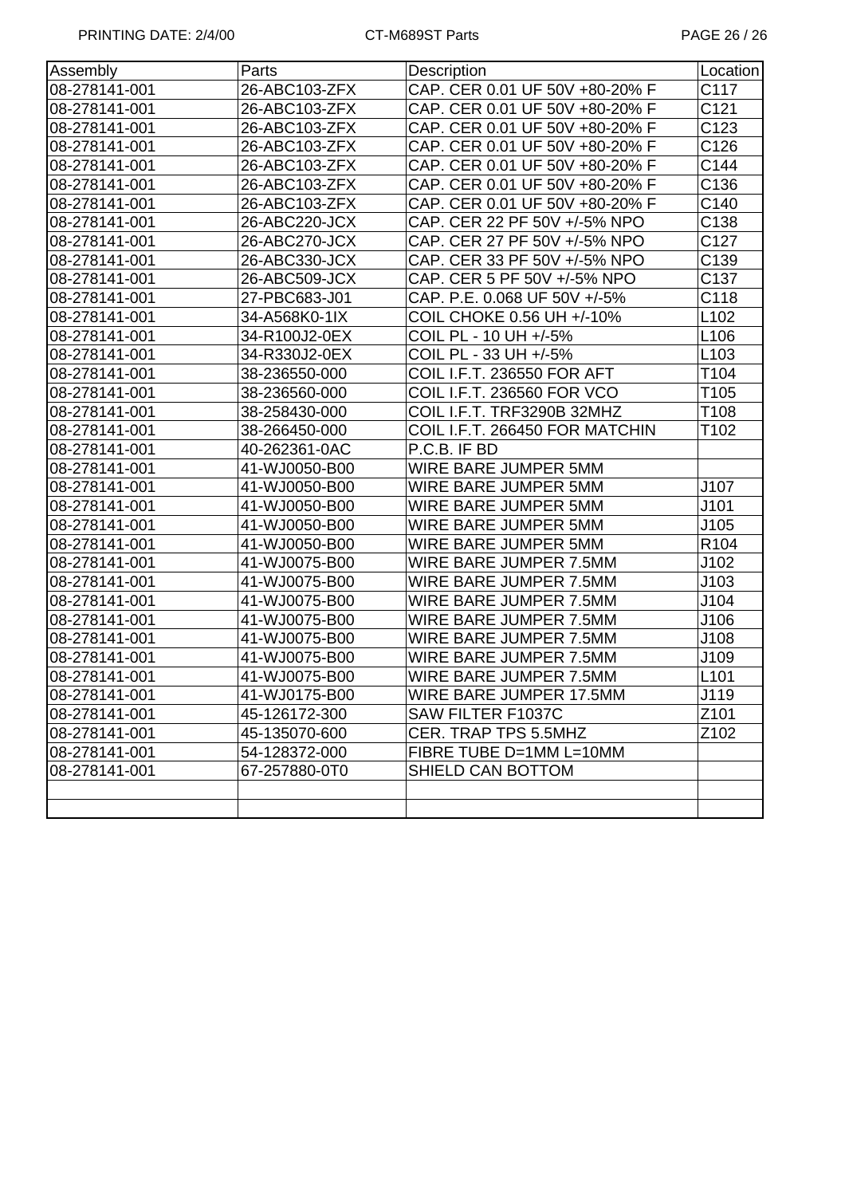| Assembly | Parts | Description | Location |
|---|---|---|---|
| 08-278141-001 | 26-ABC103-ZFX | CAP. CER 0.01 UF 50V +80-20% F | C117 |
| 08-278141-001 | 26-ABC103-ZFX | CAP. CER 0.01 UF 50V +80-20% F | C121 |
| 08-278141-001 | 26-ABC103-ZFX | CAP. CER 0.01 UF 50V +80-20% F | C123 |
| 08-278141-001 | 26-ABC103-ZFX | CAP. CER 0.01 UF 50V +80-20% F | C126 |
| 08-278141-001 | 26-ABC103-ZFX | CAP. CER 0.01 UF 50V +80-20% F | C144 |
| 08-278141-001 | 26-ABC103-ZFX | CAP. CER 0.01 UF 50V +80-20% F | C136 |
| 08-278141-001 | 26-ABC103-ZFX | CAP. CER 0.01 UF 50V +80-20% F | C140 |
| 08-278141-001 | 26-ABC220-JCX | CAP. CER 22 PF 50V +/-5% NPO | C138 |
| 08-278141-001 | 26-ABC270-JCX | CAP. CER 27 PF 50V +/-5% NPO | C127 |
| 08-278141-001 | 26-ABC330-JCX | CAP. CER 33 PF 50V +/-5% NPO | C139 |
| 08-278141-001 | 26-ABC509-JCX | CAP. CER 5 PF 50V +/-5% NPO | C137 |
| 08-278141-001 | 27-PBC683-J01 | CAP. P.E. 0.068 UF 50V +/-5% | C118 |
| 08-278141-001 | 34-A568K0-1IX | COIL CHOKE 0.56 UH +/-10% | L102 |
| 08-278141-001 | 34-R100J2-0EX | COIL PL - 10 UH +/-5% | L106 |
| 08-278141-001 | 34-R330J2-0EX | COIL PL - 33 UH +/-5% | L103 |
| 08-278141-001 | 38-236550-000 | COIL I.F.T. 236550 FOR AFT | T104 |
| 08-278141-001 | 38-236560-000 | COIL I.F.T. 236560 FOR VCO | T105 |
| 08-278141-001 | 38-258430-000 | COIL I.F.T. TRF3290B 32MHZ | T108 |
| 08-278141-001 | 38-266450-000 | COIL I.F.T. 266450 FOR MATCHIN | T102 |
| 08-278141-001 | 40-262361-0AC | P.C.B. IF BD | |
| 08-278141-001 | 41-WJ0050-B00 | WIRE BARE JUMPER 5MM | |
| 08-278141-001 | 41-WJ0050-B00 | WIRE BARE JUMPER 5MM | J107 |
| 08-278141-001 | 41-WJ0050-B00 | WIRE BARE JUMPER 5MM | J101 |
| 08-278141-001 | 41-WJ0050-B00 | WIRE BARE JUMPER 5MM | J105 |
| 08-278141-001 | 41-WJ0050-B00 | WIRE BARE JUMPER 5MM | R104 |
| 08-278141-001 | 41-WJ0075-B00 | WIRE BARE JUMPER 7.5MM | J102 |
| 08-278141-001 | 41-WJ0075-B00 | WIRE BARE JUMPER 7.5MM | J103 |
| 08-278141-001 | 41-WJ0075-B00 | WIRE BARE JUMPER 7.5MM | J104 |
| 08-278141-001 | 41-WJ0075-B00 | WIRE BARE JUMPER 7.5MM | J106 |
| 08-278141-001 | 41-WJ0075-B00 | WIRE BARE JUMPER 7.5MM | J108 |
| 08-278141-001 | 41-WJ0075-B00 | WIRE BARE JUMPER 7.5MM | J109 |
| 08-278141-001 | 41-WJ0075-B00 | WIRE BARE JUMPER 7.5MM | L101 |
| 08-278141-001 | 41-WJ0175-B00 | WIRE BARE JUMPER 17.5MM | J119 |
| 08-278141-001 | 45-126172-300 | SAW FILTER F1037C | Z101 |
| 08-278141-001 | 45-135070-600 | CER. TRAP TPS 5.5MHZ | Z102 |
| 08-278141-001 | 54-128372-000 | FIBRE TUBE D=1MM L=10MM | |
| 08-278141-001 | 67-257880-0T0 | SHIELD CAN BOTTOM | |
| | | | |
| | | | |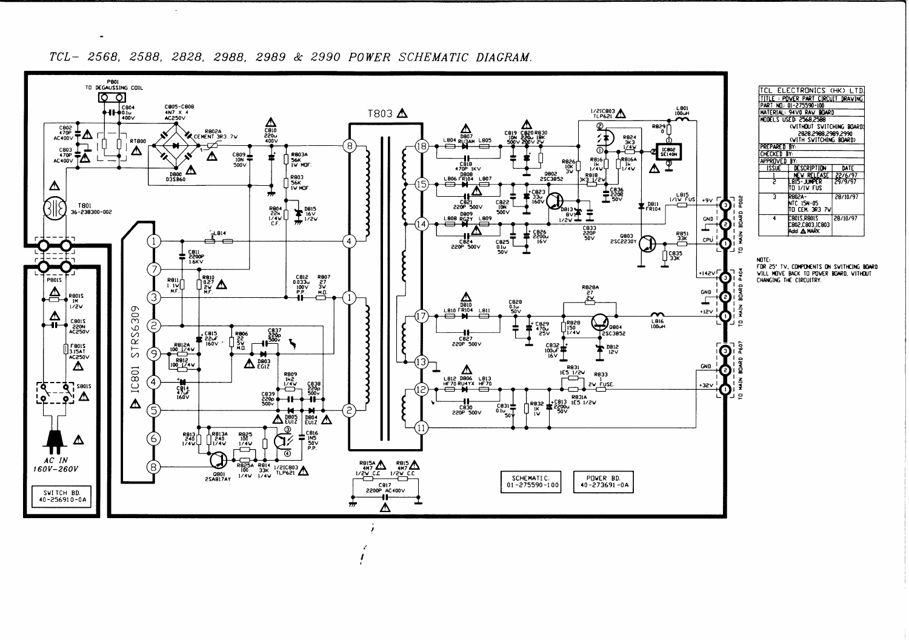# TCL- 2568, 2588, 2828, 2988, 2989 & 2990 POWER SCHEMATIC DIAGRAM.

| TCL ELECTRONICS (HK) LTD. | | |
|---|---|---|
| TITLE : POWER PART CIRCUIT DRAWING | | |
| PART NO: 01-275590-100 | | |
| MATERIAL: 94V0 RAW BOARD | | |
| MODELS USED: 2568,2588 (WITHOUT SWITCHING BOARD) 2828,2988,2989,2990 (WITH SWITCHING BOARD) | | |
| PREPARED BY: | | |
| CHECKED BY: | | |
| APPROVED BY: | | |
| ISSUE | DESCRIPTION | DATE |
| 1 | NEW RELEASE | 22/6/97 |
| 2 | L815-JUMPER TO 1/1W FUS | 29/9/97 |
| 3 | R802A-NTC 15N-05 TO CEM. 3R3 7W | 28/10/97 |
| 4 | C801S,R801S C802,C803,IC803 Add ⚠ MARK | 28/10/97 |

NOTE:
FOR 25' TV, COMPONENTS ON SWITCHING BOARD WILL MOVE BACK TO POWER BOARD, WITHOUT CHANGING THE CIRCUITRY.

SCHEMATIC. 01-275590-100

POWER BD. 40-273691-0A

SWITCH BD. 40-256910-0A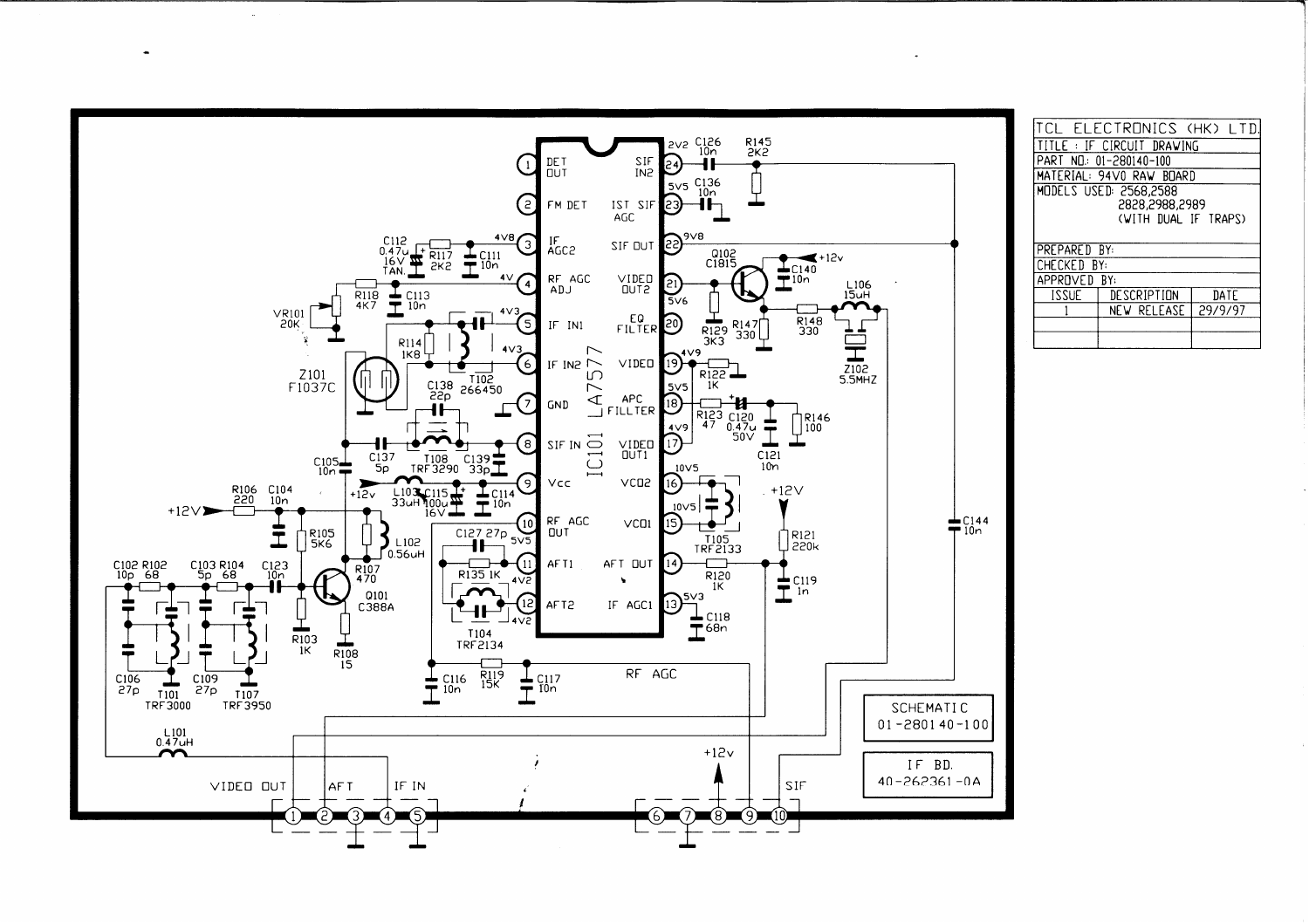| TCL ELECTRONICS (HK) LTD. | | |
|---|---|---|
| TITLE : IF CIRCUIT DRAWING | | |
| PART NO.: 01-280140-100 | | |
| MATERIAL: 94V0 RAW BOARD | | |
| MODELS USED: 2568,2588 2828,2988,2989 (WITH DUAL IF TRAPS) | | |
| PREPARED BY: | | |
| CHECKED BY: | | |
| APPROVED BY: | | |
| ISSUE | DESCRIPTION | DATE |
| 1 | NEW RELEASE | 29/9/97 |

SCHEMATIC 01-280140-100

IF BD. 40-262361-0A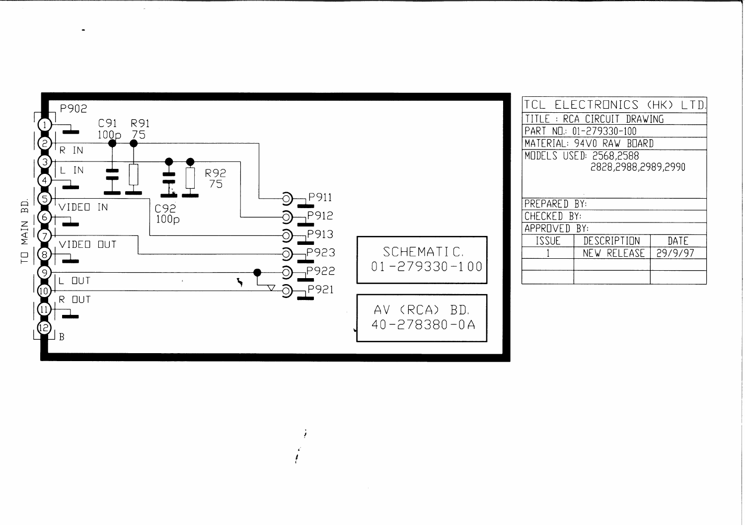P902

TO MAIN BD.

1
2 R IN
3 L IN
4
5 VIDEO IN
6
7
8 VIDEO OUT
9 L OUT
10
11 R OUT
12 B

C91 100p R91 75

C92 100p R92 75

P911
P912
P913
P923
P922
P921

SCHEMATIC.
01-279330-100

AV (RCA) BD.
40-278380-0A

| TCL ELECTRONICS (HK) LTD. | | |
|---|---|---|
| TITLE : RCA CIRCUIT DRAWING | | |
| PART NO.: 01-279330-100 | | |
| MATERIAL: 94V0 RAW BOARD | | |
| MODELS USED: 2568,2588 2828,2988,2989,2990 | | |
| PREPARED BY: | | |
| CHECKED BY: | | |
| APPROVED BY: | | |
| ISSUE | DESCRIPTION | DATE |
| 1 | NEW RELEASE | 29/9/97 |
| | | |
| | | |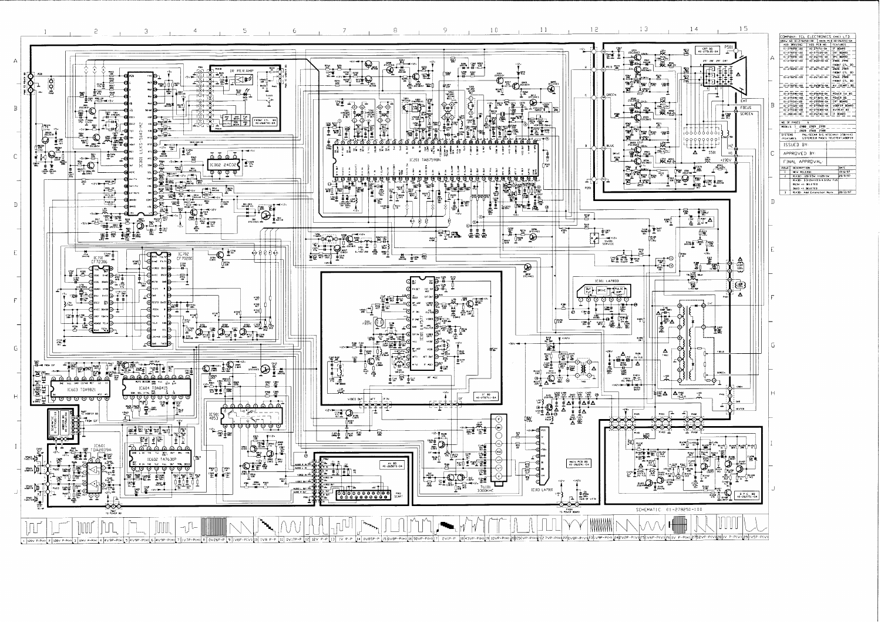| | |
|---|---|
| COMPANY: TCL ELECTRONICS (HK) LTD | |
| DRAW. NO 01-278250-100 | MAIN PCB 40-262201-6A |
| ADD DRAWING | ADD PCB NO. / FEATURES |
| 01-278250-100 | 40-275711-0A IF BOARD |
| 01-278251-100 | 40-275720-0A CRT BOARD |
| 01-278252-100 | 40-267751-0A DPC BOARD |
| 01-278253-100 | 40-268741-0A 2988 2990 FRONT CTL BD |
| 01-278254-100 | 40-267741-0A 2828 2989 FRONT CTL BD |
| 01-278255-100 | 40-267761-0A 2588 2588 FRONT CTL BD |
| 01-278256-100 | 40-265873-0A AV (SCART) BD |
| 01-275580-100 | 40-256902-0A POWER SW BD |
| 01-275581-100 | 40-273690-0A POWER BD |
| 01-275330-100 | 40-255990-0A EHT BOARD |
| 01-278331-100 | 40-275580-0A WOOFER BOARD |
| 01-278330-100 | 40-278380-0A AV/REAR BD |
| 01-268140-100 | 40-262761-0A IT BOARD |

NO. OF PAGES

MODELS: 2988 2989 2990 / 2828 2588 2588

SYSTEMS / FEATURES: PAL/SECAM B/G NTSC(AV) 25W+x3 / STEREO(4 PAGES) TELETEXT WOOFER

ISSUED BY:

APPROVED BY:

FINAL APPROVAL:

| ISSUE | DESCRIPTION | DATE |
|---|---|---|
| 1 | NEW RELEASE | 19/8/97 |
| 2 | R1430: 180/25W →180/1W; R1431: 33/2W→33/3W+3.3/2W FUSE; R634 → DELETED; D663 → DELETED | 29/9/97 |
| 3 | R1430: Add Expansion Name | 20/10/97 |

IC301 LLKS-5143-M2

IR PER.AMP

FRONT CTL BD 40-268741-0A

IC302 24C02

IC201 TA8759BN

CRT BD 40-275720-0A

P501

EHT

FOCUS

SCREEN

H2

H1

+190V

IC701 CF72306

IC702 CF70200

IC101 LA7577

IF BD 40-275711-0A

IC301 LA7833

VERT COIL

IC603 TDA9821

IC604 TDA8415

IC902 4053

IC601 TDA2029A

IC602 TA7630P

AV BD 40-265873-0A

SCART

TU101 3300KHC

IC103 LA7910

MAIN PCB BD 40-262201-6A

D.P.C. BD 40-267751-0A

TO POWER BD

SCHEMATIC 01-278250-100

1 120V P-P(H) 2 120V P-P(H) 3 16V P-P(H) 4 4V9P-P(H) 5 4V9P-P(H) 6 4V9P-P(H) 7 1V7P-P(H) 8 0V26P-P 9 1V6P-P(V) 10 1V8 P-P 11 0V17P-P 12 12V P-P 13 1V P-P 14 0V85P-P 15 0V8P-P(H) 16 90VP-P(H) 17 2V1P-P 18 43VP-P(H) 19 10VP-P(H) 20 250VP-P(H) 21 27VP-P(H) 22 6VP-P(V) 23 1V9P-P(H) 24 2V2P-P(V) 25 1V6P-P(V) 26 1V P-P(H) 27 52VP-P(V) 28 1V P-P(V) 29 1V5P-P(V)